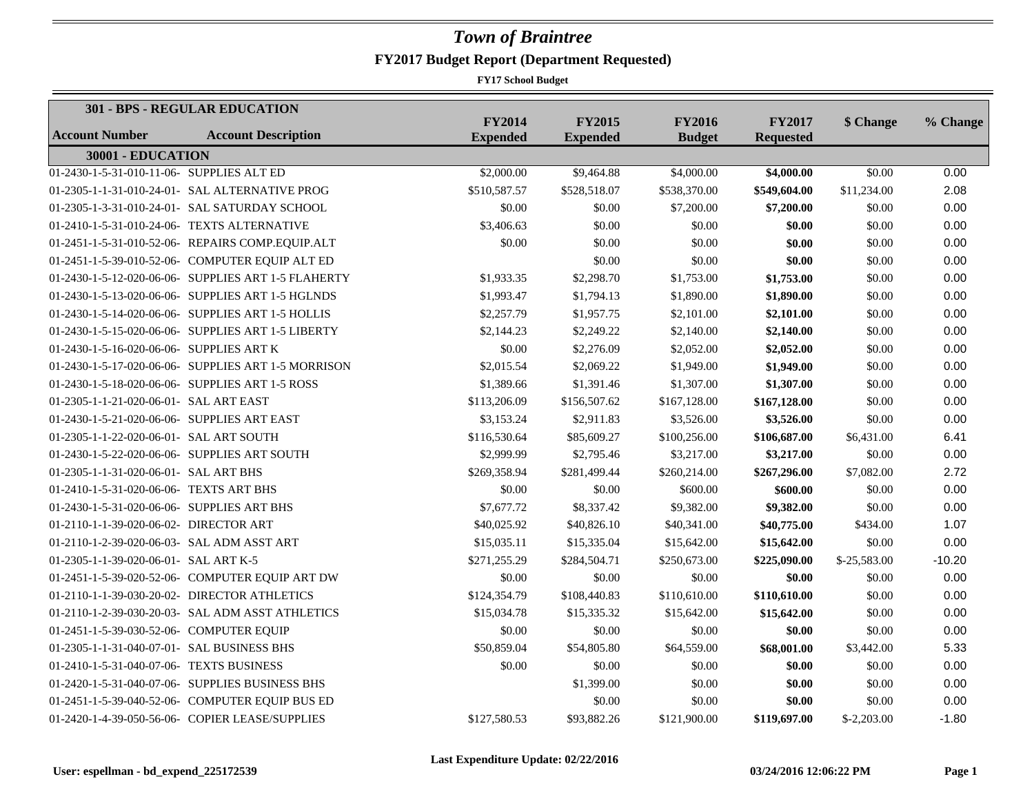# Town of Braintree

## FY2017 Budget Report (Department Requested)

**FY17 School Budget**

**301 - BPS - REGULAR EDUCATION**

| Account Number | Account Description | FY2014 Expended | FY2015 Expended | FY2016 Budget | FY2017 Requested | $ Change | % Change |
|---|---|---|---|---|---|---|---|
| **30001 - EDUCATION** | | | | | | | |
| 01-2430-1-5-31-010-11-06- | SUPPLIES ALT ED | $2,000.00 | $9,464.88 | $4,000.00 | **$4,000.00** | $0.00 | 0.00 |
| 01-2305-1-1-31-010-24-01- | SAL ALTERNATIVE PROG | $510,587.57 | $528,518.07 | $538,370.00 | **$549,604.00** | $11,234.00 | 2.08 |
| 01-2305-1-3-31-010-24-01- | SAL SATURDAY SCHOOL | $0.00 | $0.00 | $7,200.00 | **$7,200.00** | $0.00 | 0.00 |
| 01-2410-1-5-31-010-24-06- | TEXTS ALTERNATIVE | $3,406.63 | $0.00 | $0.00 | **$0.00** | $0.00 | 0.00 |
| 01-2451-1-5-31-010-52-06- | REPAIRS COMP.EQUIP.ALT | $0.00 | $0.00 | $0.00 | **$0.00** | $0.00 | 0.00 |
| 01-2451-1-5-39-010-52-06- | COMPUTER EQUIP ALT ED | | $0.00 | $0.00 | **$0.00** | $0.00 | 0.00 |
| 01-2430-1-5-12-020-06-06- | SUPPLIES ART 1-5 FLAHERTY | $1,933.35 | $2,298.70 | $1,753.00 | **$1,753.00** | $0.00 | 0.00 |
| 01-2430-1-5-13-020-06-06- | SUPPLIES ART 1-5 HGLNDS | $1,993.47 | $1,794.13 | $1,890.00 | **$1,890.00** | $0.00 | 0.00 |
| 01-2430-1-5-14-020-06-06- | SUPPLIES ART 1-5 HOLLIS | $2,257.79 | $1,957.75 | $2,101.00 | **$2,101.00** | $0.00 | 0.00 |
| 01-2430-1-5-15-020-06-06- | SUPPLIES ART 1-5 LIBERTY | $2,144.23 | $2,249.22 | $2,140.00 | **$2,140.00** | $0.00 | 0.00 |
| 01-2430-1-5-16-020-06-06- | SUPPLIES ART K | $0.00 | $2,276.09 | $2,052.00 | **$2,052.00** | $0.00 | 0.00 |
| 01-2430-1-5-17-020-06-06- | SUPPLIES ART 1-5 MORRISON | $2,015.54 | $2,069.22 | $1,949.00 | **$1,949.00** | $0.00 | 0.00 |
| 01-2430-1-5-18-020-06-06- | SUPPLIES ART 1-5 ROSS | $1,389.66 | $1,391.46 | $1,307.00 | **$1,307.00** | $0.00 | 0.00 |
| 01-2305-1-1-21-020-06-01- | SAL ART EAST | $113,206.09 | $156,507.62 | $167,128.00 | **$167,128.00** | $0.00 | 0.00 |
| 01-2430-1-5-21-020-06-06- | SUPPLIES ART EAST | $3,153.24 | $2,911.83 | $3,526.00 | **$3,526.00** | $0.00 | 0.00 |
| 01-2305-1-1-22-020-06-01- | SAL ART SOUTH | $116,530.64 | $85,609.27 | $100,256.00 | **$106,687.00** | $6,431.00 | 6.41 |
| 01-2430-1-5-22-020-06-06- | SUPPLIES ART SOUTH | $2,999.99 | $2,795.46 | $3,217.00 | **$3,217.00** | $0.00 | 0.00 |
| 01-2305-1-1-31-020-06-01- | SAL ART BHS | $269,358.94 | $281,499.44 | $260,214.00 | **$267,296.00** | $7,082.00 | 2.72 |
| 01-2410-1-5-31-020-06-06- | TEXTS ART BHS | $0.00 | $0.00 | $600.00 | **$600.00** | $0.00 | 0.00 |
| 01-2430-1-5-31-020-06-06- | SUPPLIES ART BHS | $7,677.72 | $8,337.42 | $9,382.00 | **$9,382.00** | $0.00 | 0.00 |
| 01-2110-1-1-39-020-06-02- | DIRECTOR ART | $40,025.92 | $40,826.10 | $40,341.00 | **$40,775.00** | $434.00 | 1.07 |
| 01-2110-1-2-39-020-06-03- | SAL ADM ASST ART | $15,035.11 | $15,335.04 | $15,642.00 | **$15,642.00** | $0.00 | 0.00 |
| 01-2305-1-1-39-020-06-01- | SAL ART K-5 | $271,255.29 | $284,504.71 | $250,673.00 | **$225,090.00** | $-25,583.00 | -10.20 |
| 01-2451-1-5-39-020-52-06- | COMPUTER EQUIP ART DW | $0.00 | $0.00 | $0.00 | **$0.00** | $0.00 | 0.00 |
| 01-2110-1-1-39-030-20-02- | DIRECTOR ATHLETICS | $124,354.79 | $108,440.83 | $110,610.00 | **$110,610.00** | $0.00 | 0.00 |
| 01-2110-1-2-39-030-20-03- | SAL ADM ASST ATHLETICS | $15,034.78 | $15,335.32 | $15,642.00 | **$15,642.00** | $0.00 | 0.00 |
| 01-2451-1-5-39-030-52-06- | COMPUTER EQUIP | $0.00 | $0.00 | $0.00 | **$0.00** | $0.00 | 0.00 |
| 01-2305-1-1-31-040-07-01- | SAL BUSINESS BHS | $50,859.04 | $54,805.80 | $64,559.00 | **$68,001.00** | $3,442.00 | 5.33 |
| 01-2410-1-5-31-040-07-06- | TEXTS BUSINESS | $0.00 | $0.00 | $0.00 | **$0.00** | $0.00 | 0.00 |
| 01-2420-1-5-31-040-07-06- | SUPPLIES BUSINESS BHS | | $1,399.00 | $0.00 | **$0.00** | $0.00 | 0.00 |
| 01-2451-1-5-39-040-52-06- | COMPUTER EQUIP BUS ED | | $0.00 | $0.00 | **$0.00** | $0.00 | 0.00 |
| 01-2420-1-4-39-050-56-06- | COPIER LEASE/SUPPLIES | $127,580.53 | $93,882.26 | $121,900.00 | **$119,697.00** | $-2,203.00 | -1.80 |

**Last Expenditure Update: 02/22/2016**

**User: espellman - bd_expend_225172539** **03/24/2016 12:06:22 PM**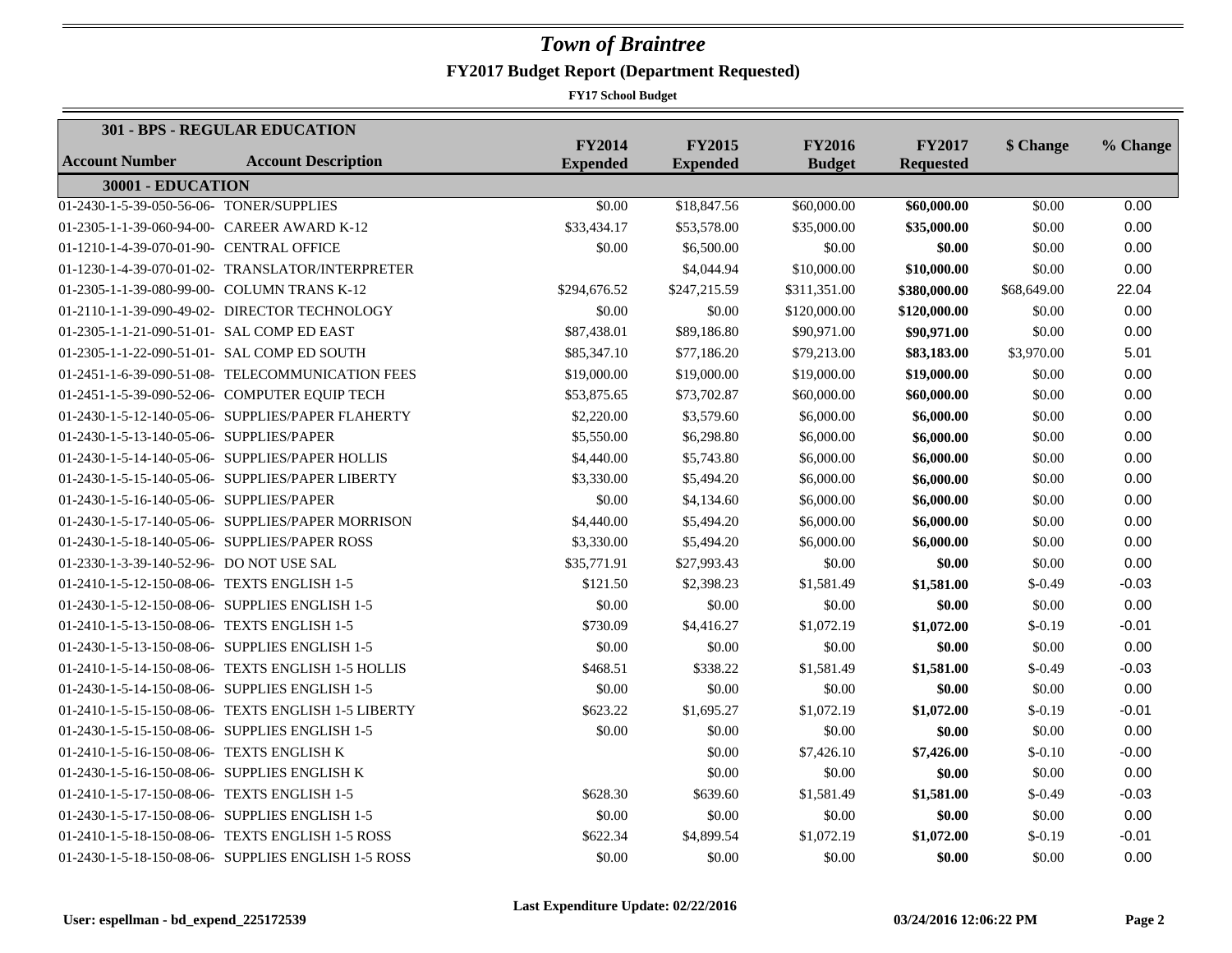# *Town of Braintree*

## FY2017 Budget Report (Department Requested)

**FY17 School Budget**

| **301 - BPS - REGULAR EDUCATION** | | | | | | | |
|---|---|---|---|---|---|---|---|
| **Account Number** | **Account Description** | **FY2014 Expended** | **FY2015 Expended** | **FY2016 Budget** | **FY2017 Requested** | **$ Change** | **% Change** |
| **30001 - EDUCATION** | | | | | | | |
| 01-2430-1-5-39-050-56-06- | TONER/SUPPLIES | $0.00 | $18,847.56 | $60,000.00 | **$60,000.00** | $0.00 | 0.00 |
| 01-2305-1-1-39-060-94-00- | CAREER AWARD K-12 | $33,434.17 | $53,578.00 | $35,000.00 | **$35,000.00** | $0.00 | 0.00 |
| 01-1210-1-4-39-070-01-90- | CENTRAL OFFICE | $0.00 | $6,500.00 | $0.00 | **$0.00** | $0.00 | 0.00 |
| 01-1230-1-4-39-070-01-02- | TRANSLATOR/INTERPRETER | | $4,044.94 | $10,000.00 | **$10,000.00** | $0.00 | 0.00 |
| 01-2305-1-1-39-080-99-00- | COLUMN TRANS K-12 | $294,676.52 | $247,215.59 | $311,351.00 | **$380,000.00** | $68,649.00 | 22.04 |
| 01-2110-1-1-39-090-49-02- | DIRECTOR TECHNOLOGY | $0.00 | $0.00 | $120,000.00 | **$120,000.00** | $0.00 | 0.00 |
| 01-2305-1-1-21-090-51-01- | SAL COMP ED EAST | $87,438.01 | $89,186.80 | $90,971.00 | **$90,971.00** | $0.00 | 0.00 |
| 01-2305-1-1-22-090-51-01- | SAL COMP ED SOUTH | $85,347.10 | $77,186.20 | $79,213.00 | **$83,183.00** | $3,970.00 | 5.01 |
| 01-2451-1-6-39-090-51-08- | TELECOMMUNICATION FEES | $19,000.00 | $19,000.00 | $19,000.00 | **$19,000.00** | $0.00 | 0.00 |
| 01-2451-1-5-39-090-52-06- | COMPUTER EQUIP TECH | $53,875.65 | $73,702.87 | $60,000.00 | **$60,000.00** | $0.00 | 0.00 |
| 01-2430-1-5-12-140-05-06- | SUPPLIES/PAPER FLAHERTY | $2,220.00 | $3,579.60 | $6,000.00 | **$6,000.00** | $0.00 | 0.00 |
| 01-2430-1-5-13-140-05-06- | SUPPLIES/PAPER | $5,550.00 | $6,298.80 | $6,000.00 | **$6,000.00** | $0.00 | 0.00 |
| 01-2430-1-5-14-140-05-06- | SUPPLIES/PAPER HOLLIS | $4,440.00 | $5,743.80 | $6,000.00 | **$6,000.00** | $0.00 | 0.00 |
| 01-2430-1-5-15-140-05-06- | SUPPLIES/PAPER LIBERTY | $3,330.00 | $5,494.20 | $6,000.00 | **$6,000.00** | $0.00 | 0.00 |
| 01-2430-1-5-16-140-05-06- | SUPPLIES/PAPER | $0.00 | $4,134.60 | $6,000.00 | **$6,000.00** | $0.00 | 0.00 |
| 01-2430-1-5-17-140-05-06- | SUPPLIES/PAPER MORRISON | $4,440.00 | $5,494.20 | $6,000.00 | **$6,000.00** | $0.00 | 0.00 |
| 01-2430-1-5-18-140-05-06- | SUPPLIES/PAPER ROSS | $3,330.00 | $5,494.20 | $6,000.00 | **$6,000.00** | $0.00 | 0.00 |
| 01-2330-1-3-39-140-52-96- | DO NOT USE SAL | $35,771.91 | $27,993.43 | $0.00 | **$0.00** | $0.00 | 0.00 |
| 01-2410-1-5-12-150-08-06- | TEXTS ENGLISH 1-5 | $121.50 | $2,398.23 | $1,581.49 | **$1,581.00** | $-0.49 | -0.03 |
| 01-2430-1-5-12-150-08-06- | SUPPLIES ENGLISH 1-5 | $0.00 | $0.00 | $0.00 | **$0.00** | $0.00 | 0.00 |
| 01-2410-1-5-13-150-08-06- | TEXTS ENGLISH 1-5 | $730.09 | $4,416.27 | $1,072.19 | **$1,072.00** | $-0.19 | -0.01 |
| 01-2430-1-5-13-150-08-06- | SUPPLIES ENGLISH 1-5 | $0.00 | $0.00 | $0.00 | **$0.00** | $0.00 | 0.00 |
| 01-2410-1-5-14-150-08-06- | TEXTS ENGLISH 1-5 HOLLIS | $468.51 | $338.22 | $1,581.49 | **$1,581.00** | $-0.49 | -0.03 |
| 01-2430-1-5-14-150-08-06- | SUPPLIES ENGLISH 1-5 | $0.00 | $0.00 | $0.00 | **$0.00** | $0.00 | 0.00 |
| 01-2410-1-5-15-150-08-06- | TEXTS ENGLISH 1-5 LIBERTY | $623.22 | $1,695.27 | $1,072.19 | **$1,072.00** | $-0.19 | -0.01 |
| 01-2430-1-5-15-150-08-06- | SUPPLIES ENGLISH 1-5 | $0.00 | $0.00 | $0.00 | **$0.00** | $0.00 | 0.00 |
| 01-2410-1-5-16-150-08-06- | TEXTS ENGLISH K | | $0.00 | $7,426.10 | **$7,426.00** | $-0.10 | -0.00 |
| 01-2430-1-5-16-150-08-06- | SUPPLIES ENGLISH K | | $0.00 | $0.00 | **$0.00** | $0.00 | 0.00 |
| 01-2410-1-5-17-150-08-06- | TEXTS ENGLISH 1-5 | $628.30 | $639.60 | $1,581.49 | **$1,581.00** | $-0.49 | -0.03 |
| 01-2430-1-5-17-150-08-06- | SUPPLIES ENGLISH 1-5 | $0.00 | $0.00 | $0.00 | **$0.00** | $0.00 | 0.00 |
| 01-2410-1-5-18-150-08-06- | TEXTS ENGLISH 1-5 ROSS | $622.34 | $4,899.54 | $1,072.19 | **$1,072.00** | $-0.19 | -0.01 |
| 01-2430-1-5-18-150-08-06- | SUPPLIES ENGLISH 1-5 ROSS | $0.00 | $0.00 | $0.00 | **$0.00** | $0.00 | 0.00 |

**Last Expenditure Update: 02/22/2016**

**User: espellman - bd_expend_225172539** **03/24/2016 12:06:22 PM**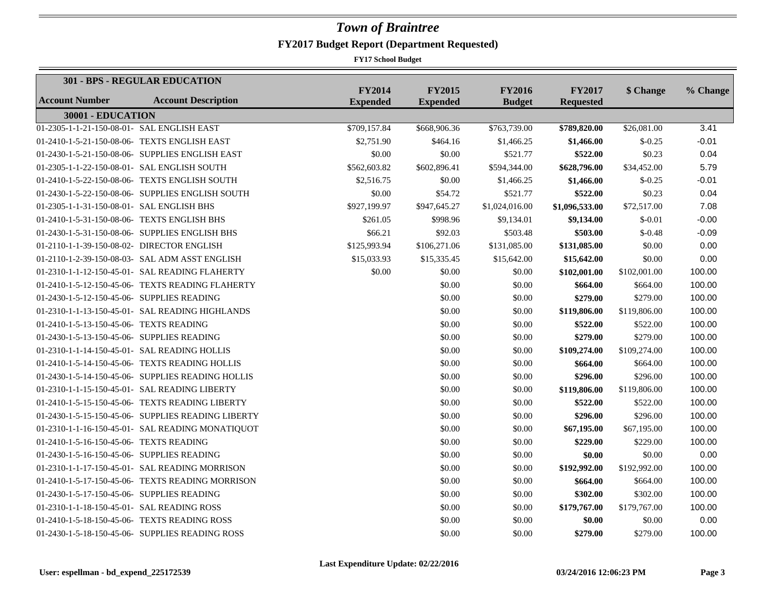# Town of Braintree

## FY2017 Budget Report (Department Requested)

**FY17 School Budget**

| **301 - BPS - REGULAR EDUCATION** | | | | | | | |
|---|---|---|---|---|---|---|---|
| **Account Number** | **Account Description** | **FY2014 Expended** | **FY2015 Expended** | **FY2016 Budget** | **FY2017 Requested** | **$ Change** | **% Change** |
| **30001 - EDUCATION** | | | | | | | |
| 01-2305-1-1-21-150-08-01- | SAL ENGLISH EAST | $709,157.84 | $668,906.36 | $763,739.00 | **$789,820.00** | $26,081.00 | 3.41 |
| 01-2410-1-5-21-150-08-06- | TEXTS ENGLISH EAST | $2,751.90 | $464.16 | $1,466.25 | **$1,466.00** | $-0.25 | -0.01 |
| 01-2430-1-5-21-150-08-06- | SUPPLIES ENGLISH EAST | $0.00 | $0.00 | $521.77 | **$522.00** | $0.23 | 0.04 |
| 01-2305-1-1-22-150-08-01- | SAL ENGLISH SOUTH | $562,603.82 | $602,896.41 | $594,344.00 | **$628,796.00** | $34,452.00 | 5.79 |
| 01-2410-1-5-22-150-08-06- | TEXTS ENGLISH SOUTH | $2,516.75 | $0.00 | $1,466.25 | **$1,466.00** | $-0.25 | -0.01 |
| 01-2430-1-5-22-150-08-06- | SUPPLIES ENGLISH SOUTH | $0.00 | $54.72 | $521.77 | **$522.00** | $0.23 | 0.04 |
| 01-2305-1-1-31-150-08-01- | SAL ENGLISH BHS | $927,199.97 | $947,645.27 | $1,024,016.00 | **$1,096,533.00** | $72,517.00 | 7.08 |
| 01-2410-1-5-31-150-08-06- | TEXTS ENGLISH BHS | $261.05 | $998.96 | $9,134.01 | **$9,134.00** | $-0.01 | -0.00 |
| 01-2430-1-5-31-150-08-06- | SUPPLIES ENGLISH BHS | $66.21 | $92.03 | $503.48 | **$503.00** | $-0.48 | -0.09 |
| 01-2110-1-1-39-150-08-02- | DIRECTOR ENGLISH | $125,993.94 | $106,271.06 | $131,085.00 | **$131,085.00** | $0.00 | 0.00 |
| 01-2110-1-2-39-150-08-03- | SAL ADM ASST ENGLISH | $15,033.93 | $15,335.45 | $15,642.00 | **$15,642.00** | $0.00 | 0.00 |
| 01-2310-1-1-12-150-45-01- | SAL READING FLAHERTY | $0.00 | $0.00 | $0.00 | **$102,001.00** | $102,001.00 | 100.00 |
| 01-2410-1-5-12-150-45-06- | TEXTS READING FLAHERTY | | $0.00 | $0.00 | **$664.00** | $664.00 | 100.00 |
| 01-2430-1-5-12-150-45-06- | SUPPLIES READING | | $0.00 | $0.00 | **$279.00** | $279.00 | 100.00 |
| 01-2310-1-1-13-150-45-01- | SAL READING HIGHLANDS | | $0.00 | $0.00 | **$119,806.00** | $119,806.00 | 100.00 |
| 01-2410-1-5-13-150-45-06- | TEXTS READING | | $0.00 | $0.00 | **$522.00** | $522.00 | 100.00 |
| 01-2430-1-5-13-150-45-06- | SUPPLIES READING | | $0.00 | $0.00 | **$279.00** | $279.00 | 100.00 |
| 01-2310-1-1-14-150-45-01- | SAL READING HOLLIS | | $0.00 | $0.00 | **$109,274.00** | $109,274.00 | 100.00 |
| 01-2410-1-5-14-150-45-06- | TEXTS READING HOLLIS | | $0.00 | $0.00 | **$664.00** | $664.00 | 100.00 |
| 01-2430-1-5-14-150-45-06- | SUPPLIES READING HOLLIS | | $0.00 | $0.00 | **$296.00** | $296.00 | 100.00 |
| 01-2310-1-1-15-150-45-01- | SAL READING LIBERTY | | $0.00 | $0.00 | **$119,806.00** | $119,806.00 | 100.00 |
| 01-2410-1-5-15-150-45-06- | TEXTS READING LIBERTY | | $0.00 | $0.00 | **$522.00** | $522.00 | 100.00 |
| 01-2430-1-5-15-150-45-06- | SUPPLIES READING LIBERTY | | $0.00 | $0.00 | **$296.00** | $296.00 | 100.00 |
| 01-2310-1-1-16-150-45-01- | SAL READING MONATIQUOT | | $0.00 | $0.00 | **$67,195.00** | $67,195.00 | 100.00 |
| 01-2410-1-5-16-150-45-06- | TEXTS READING | | $0.00 | $0.00 | **$229.00** | $229.00 | 100.00 |
| 01-2430-1-5-16-150-45-06- | SUPPLIES READING | | $0.00 | $0.00 | **$0.00** | $0.00 | 0.00 |
| 01-2310-1-1-17-150-45-01- | SAL READING MORRISON | | $0.00 | $0.00 | **$192,992.00** | $192,992.00 | 100.00 |
| 01-2410-1-5-17-150-45-06- | TEXTS READING MORRISON | | $0.00 | $0.00 | **$664.00** | $664.00 | 100.00 |
| 01-2430-1-5-17-150-45-06- | SUPPLIES READING | | $0.00 | $0.00 | **$302.00** | $302.00 | 100.00 |
| 01-2310-1-1-18-150-45-01- | SAL READING ROSS | | $0.00 | $0.00 | **$179,767.00** | $179,767.00 | 100.00 |
| 01-2410-1-5-18-150-45-06- | TEXTS READING ROSS | | $0.00 | $0.00 | **$0.00** | $0.00 | 0.00 |
| 01-2430-1-5-18-150-45-06- | SUPPLIES READING ROSS | | $0.00 | $0.00 | **$279.00** | $279.00 | 100.00 |

**Last Expenditure Update: 02/22/2016**

**User: espellman - bd_expend_225172539** **03/24/2016 12:06:23 PM**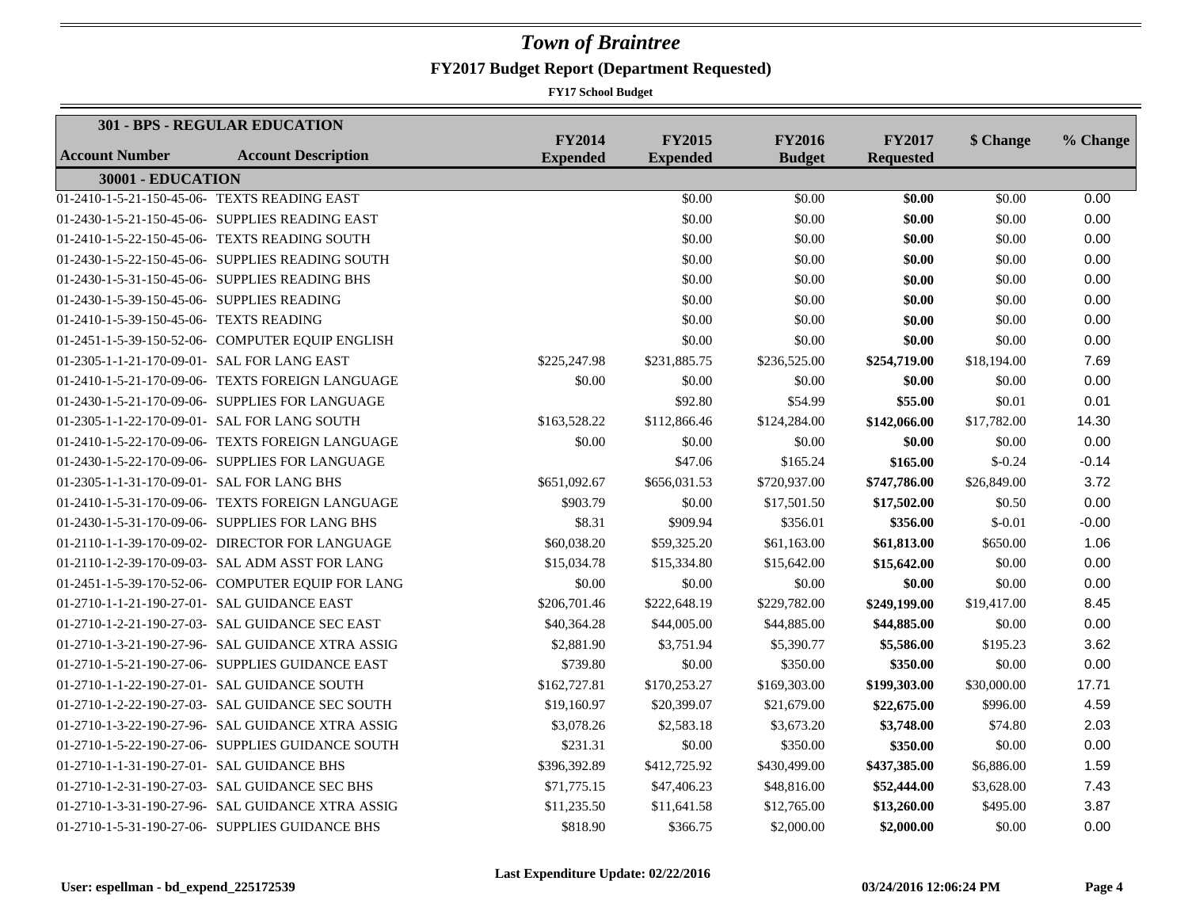# Town of Braintree

## FY2017 Budget Report (Department Requested)

**FY17 School Budget**

| Account Number | Account Description | FY2014 Expended | FY2015 Expended | FY2016 Budget | FY2017 Requested | $ Change | % Change |
|---|---|---|---|---|---|---|---|
| **301 - BPS - REGULAR EDUCATION** | | | | | | | |
| **30001 - EDUCATION** | | | | | | | |
| 01-2410-1-5-21-150-45-06- | TEXTS READING EAST | | $0.00 | $0.00 | **$0.00** | $0.00 | 0.00 |
| 01-2430-1-5-21-150-45-06- | SUPPLIES READING EAST | | $0.00 | $0.00 | **$0.00** | $0.00 | 0.00 |
| 01-2410-1-5-22-150-45-06- | TEXTS READING SOUTH | | $0.00 | $0.00 | **$0.00** | $0.00 | 0.00 |
| 01-2430-1-5-22-150-45-06- | SUPPLIES READING SOUTH | | $0.00 | $0.00 | **$0.00** | $0.00 | 0.00 |
| 01-2430-1-5-31-150-45-06- | SUPPLIES READING BHS | | $0.00 | $0.00 | **$0.00** | $0.00 | 0.00 |
| 01-2430-1-5-39-150-45-06- | SUPPLIES READING | | $0.00 | $0.00 | **$0.00** | $0.00 | 0.00 |
| 01-2410-1-5-39-150-45-06- | TEXTS READING | | $0.00 | $0.00 | **$0.00** | $0.00 | 0.00 |
| 01-2451-1-5-39-150-52-06- | COMPUTER EQUIP ENGLISH | | $0.00 | $0.00 | **$0.00** | $0.00 | 0.00 |
| 01-2305-1-1-21-170-09-01- | SAL FOR LANG EAST | $225,247.98 | $231,885.75 | $236,525.00 | **$254,719.00** | $18,194.00 | 7.69 |
| 01-2410-1-5-21-170-09-06- | TEXTS FOREIGN LANGUAGE | $0.00 | $0.00 | $0.00 | **$0.00** | $0.00 | 0.00 |
| 01-2430-1-5-21-170-09-06- | SUPPLIES FOR LANGUAGE | | $92.80 | $54.99 | **$55.00** | $0.01 | 0.01 |
| 01-2305-1-1-22-170-09-01- | SAL FOR LANG SOUTH | $163,528.22 | $112,866.46 | $124,284.00 | **$142,066.00** | $17,782.00 | 14.30 |
| 01-2410-1-5-22-170-09-06- | TEXTS FOREIGN LANGUAGE | $0.00 | $0.00 | $0.00 | **$0.00** | $0.00 | 0.00 |
| 01-2430-1-5-22-170-09-06- | SUPPLIES FOR LANGUAGE | | $47.06 | $165.24 | **$165.00** | $-0.24 | -0.14 |
| 01-2305-1-1-31-170-09-01- | SAL FOR LANG BHS | $651,092.67 | $656,031.53 | $720,937.00 | **$747,786.00** | $26,849.00 | 3.72 |
| 01-2410-1-5-31-170-09-06- | TEXTS FOREIGN LANGUAGE | $903.79 | $0.00 | $17,501.50 | **$17,502.00** | $0.50 | 0.00 |
| 01-2430-1-5-31-170-09-06- | SUPPLIES FOR LANG BHS | $8.31 | $909.94 | $356.01 | **$356.00** | $-0.01 | -0.00 |
| 01-2110-1-1-39-170-09-02- | DIRECTOR FOR LANGUAGE | $60,038.20 | $59,325.20 | $61,163.00 | **$61,813.00** | $650.00 | 1.06 |
| 01-2110-1-2-39-170-09-03- | SAL ADM ASST FOR LANG | $15,034.78 | $15,334.80 | $15,642.00 | **$15,642.00** | $0.00 | 0.00 |
| 01-2451-1-5-39-170-52-06- | COMPUTER EQUIP FOR LANG | $0.00 | $0.00 | $0.00 | **$0.00** | $0.00 | 0.00 |
| 01-2710-1-1-21-190-27-01- | SAL GUIDANCE EAST | $206,701.46 | $222,648.19 | $229,782.00 | **$249,199.00** | $19,417.00 | 8.45 |
| 01-2710-1-2-21-190-27-03- | SAL GUIDANCE SEC EAST | $40,364.28 | $44,005.00 | $44,885.00 | **$44,885.00** | $0.00 | 0.00 |
| 01-2710-1-3-21-190-27-96- | SAL GUIDANCE XTRA ASSIG | $2,881.90 | $3,751.94 | $5,390.77 | **$5,586.00** | $195.23 | 3.62 |
| 01-2710-1-5-21-190-27-06- | SUPPLIES GUIDANCE EAST | $739.80 | $0.00 | $350.00 | **$350.00** | $0.00 | 0.00 |
| 01-2710-1-1-22-190-27-01- | SAL GUIDANCE SOUTH | $162,727.81 | $170,253.27 | $169,303.00 | **$199,303.00** | $30,000.00 | 17.71 |
| 01-2710-1-2-22-190-27-03- | SAL GUIDANCE SEC SOUTH | $19,160.97 | $20,399.07 | $21,679.00 | **$22,675.00** | $996.00 | 4.59 |
| 01-2710-1-3-22-190-27-96- | SAL GUIDANCE XTRA ASSIG | $3,078.26 | $2,583.18 | $3,673.20 | **$3,748.00** | $74.80 | 2.03 |
| 01-2710-1-5-22-190-27-06- | SUPPLIES GUIDANCE SOUTH | $231.31 | $0.00 | $350.00 | **$350.00** | $0.00 | 0.00 |
| 01-2710-1-1-31-190-27-01- | SAL GUIDANCE BHS | $396,392.89 | $412,725.92 | $430,499.00 | **$437,385.00** | $6,886.00 | 1.59 |
| 01-2710-1-2-31-190-27-03- | SAL GUIDANCE SEC BHS | $71,775.15 | $47,406.23 | $48,816.00 | **$52,444.00** | $3,628.00 | 7.43 |
| 01-2710-1-3-31-190-27-96- | SAL GUIDANCE XTRA ASSIG | $11,235.50 | $11,641.58 | $12,765.00 | **$13,260.00** | $495.00 | 3.87 |
| 01-2710-1-5-31-190-27-06- | SUPPLIES GUIDANCE BHS | $818.90 | $366.75 | $2,000.00 | **$2,000.00** | $0.00 | 0.00 |

Last Expenditure Update: 02/22/2016

User: espellman - bd_expend_225172539 | 03/24/2016 12:06:24 PM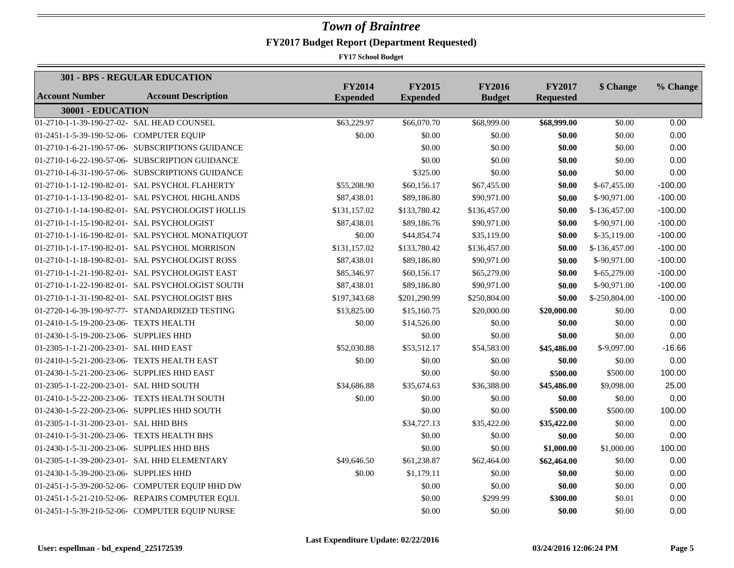# *Town of Braintree*

## FY2017 Budget Report (Department Requested)

**FY17 School Budget**

**301 - BPS - REGULAR EDUCATION**

| Account Number | Account Description | FY2014 Expended | FY2015 Expended | FY2016 Budget | FY2017 Requested | $ Change | % Change |
|---|---|---|---|---|---|---|---|
| **30001 - EDUCATION** | | | | | | | |
| 01-2710-1-1-39-190-27-02- | SAL HEAD COUNSEL | $63,229.97 | $66,070.70 | $68,999.00 | **$68,999.00** | $0.00 | 0.00 |
| 01-2451-1-5-39-190-52-06- | COMPUTER EQUIP | $0.00 | $0.00 | $0.00 | **$0.00** | $0.00 | 0.00 |
| 01-2710-1-6-21-190-57-06- | SUBSCRIPTIONS GUIDANCE | | $0.00 | $0.00 | **$0.00** | $0.00 | 0.00 |
| 01-2710-1-6-22-190-57-06- | SUBSCRIPTION GUIDANCE | | $0.00 | $0.00 | **$0.00** | $0.00 | 0.00 |
| 01-2710-1-6-31-190-57-06- | SUBSCRIPTIONS GUIDANCE | | $325.00 | $0.00 | **$0.00** | $0.00 | 0.00 |
| 01-2710-1-1-12-190-82-01- | SAL PSYCHOL FLAHERTY | $55,208.90 | $60,156.17 | $67,455.00 | **$0.00** | $-67,455.00 | -100.00 |
| 01-2710-1-1-13-190-82-01- | SAL PSYCHOL HIGHLANDS | $87,438.01 | $89,186.80 | $90,971.00 | **$0.00** | $-90,971.00 | -100.00 |
| 01-2710-1-1-14-190-82-01- | SAL PSYCHOLOGIST HOLLIS | $131,157.02 | $133,780.42 | $136,457.00 | **$0.00** | $-136,457.00 | -100.00 |
| 01-2710-1-1-15-190-82-01- | SAL PSYCHOLOGIST | $87,438.01 | $89,186.76 | $90,971.00 | **$0.00** | $-90,971.00 | -100.00 |
| 01-2710-1-1-16-190-82-01- | SAL PSYCHOL MONATIQUOT | $0.00 | $44,854.74 | $35,119.00 | **$0.00** | $-35,119.00 | -100.00 |
| 01-2710-1-1-17-190-82-01- | SAL PSYCHOL MORRISON | $131,157.02 | $133,780.42 | $136,457.00 | **$0.00** | $-136,457.00 | -100.00 |
| 01-2710-1-1-18-190-82-01- | SAL PSYCHOLOGIST ROSS | $87,438.01 | $89,186.80 | $90,971.00 | **$0.00** | $-90,971.00 | -100.00 |
| 01-2710-1-1-21-190-82-01- | SAL PSYCHOLOGIST EAST | $85,346.97 | $60,156.17 | $65,279.00 | **$0.00** | $-65,279.00 | -100.00 |
| 01-2710-1-1-22-190-82-01- | SAL PSYCHOLOGIST SOUTH | $87,438.01 | $89,186.80 | $90,971.00 | **$0.00** | $-90,971.00 | -100.00 |
| 01-2710-1-1-31-190-82-01- | SAL PSYCHOLOGIST BHS | $197,343.68 | $201,290.99 | $250,804.00 | **$0.00** | $-250,804.00 | -100.00 |
| 01-2720-1-6-39-190-97-77- | STANDARDIZED TESTING | $13,825.00 | $15,160.75 | $20,000.00 | **$20,000.00** | $0.00 | 0.00 |
| 01-2410-1-5-19-200-23-06- | TEXTS HEALTH | $0.00 | $14,526.00 | $0.00 | **$0.00** | $0.00 | 0.00 |
| 01-2430-1-5-19-200-23-06- | SUPPLIES HHD | | $0.00 | $0.00 | **$0.00** | $0.00 | 0.00 |
| 01-2305-1-1-21-200-23-01- | SAL HHD EAST | $52,030.88 | $53,512.17 | $54,583.00 | **$45,486.00** | $-9,097.00 | -16.66 |
| 01-2410-1-5-21-200-23-06- | TEXTS HEALTH EAST | $0.00 | $0.00 | $0.00 | **$0.00** | $0.00 | 0.00 |
| 01-2430-1-5-21-200-23-06- | SUPPLIES HHD EAST | | $0.00 | $0.00 | **$500.00** | $500.00 | 100.00 |
| 01-2305-1-1-22-200-23-01- | SAL HHD SOUTH | $34,686.88 | $35,674.63 | $36,388.00 | **$45,486.00** | $9,098.00 | 25.00 |
| 01-2410-1-5-22-200-23-06- | TEXTS HEALTH SOUTH | $0.00 | $0.00 | $0.00 | **$0.00** | $0.00 | 0.00 |
| 01-2430-1-5-22-200-23-06- | SUPPLIES HHD SOUTH | | $0.00 | $0.00 | **$500.00** | $500.00 | 100.00 |
| 01-2305-1-1-31-200-23-01- | SAL HHD BHS | | $34,727.13 | $35,422.00 | **$35,422.00** | $0.00 | 0.00 |
| 01-2410-1-5-31-200-23-06- | TEXTS HEALTH BHS | | $0.00 | $0.00 | **$0.00** | $0.00 | 0.00 |
| 01-2430-1-5-31-200-23-06- | SUPPLIES HHD BHS | | $0.00 | $0.00 | **$1,000.00** | $1,000.00 | 100.00 |
| 01-2305-1-1-39-200-23-01- | SAL HHD ELEMENTARY | $49,646.50 | $61,238.87 | $62,464.00 | **$62,464.00** | $0.00 | 0.00 |
| 01-2430-1-5-39-200-23-06- | SUPPLIES HHD | $0.00 | $1,179.11 | $0.00 | **$0.00** | $0.00 | 0.00 |
| 01-2451-1-5-39-200-52-06- | COMPUTER EQUIP HHD DW | | $0.00 | $0.00 | **$0.00** | $0.00 | 0.00 |
| 01-2451-1-5-21-210-52-06- | REPAIRS COMPUTER EQUI. | | $0.00 | $299.99 | **$300.00** | $0.01 | 0.00 |
| 01-2451-1-5-39-210-52-06- | COMPUTER EQUIP NURSE | | $0.00 | $0.00 | **$0.00** | $0.00 | 0.00 |

Last Expenditure Update: 02/22/2016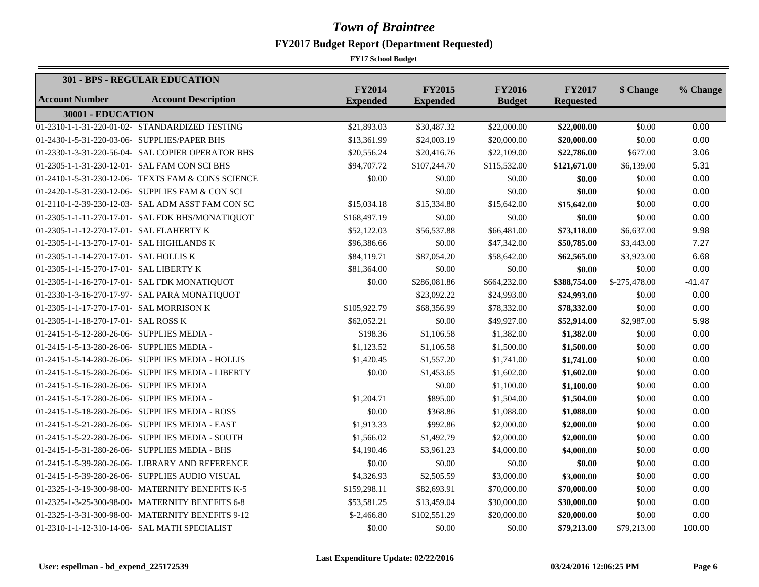# *Town of Braintree*

## FY2017 Budget Report (Department Requested)

**FY17 School Budget**

| **301 - BPS - REGULAR EDUCATION** | | | | | | | |
|---|---|---|---|---|---|---|---|
| **Account Number** | **Account Description** | **FY2014 Expended** | **FY2015 Expended** | **FY2016 Budget** | **FY2017 Requested** | **$ Change** | **% Change** |
| **30001 - EDUCATION** | | | | | | | |
| 01-2310-1-1-31-220-01-02- | STANDARDIZED TESTING | $21,893.03 | $30,487.32 | $22,000.00 | **$22,000.00** | $0.00 | 0.00 |
| 01-2430-1-5-31-220-03-06- | SUPPLIES/PAPER BHS | $13,361.99 | $24,003.19 | $20,000.00 | **$20,000.00** | $0.00 | 0.00 |
| 01-2330-1-3-31-220-56-04- | SAL COPIER OPERATOR BHS | $20,556.24 | $20,416.76 | $22,109.00 | **$22,786.00** | $677.00 | 3.06 |
| 01-2305-1-1-31-230-12-01- | SAL FAM CON SCI BHS | $94,707.72 | $107,244.70 | $115,532.00 | **$121,671.00** | $6,139.00 | 5.31 |
| 01-2410-1-5-31-230-12-06- | TEXTS FAM & CONS SCIENCE | $0.00 | $0.00 | $0.00 | **$0.00** | $0.00 | 0.00 |
| 01-2420-1-5-31-230-12-06- | SUPPLIES FAM & CON SCI | | $0.00 | $0.00 | **$0.00** | $0.00 | 0.00 |
| 01-2110-1-2-39-230-12-03- | SAL ADM ASST FAM CON SC | $15,034.18 | $15,334.80 | $15,642.00 | **$15,642.00** | $0.00 | 0.00 |
| 01-2305-1-1-11-270-17-01- | SAL FDK BHS/MONATIQUOT | $168,497.19 | $0.00 | $0.00 | **$0.00** | $0.00 | 0.00 |
| 01-2305-1-1-12-270-17-01- | SAL FLAHERTY K | $52,122.03 | $56,537.88 | $66,481.00 | **$73,118.00** | $6,637.00 | 9.98 |
| 01-2305-1-1-13-270-17-01- | SAL HIGHLANDS K | $96,386.66 | $0.00 | $47,342.00 | **$50,785.00** | $3,443.00 | 7.27 |
| 01-2305-1-1-14-270-17-01- | SAL HOLLIS K | $84,119.71 | $87,054.20 | $58,642.00 | **$62,565.00** | $3,923.00 | 6.68 |
| 01-2305-1-1-15-270-17-01- | SAL LIBERTY K | $81,364.00 | $0.00 | $0.00 | **$0.00** | $0.00 | 0.00 |
| 01-2305-1-1-16-270-17-01- | SAL FDK MONATIQUOT | $0.00 | $286,081.86 | $664,232.00 | **$388,754.00** | $-275,478.00 | -41.47 |
| 01-2330-1-3-16-270-17-97- | SAL PARA MONATIQUOT | | $23,092.22 | $24,993.00 | **$24,993.00** | $0.00 | 0.00 |
| 01-2305-1-1-17-270-17-01- | SAL MORRISON K | $105,922.79 | $68,356.99 | $78,332.00 | **$78,332.00** | $0.00 | 0.00 |
| 01-2305-1-1-18-270-17-01- | SAL ROSS K | $62,052.21 | $0.00 | $49,927.00 | **$52,914.00** | $2,987.00 | 5.98 |
| 01-2415-1-5-12-280-26-06- | SUPPLIES MEDIA - | $198.36 | $1,106.58 | $1,382.00 | **$1,382.00** | $0.00 | 0.00 |
| 01-2415-1-5-13-280-26-06- | SUPPLIES MEDIA - | $1,123.52 | $1,106.58 | $1,500.00 | **$1,500.00** | $0.00 | 0.00 |
| 01-2415-1-5-14-280-26-06- | SUPPLIES MEDIA - HOLLIS | $1,420.45 | $1,557.20 | $1,741.00 | **$1,741.00** | $0.00 | 0.00 |
| 01-2415-1-5-15-280-26-06- | SUPPLIES MEDIA - LIBERTY | $0.00 | $1,453.65 | $1,602.00 | **$1,602.00** | $0.00 | 0.00 |
| 01-2415-1-5-16-280-26-06- | SUPPLIES MEDIA | | $0.00 | $1,100.00 | **$1,100.00** | $0.00 | 0.00 |
| 01-2415-1-5-17-280-26-06- | SUPPLIES MEDIA - | $1,204.71 | $895.00 | $1,504.00 | **$1,504.00** | $0.00 | 0.00 |
| 01-2415-1-5-18-280-26-06- | SUPPLIES MEDIA - ROSS | $0.00 | $368.86 | $1,088.00 | **$1,088.00** | $0.00 | 0.00 |
| 01-2415-1-5-21-280-26-06- | SUPPLIES MEDIA - EAST | $1,913.33 | $992.86 | $2,000.00 | **$2,000.00** | $0.00 | 0.00 |
| 01-2415-1-5-22-280-26-06- | SUPPLIES MEDIA - SOUTH | $1,566.02 | $1,492.79 | $2,000.00 | **$2,000.00** | $0.00 | 0.00 |
| 01-2415-1-5-31-280-26-06- | SUPPLIES MEDIA - BHS | $4,190.46 | $3,961.23 | $4,000.00 | **$4,000.00** | $0.00 | 0.00 |
| 01-2415-1-5-39-280-26-06- | LIBRARY AND REFERENCE | $0.00 | $0.00 | $0.00 | **$0.00** | $0.00 | 0.00 |
| 01-2415-1-5-39-280-26-06- | SUPPLIES AUDIO VISUAL | $4,326.93 | $2,505.59 | $3,000.00 | **$3,000.00** | $0.00 | 0.00 |
| 01-2325-1-3-19-300-98-00- | MATERNITY BENEFITS K-5 | $159,298.11 | $82,693.91 | $70,000.00 | **$70,000.00** | $0.00 | 0.00 |
| 01-2325-1-3-25-300-98-00- | MATERNITY BENEFITS 6-8 | $53,581.25 | $13,459.04 | $30,000.00 | **$30,000.00** | $0.00 | 0.00 |
| 01-2325-1-3-31-300-98-00- | MATERNITY BENEFITS 9-12 | $-2,466.80 | $102,551.29 | $20,000.00 | **$20,000.00** | $0.00 | 0.00 |
| 01-2310-1-1-12-310-14-06- | SAL MATH SPECIALIST | $0.00 | $0.00 | $0.00 | **$79,213.00** | $79,213.00 | 100.00 |

**Last Expenditure Update: 02/22/2016**

**User: espellman - bd_expend_225172539** **03/24/2016 12:06:25 PM**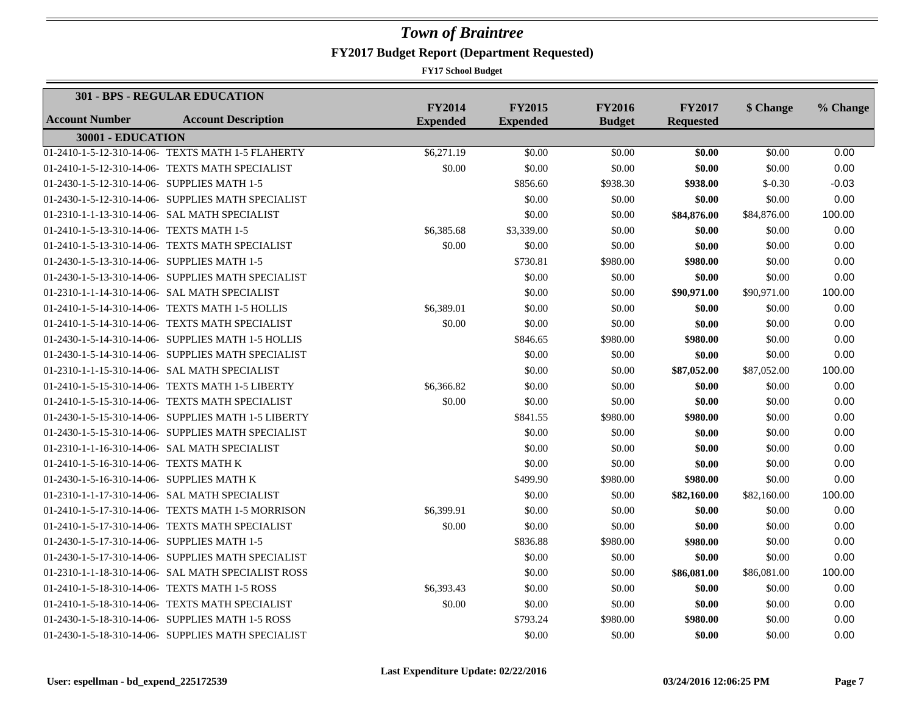# Town of Braintree

## FY2017 Budget Report (Department Requested)

**FY17 School Budget**

| **301 - BPS - REGULAR EDUCATION** | | | | | | | |
|---|---|---|---|---|---|---|---|
| **Account Number** | **Account Description** | **FY2014 Expended** | **FY2015 Expended** | **FY2016 Budget** | **FY2017 Requested** | **$ Change** | **% Change** |
| **30001 - EDUCATION** | | | | | | | |
| 01-2410-1-5-12-310-14-06- | TEXTS MATH 1-5 FLAHERTY | $6,271.19 | $0.00 | $0.00 | **$0.00** | $0.00 | 0.00 |
| 01-2410-1-5-12-310-14-06- | TEXTS MATH SPECIALIST | $0.00 | $0.00 | $0.00 | **$0.00** | $0.00 | 0.00 |
| 01-2430-1-5-12-310-14-06- | SUPPLIES MATH 1-5 | | $856.60 | $938.30 | **$938.00** | $-0.30 | -0.03 |
| 01-2430-1-5-12-310-14-06- | SUPPLIES MATH SPECIALIST | | $0.00 | $0.00 | **$0.00** | $0.00 | 0.00 |
| 01-2310-1-1-13-310-14-06- | SAL MATH SPECIALIST | | $0.00 | $0.00 | **$84,876.00** | $84,876.00 | 100.00 |
| 01-2410-1-5-13-310-14-06- | TEXTS MATH 1-5 | $6,385.68 | $3,339.00 | $0.00 | **$0.00** | $0.00 | 0.00 |
| 01-2410-1-5-13-310-14-06- | TEXTS MATH SPECIALIST | $0.00 | $0.00 | $0.00 | **$0.00** | $0.00 | 0.00 |
| 01-2430-1-5-13-310-14-06- | SUPPLIES MATH 1-5 | | $730.81 | $980.00 | **$980.00** | $0.00 | 0.00 |
| 01-2430-1-5-13-310-14-06- | SUPPLIES MATH SPECIALIST | | $0.00 | $0.00 | **$0.00** | $0.00 | 0.00 |
| 01-2310-1-1-14-310-14-06- | SAL MATH SPECIALIST | | $0.00 | $0.00 | **$90,971.00** | $90,971.00 | 100.00 |
| 01-2410-1-5-14-310-14-06- | TEXTS MATH 1-5 HOLLIS | $6,389.01 | $0.00 | $0.00 | **$0.00** | $0.00 | 0.00 |
| 01-2410-1-5-14-310-14-06- | TEXTS MATH SPECIALIST | $0.00 | $0.00 | $0.00 | **$0.00** | $0.00 | 0.00 |
| 01-2430-1-5-14-310-14-06- | SUPPLIES MATH 1-5 HOLLIS | | $846.65 | $980.00 | **$980.00** | $0.00 | 0.00 |
| 01-2430-1-5-14-310-14-06- | SUPPLIES MATH SPECIALIST | | $0.00 | $0.00 | **$0.00** | $0.00 | 0.00 |
| 01-2310-1-1-15-310-14-06- | SAL MATH SPECIALIST | | $0.00 | $0.00 | **$87,052.00** | $87,052.00 | 100.00 |
| 01-2410-1-5-15-310-14-06- | TEXTS MATH 1-5 LIBERTY | $6,366.82 | $0.00 | $0.00 | **$0.00** | $0.00 | 0.00 |
| 01-2410-1-5-15-310-14-06- | TEXTS MATH SPECIALIST | $0.00 | $0.00 | $0.00 | **$0.00** | $0.00 | 0.00 |
| 01-2430-1-5-15-310-14-06- | SUPPLIES MATH 1-5 LIBERTY | | $841.55 | $980.00 | **$980.00** | $0.00 | 0.00 |
| 01-2430-1-5-15-310-14-06- | SUPPLIES MATH SPECIALIST | | $0.00 | $0.00 | **$0.00** | $0.00 | 0.00 |
| 01-2310-1-1-16-310-14-06- | SAL MATH SPECIALIST | | $0.00 | $0.00 | **$0.00** | $0.00 | 0.00 |
| 01-2410-1-5-16-310-14-06- | TEXTS MATH K | | $0.00 | $0.00 | **$0.00** | $0.00 | 0.00 |
| 01-2430-1-5-16-310-14-06- | SUPPLIES MATH K | | $499.90 | $980.00 | **$980.00** | $0.00 | 0.00 |
| 01-2310-1-1-17-310-14-06- | SAL MATH SPECIALIST | | $0.00 | $0.00 | **$82,160.00** | $82,160.00 | 100.00 |
| 01-2410-1-5-17-310-14-06- | TEXTS MATH 1-5 MORRISON | $6,399.91 | $0.00 | $0.00 | **$0.00** | $0.00 | 0.00 |
| 01-2410-1-5-17-310-14-06- | TEXTS MATH SPECIALIST | $0.00 | $0.00 | $0.00 | **$0.00** | $0.00 | 0.00 |
| 01-2430-1-5-17-310-14-06- | SUPPLIES MATH 1-5 | | $836.88 | $980.00 | **$980.00** | $0.00 | 0.00 |
| 01-2430-1-5-17-310-14-06- | SUPPLIES MATH SPECIALIST | | $0.00 | $0.00 | **$0.00** | $0.00 | 0.00 |
| 01-2310-1-1-18-310-14-06- | SAL MATH SPECIALIST ROSS | | $0.00 | $0.00 | **$86,081.00** | $86,081.00 | 100.00 |
| 01-2410-1-5-18-310-14-06- | TEXTS MATH 1-5 ROSS | $6,393.43 | $0.00 | $0.00 | **$0.00** | $0.00 | 0.00 |
| 01-2410-1-5-18-310-14-06- | TEXTS MATH SPECIALIST | $0.00 | $0.00 | $0.00 | **$0.00** | $0.00 | 0.00 |
| 01-2430-1-5-18-310-14-06- | SUPPLIES MATH 1-5 ROSS | | $793.24 | $980.00 | **$980.00** | $0.00 | 0.00 |
| 01-2430-1-5-18-310-14-06- | SUPPLIES MATH SPECIALIST | | $0.00 | $0.00 | **$0.00** | $0.00 | 0.00 |

**Last Expenditure Update: 02/22/2016**

**User: espellman - bd_expend_225172539** **03/24/2016 12:06:25 PM**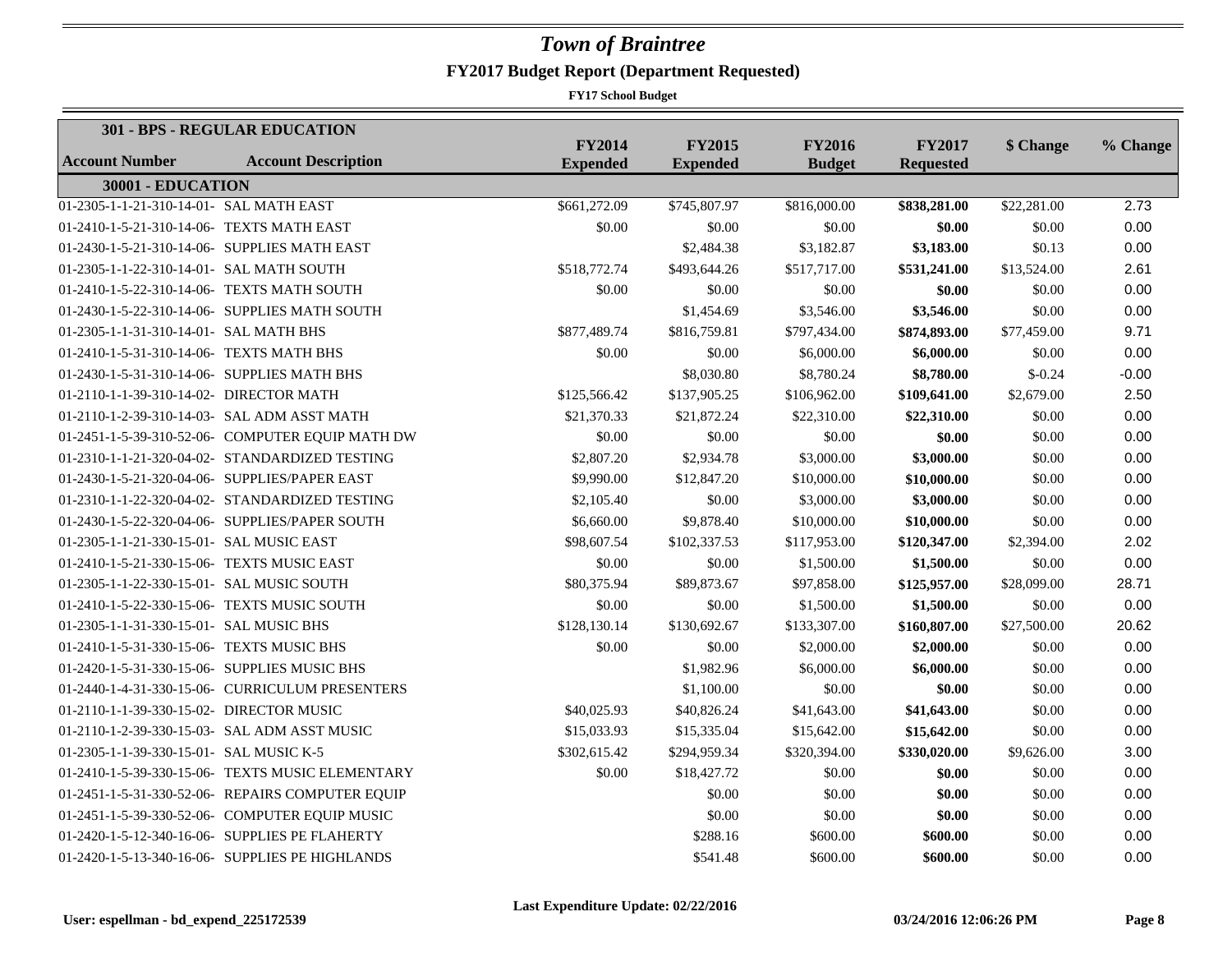# Town of Braintree

## FY2017 Budget Report (Department Requested)

**FY17 School Budget**

| 301 - BPS - REGULAR EDUCATION | | | | | | | |
|---|---|---|---|---|---|---|---|
| **Account Number** | **Account Description** | **FY2014 Expended** | **FY2015 Expended** | **FY2016 Budget** | **FY2017 Requested** | **$ Change** | **% Change** |
| **30001 - EDUCATION** | | | | | | | |
| 01-2305-1-1-21-310-14-01- | SAL MATH EAST | $661,272.09 | $745,807.97 | $816,000.00 | **$838,281.00** | $22,281.00 | 2.73 |
| 01-2410-1-5-21-310-14-06- | TEXTS MATH EAST | $0.00 | $0.00 | $0.00 | **$0.00** | $0.00 | 0.00 |
| 01-2430-1-5-21-310-14-06- | SUPPLIES MATH EAST | | $2,484.38 | $3,182.87 | **$3,183.00** | $0.13 | 0.00 |
| 01-2305-1-1-22-310-14-01- | SAL MATH SOUTH | $518,772.74 | $493,644.26 | $517,717.00 | **$531,241.00** | $13,524.00 | 2.61 |
| 01-2410-1-5-22-310-14-06- | TEXTS MATH SOUTH | $0.00 | $0.00 | $0.00 | **$0.00** | $0.00 | 0.00 |
| 01-2430-1-5-22-310-14-06- | SUPPLIES MATH SOUTH | | $1,454.69 | $3,546.00 | **$3,546.00** | $0.00 | 0.00 |
| 01-2305-1-1-31-310-14-01- | SAL MATH BHS | $877,489.74 | $816,759.81 | $797,434.00 | **$874,893.00** | $77,459.00 | 9.71 |
| 01-2410-1-5-31-310-14-06- | TEXTS MATH BHS | $0.00 | $0.00 | $6,000.00 | **$6,000.00** | $0.00 | 0.00 |
| 01-2430-1-5-31-310-14-06- | SUPPLIES MATH BHS | | $8,030.80 | $8,780.24 | **$8,780.00** | $-0.24 | -0.00 |
| 01-2110-1-1-39-310-14-02- | DIRECTOR MATH | $125,566.42 | $137,905.25 | $106,962.00 | **$109,641.00** | $2,679.00 | 2.50 |
| 01-2110-1-2-39-310-14-03- | SAL ADM ASST MATH | $21,370.33 | $21,872.24 | $22,310.00 | **$22,310.00** | $0.00 | 0.00 |
| 01-2451-1-5-39-310-52-06- | COMPUTER EQUIP MATH DW | $0.00 | $0.00 | $0.00 | **$0.00** | $0.00 | 0.00 |
| 01-2310-1-1-21-320-04-02- | STANDARDIZED TESTING | $2,807.20 | $2,934.78 | $3,000.00 | **$3,000.00** | $0.00 | 0.00 |
| 01-2430-1-5-21-320-04-06- | SUPPLIES/PAPER EAST | $9,990.00 | $12,847.20 | $10,000.00 | **$10,000.00** | $0.00 | 0.00 |
| 01-2310-1-1-22-320-04-02- | STANDARDIZED TESTING | $2,105.40 | $0.00 | $3,000.00 | **$3,000.00** | $0.00 | 0.00 |
| 01-2430-1-5-22-320-04-06- | SUPPLIES/PAPER SOUTH | $6,660.00 | $9,878.40 | $10,000.00 | **$10,000.00** | $0.00 | 0.00 |
| 01-2305-1-1-21-330-15-01- | SAL MUSIC EAST | $98,607.54 | $102,337.53 | $117,953.00 | **$120,347.00** | $2,394.00 | 2.02 |
| 01-2410-1-5-21-330-15-06- | TEXTS MUSIC EAST | $0.00 | $0.00 | $1,500.00 | **$1,500.00** | $0.00 | 0.00 |
| 01-2305-1-1-22-330-15-01- | SAL MUSIC SOUTH | $80,375.94 | $89,873.67 | $97,858.00 | **$125,957.00** | $28,099.00 | 28.71 |
| 01-2410-1-5-22-330-15-06- | TEXTS MUSIC SOUTH | $0.00 | $0.00 | $1,500.00 | **$1,500.00** | $0.00 | 0.00 |
| 01-2305-1-1-31-330-15-01- | SAL MUSIC BHS | $128,130.14 | $130,692.67 | $133,307.00 | **$160,807.00** | $27,500.00 | 20.62 |
| 01-2410-1-5-31-330-15-06- | TEXTS MUSIC BHS | $0.00 | $0.00 | $2,000.00 | **$2,000.00** | $0.00 | 0.00 |
| 01-2420-1-5-31-330-15-06- | SUPPLIES MUSIC BHS | | $1,982.96 | $6,000.00 | **$6,000.00** | $0.00 | 0.00 |
| 01-2440-1-4-31-330-15-06- | CURRICULUM PRESENTERS | | $1,100.00 | $0.00 | **$0.00** | $0.00 | 0.00 |
| 01-2110-1-1-39-330-15-02- | DIRECTOR MUSIC | $40,025.93 | $40,826.24 | $41,643.00 | **$41,643.00** | $0.00 | 0.00 |
| 01-2110-1-2-39-330-15-03- | SAL ADM ASST MUSIC | $15,033.93 | $15,335.04 | $15,642.00 | **$15,642.00** | $0.00 | 0.00 |
| 01-2305-1-1-39-330-15-01- | SAL MUSIC K-5 | $302,615.42 | $294,959.34 | $320,394.00 | **$330,020.00** | $9,626.00 | 3.00 |
| 01-2410-1-5-39-330-15-06- | TEXTS MUSIC ELEMENTARY | $0.00 | $18,427.72 | $0.00 | **$0.00** | $0.00 | 0.00 |
| 01-2451-1-5-31-330-52-06- | REPAIRS COMPUTER EQUIP | | $0.00 | $0.00 | **$0.00** | $0.00 | 0.00 |
| 01-2451-1-5-39-330-52-06- | COMPUTER EQUIP MUSIC | | $0.00 | $0.00 | **$0.00** | $0.00 | 0.00 |
| 01-2420-1-5-12-340-16-06- | SUPPLIES PE FLAHERTY | | $288.16 | $600.00 | **$600.00** | $0.00 | 0.00 |
| 01-2420-1-5-13-340-16-06- | SUPPLIES PE HIGHLANDS | | $541.48 | $600.00 | **$600.00** | $0.00 | 0.00 |

Last Expenditure Update: 02/22/2016

User: espellman - bd_expend_225172539 03/24/2016 12:06:26 PM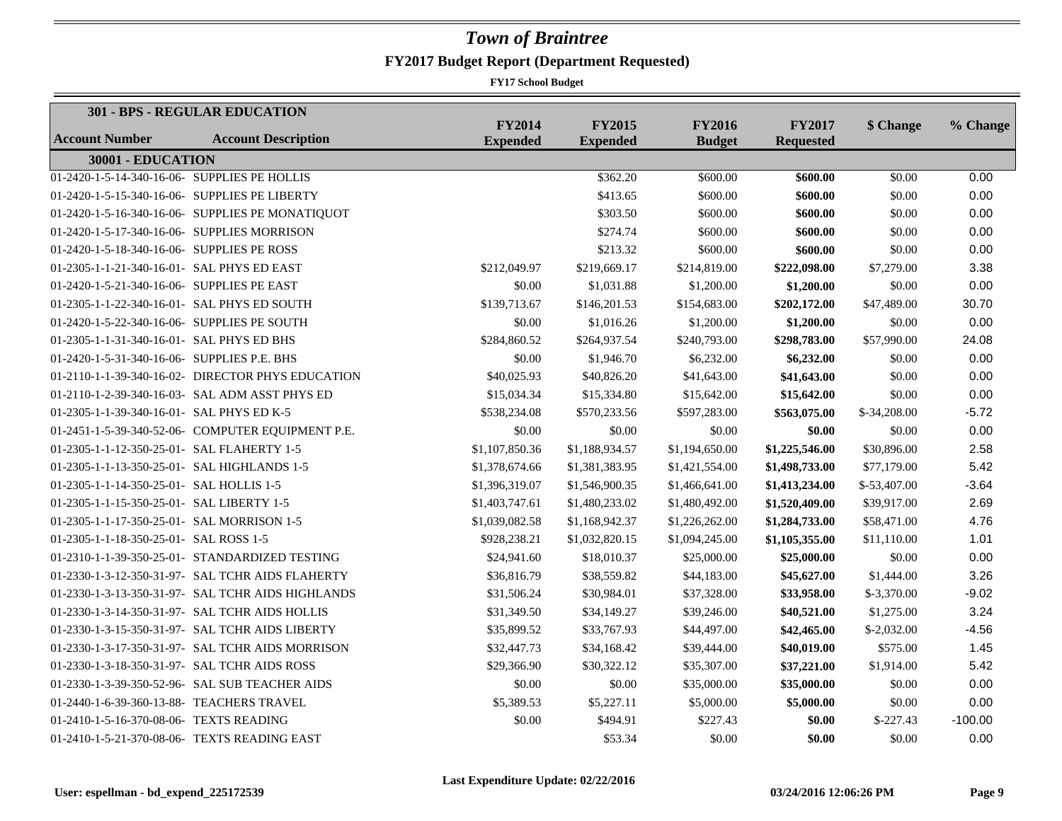# Town of Braintree

## FY2017 Budget Report (Department Requested)

**FY17 School Budget**

| **301 - BPS - REGULAR EDUCATION**<br>**Account Number** | **Account Description** | **FY2014 Expended** | **FY2015 Expended** | **FY2016 Budget** | **FY2017 Requested** | **$ Change** | **% Change** |
|---|---|---|---|---|---|---|---|
| **30001 - EDUCATION** | | | | | | | |
| 01-2420-1-5-14-340-16-06- | SUPPLIES PE HOLLIS | | $362.20 | $600.00 | **$600.00** | $0.00 | 0.00 |
| 01-2420-1-5-15-340-16-06- | SUPPLIES PE LIBERTY | | $413.65 | $600.00 | **$600.00** | $0.00 | 0.00 |
| 01-2420-1-5-16-340-16-06- | SUPPLIES PE MONATIQUOT | | $303.50 | $600.00 | **$600.00** | $0.00 | 0.00 |
| 01-2420-1-5-17-340-16-06- | SUPPLIES MORRISON | | $274.74 | $600.00 | **$600.00** | $0.00 | 0.00 |
| 01-2420-1-5-18-340-16-06- | SUPPLIES PE ROSS | | $213.32 | $600.00 | **$600.00** | $0.00 | 0.00 |
| 01-2305-1-1-21-340-16-01- | SAL PHYS ED EAST | $212,049.97 | $219,669.17 | $214,819.00 | **$222,098.00** | $7,279.00 | 3.38 |
| 01-2420-1-5-21-340-16-06- | SUPPLIES PE EAST | $0.00 | $1,031.88 | $1,200.00 | **$1,200.00** | $0.00 | 0.00 |
| 01-2305-1-1-22-340-16-01- | SAL PHYS ED SOUTH | $139,713.67 | $146,201.53 | $154,683.00 | **$202,172.00** | $47,489.00 | 30.70 |
| 01-2420-1-5-22-340-16-06- | SUPPLIES PE SOUTH | $0.00 | $1,016.26 | $1,200.00 | **$1,200.00** | $0.00 | 0.00 |
| 01-2305-1-1-31-340-16-01- | SAL PHYS ED BHS | $284,860.52 | $264,937.54 | $240,793.00 | **$298,783.00** | $57,990.00 | 24.08 |
| 01-2420-1-5-31-340-16-06- | SUPPLIES P.E. BHS | $0.00 | $1,946.70 | $6,232.00 | **$6,232.00** | $0.00 | 0.00 |
| 01-2110-1-1-39-340-16-02- | DIRECTOR PHYS EDUCATION | $40,025.93 | $40,826.20 | $41,643.00 | **$41,643.00** | $0.00 | 0.00 |
| 01-2110-1-2-39-340-16-03- | SAL ADM ASST PHYS ED | $15,034.34 | $15,334.80 | $15,642.00 | **$15,642.00** | $0.00 | 0.00 |
| 01-2305-1-1-39-340-16-01- | SAL PHYS ED K-5 | $538,234.08 | $570,233.56 | $597,283.00 | **$563,075.00** | $-34,208.00 | -5.72 |
| 01-2451-1-5-39-340-52-06- | COMPUTER EQUIPMENT P.E. | $0.00 | $0.00 | $0.00 | **$0.00** | $0.00 | 0.00 |
| 01-2305-1-1-12-350-25-01- | SAL FLAHERTY 1-5 | $1,107,850.36 | $1,188,934.57 | $1,194,650.00 | **$1,225,546.00** | $30,896.00 | 2.58 |
| 01-2305-1-1-13-350-25-01- | SAL HIGHLANDS 1-5 | $1,378,674.66 | $1,381,383.95 | $1,421,554.00 | **$1,498,733.00** | $77,179.00 | 5.42 |
| 01-2305-1-1-14-350-25-01- | SAL HOLLIS 1-5 | $1,396,319.07 | $1,546,900.35 | $1,466,641.00 | **$1,413,234.00** | $-53,407.00 | -3.64 |
| 01-2305-1-1-15-350-25-01- | SAL LIBERTY 1-5 | $1,403,747.61 | $1,480,233.02 | $1,480,492.00 | **$1,520,409.00** | $39,917.00 | 2.69 |
| 01-2305-1-1-17-350-25-01- | SAL MORRISON 1-5 | $1,039,082.58 | $1,168,942.37 | $1,226,262.00 | **$1,284,733.00** | $58,471.00 | 4.76 |
| 01-2305-1-1-18-350-25-01- | SAL ROSS 1-5 | $928,238.21 | $1,032,820.15 | $1,094,245.00 | **$1,105,355.00** | $11,110.00 | 1.01 |
| 01-2310-1-1-39-350-25-01- | STANDARDIZED TESTING | $24,941.60 | $18,010.37 | $25,000.00 | **$25,000.00** | $0.00 | 0.00 |
| 01-2330-1-3-12-350-31-97- | SAL TCHR AIDS FLAHERTY | $36,816.79 | $38,559.82 | $44,183.00 | **$45,627.00** | $1,444.00 | 3.26 |
| 01-2330-1-3-13-350-31-97- | SAL TCHR AIDS HIGHLANDS | $31,506.24 | $30,984.01 | $37,328.00 | **$33,958.00** | $-3,370.00 | -9.02 |
| 01-2330-1-3-14-350-31-97- | SAL TCHR AIDS HOLLIS | $31,349.50 | $34,149.27 | $39,246.00 | **$40,521.00** | $1,275.00 | 3.24 |
| 01-2330-1-3-15-350-31-97- | SAL TCHR AIDS LIBERTY | $35,899.52 | $33,767.93 | $44,497.00 | **$42,465.00** | $-2,032.00 | -4.56 |
| 01-2330-1-3-17-350-31-97- | SAL TCHR AIDS MORRISON | $32,447.73 | $34,168.42 | $39,444.00 | **$40,019.00** | $575.00 | 1.45 |
| 01-2330-1-3-18-350-31-97- | SAL TCHR AIDS ROSS | $29,366.90 | $30,322.12 | $35,307.00 | **$37,221.00** | $1,914.00 | 5.42 |
| 01-2330-1-3-39-350-52-96- | SAL SUB TEACHER AIDS | $0.00 | $0.00 | $35,000.00 | **$35,000.00** | $0.00 | 0.00 |
| 01-2440-1-6-39-360-13-88- | TEACHERS TRAVEL | $5,389.53 | $5,227.11 | $5,000.00 | **$5,000.00** | $0.00 | 0.00 |
| 01-2410-1-5-16-370-08-06- | TEXTS READING | $0.00 | $494.91 | $227.43 | **$0.00** | $-227.43 | -100.00 |
| 01-2410-1-5-21-370-08-06- | TEXTS READING EAST | | $53.34 | $0.00 | **$0.00** | $0.00 | 0.00 |

Last Expenditure Update: 02/22/2016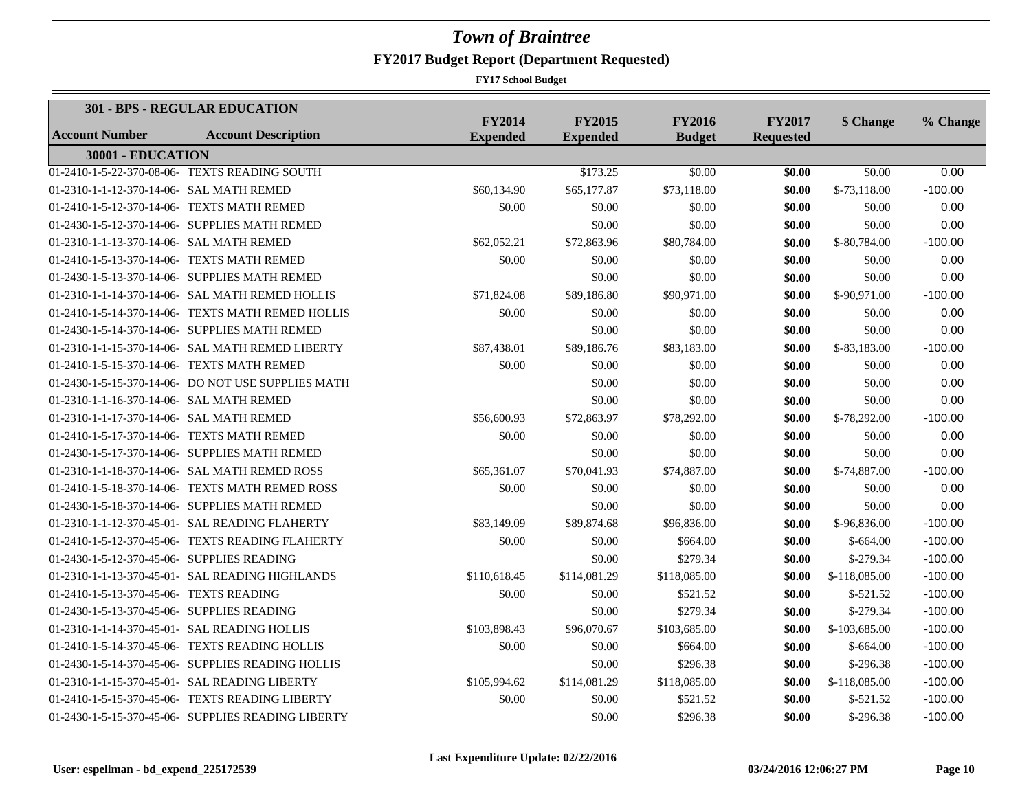# Town of Braintree

## FY2017 Budget Report (Department Requested)

**FY17 School Budget**

| Account Number | Account Description | FY2014 Expended | FY2015 Expended | FY2016 Budget | FY2017 Requested | $ Change | % Change |
|---|---|---|---|---|---|---|---|
| **301 - BPS - REGULAR EDUCATION** | | | | | | | |
| **30001 - EDUCATION** | | | | | | | |
| 01-2410-1-5-22-370-08-06- | TEXTS READING SOUTH | | $173.25 | $0.00 | **$0.00** | $0.00 | 0.00 |
| 01-2310-1-1-12-370-14-06- | SAL MATH REMED | $60,134.90 | $65,177.87 | $73,118.00 | **$0.00** | $-73,118.00 | -100.00 |
| 01-2410-1-5-12-370-14-06- | TEXTS MATH REMED | $0.00 | $0.00 | $0.00 | **$0.00** | $0.00 | 0.00 |
| 01-2430-1-5-12-370-14-06- | SUPPLIES MATH REMED | | $0.00 | $0.00 | **$0.00** | $0.00 | 0.00 |
| 01-2310-1-1-13-370-14-06- | SAL MATH REMED | $62,052.21 | $72,863.96 | $80,784.00 | **$0.00** | $-80,784.00 | -100.00 |
| 01-2410-1-5-13-370-14-06- | TEXTS MATH REMED | $0.00 | $0.00 | $0.00 | **$0.00** | $0.00 | 0.00 |
| 01-2430-1-5-13-370-14-06- | SUPPLIES MATH REMED | | $0.00 | $0.00 | **$0.00** | $0.00 | 0.00 |
| 01-2310-1-1-14-370-14-06- | SAL MATH REMED HOLLIS | $71,824.08 | $89,186.80 | $90,971.00 | **$0.00** | $-90,971.00 | -100.00 |
| 01-2410-1-5-14-370-14-06- | TEXTS MATH REMED HOLLIS | $0.00 | $0.00 | $0.00 | **$0.00** | $0.00 | 0.00 |
| 01-2430-1-5-14-370-14-06- | SUPPLIES MATH REMED | | $0.00 | $0.00 | **$0.00** | $0.00 | 0.00 |
| 01-2310-1-1-15-370-14-06- | SAL MATH REMED LIBERTY | $87,438.01 | $89,186.76 | $83,183.00 | **$0.00** | $-83,183.00 | -100.00 |
| 01-2410-1-5-15-370-14-06- | TEXTS MATH REMED | $0.00 | $0.00 | $0.00 | **$0.00** | $0.00 | 0.00 |
| 01-2430-1-5-15-370-14-06- | DO NOT USE SUPPLIES MATH | | $0.00 | $0.00 | **$0.00** | $0.00 | 0.00 |
| 01-2310-1-1-16-370-14-06- | SAL MATH REMED | | $0.00 | $0.00 | **$0.00** | $0.00 | 0.00 |
| 01-2310-1-1-17-370-14-06- | SAL MATH REMED | $56,600.93 | $72,863.97 | $78,292.00 | **$0.00** | $-78,292.00 | -100.00 |
| 01-2410-1-5-17-370-14-06- | TEXTS MATH REMED | $0.00 | $0.00 | $0.00 | **$0.00** | $0.00 | 0.00 |
| 01-2430-1-5-17-370-14-06- | SUPPLIES MATH REMED | | $0.00 | $0.00 | **$0.00** | $0.00 | 0.00 |
| 01-2310-1-1-18-370-14-06- | SAL MATH REMED ROSS | $65,361.07 | $70,041.93 | $74,887.00 | **$0.00** | $-74,887.00 | -100.00 |
| 01-2410-1-5-18-370-14-06- | TEXTS MATH REMED ROSS | $0.00 | $0.00 | $0.00 | **$0.00** | $0.00 | 0.00 |
| 01-2430-1-5-18-370-14-06- | SUPPLIES MATH REMED | | $0.00 | $0.00 | **$0.00** | $0.00 | 0.00 |
| 01-2310-1-1-12-370-45-01- | SAL READING FLAHERTY | $83,149.09 | $89,874.68 | $96,836.00 | **$0.00** | $-96,836.00 | -100.00 |
| 01-2410-1-5-12-370-45-06- | TEXTS READING FLAHERTY | $0.00 | $0.00 | $664.00 | **$0.00** | $-664.00 | -100.00 |
| 01-2430-1-5-12-370-45-06- | SUPPLIES READING | | $0.00 | $279.34 | **$0.00** | $-279.34 | -100.00 |
| 01-2310-1-1-13-370-45-01- | SAL READING HIGHLANDS | $110,618.45 | $114,081.29 | $118,085.00 | **$0.00** | $-118,085.00 | -100.00 |
| 01-2410-1-5-13-370-45-06- | TEXTS READING | $0.00 | $0.00 | $521.52 | **$0.00** | $-521.52 | -100.00 |
| 01-2430-1-5-13-370-45-06- | SUPPLIES READING | | $0.00 | $279.34 | **$0.00** | $-279.34 | -100.00 |
| 01-2310-1-1-14-370-45-01- | SAL READING HOLLIS | $103,898.43 | $96,070.67 | $103,685.00 | **$0.00** | $-103,685.00 | -100.00 |
| 01-2410-1-5-14-370-45-06- | TEXTS READING HOLLIS | $0.00 | $0.00 | $664.00 | **$0.00** | $-664.00 | -100.00 |
| 01-2430-1-5-14-370-45-06- | SUPPLIES READING HOLLIS | | $0.00 | $296.38 | **$0.00** | $-296.38 | -100.00 |
| 01-2310-1-1-15-370-45-01- | SAL READING LIBERTY | $105,994.62 | $114,081.29 | $118,085.00 | **$0.00** | $-118,085.00 | -100.00 |
| 01-2410-1-5-15-370-45-06- | TEXTS READING LIBERTY | $0.00 | $0.00 | $521.52 | **$0.00** | $-521.52 | -100.00 |
| 01-2430-1-5-15-370-45-06- | SUPPLIES READING LIBERTY | | $0.00 | $296.38 | **$0.00** | $-296.38 | -100.00 |

**Last Expenditure Update: 02/22/2016**

**User: espellman - bd_expend_225172539** **03/24/2016 12:06:27 PM**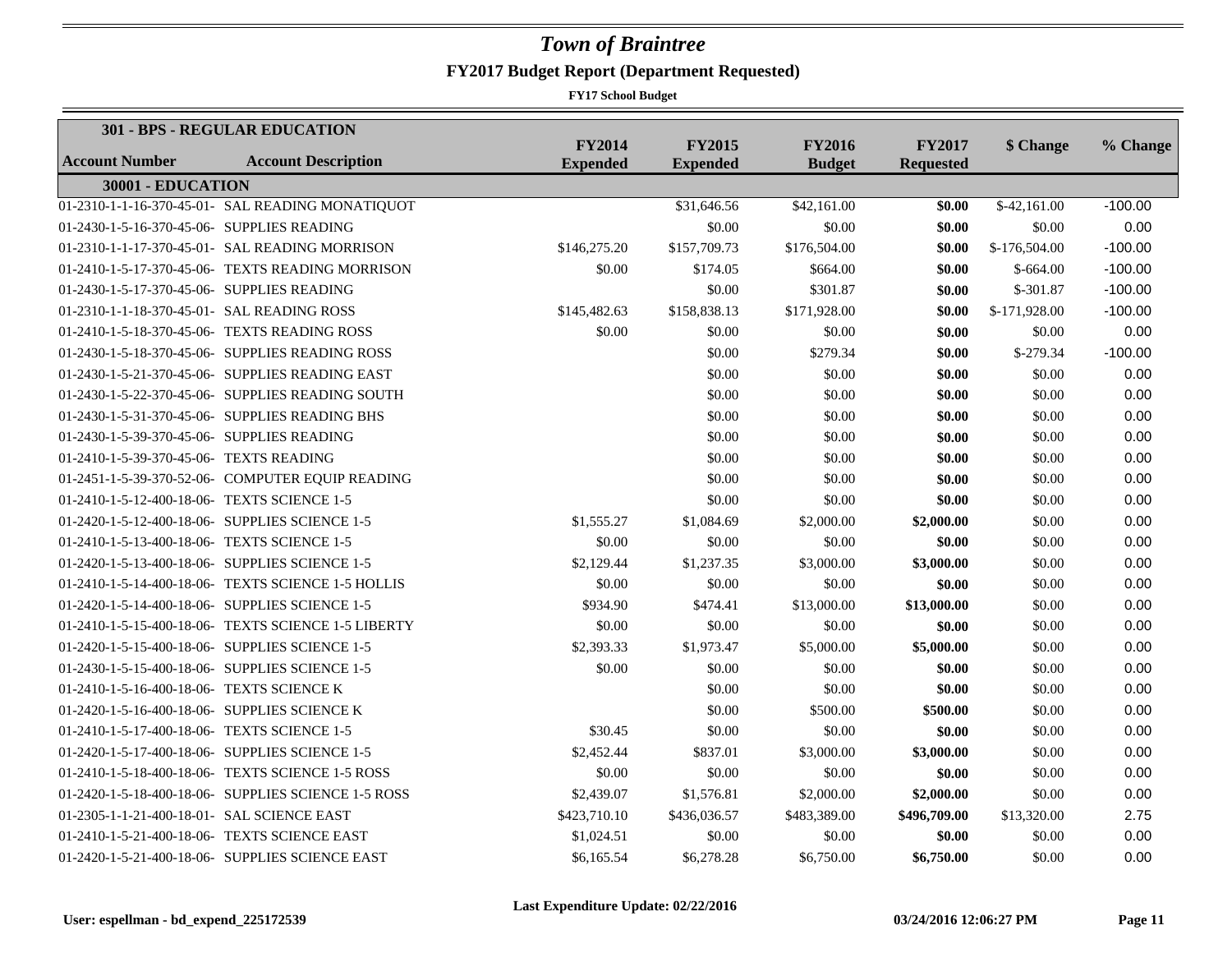# Town of Braintree

## FY2017 Budget Report (Department Requested)

**FY17 School Budget**

| **301 - BPS - REGULAR EDUCATION** | | | | | | | |
|---|---|---|---|---|---|---|---|
| **Account Number** | **Account Description** | **FY2014 Expended** | **FY2015 Expended** | **FY2016 Budget** | **FY2017 Requested** | **$ Change** | **% Change** |
| **30001 - EDUCATION** | | | | | | | |
| 01-2310-1-1-16-370-45-01- | SAL READING MONATIQUOT | | $31,646.56 | $42,161.00 | **$0.00** | $-42,161.00 | -100.00 |
| 01-2430-1-5-16-370-45-06- | SUPPLIES READING | | $0.00 | $0.00 | **$0.00** | $0.00 | 0.00 |
| 01-2310-1-1-17-370-45-01- | SAL READING MORRISON | $146,275.20 | $157,709.73 | $176,504.00 | **$0.00** | $-176,504.00 | -100.00 |
| 01-2410-1-5-17-370-45-06- | TEXTS READING MORRISON | $0.00 | $174.05 | $664.00 | **$0.00** | $-664.00 | -100.00 |
| 01-2430-1-5-17-370-45-06- | SUPPLIES READING | | $0.00 | $301.87 | **$0.00** | $-301.87 | -100.00 |
| 01-2310-1-1-18-370-45-01- | SAL READING ROSS | $145,482.63 | $158,838.13 | $171,928.00 | **$0.00** | $-171,928.00 | -100.00 |
| 01-2410-1-5-18-370-45-06- | TEXTS READING ROSS | $0.00 | $0.00 | $0.00 | **$0.00** | $0.00 | 0.00 |
| 01-2430-1-5-18-370-45-06- | SUPPLIES READING ROSS | | $0.00 | $279.34 | **$0.00** | $-279.34 | -100.00 |
| 01-2430-1-5-21-370-45-06- | SUPPLIES READING EAST | | $0.00 | $0.00 | **$0.00** | $0.00 | 0.00 |
| 01-2430-1-5-22-370-45-06- | SUPPLIES READING SOUTH | | $0.00 | $0.00 | **$0.00** | $0.00 | 0.00 |
| 01-2430-1-5-31-370-45-06- | SUPPLIES READING BHS | | $0.00 | $0.00 | **$0.00** | $0.00 | 0.00 |
| 01-2430-1-5-39-370-45-06- | SUPPLIES READING | | $0.00 | $0.00 | **$0.00** | $0.00 | 0.00 |
| 01-2410-1-5-39-370-45-06- | TEXTS READING | | $0.00 | $0.00 | **$0.00** | $0.00 | 0.00 |
| 01-2451-1-5-39-370-52-06- | COMPUTER EQUIP READING | | $0.00 | $0.00 | **$0.00** | $0.00 | 0.00 |
| 01-2410-1-5-12-400-18-06- | TEXTS SCIENCE 1-5 | | $0.00 | $0.00 | **$0.00** | $0.00 | 0.00 |
| 01-2420-1-5-12-400-18-06- | SUPPLIES SCIENCE 1-5 | $1,555.27 | $1,084.69 | $2,000.00 | **$2,000.00** | $0.00 | 0.00 |
| 01-2410-1-5-13-400-18-06- | TEXTS SCIENCE 1-5 | $0.00 | $0.00 | $0.00 | **$0.00** | $0.00 | 0.00 |
| 01-2420-1-5-13-400-18-06- | SUPPLIES SCIENCE 1-5 | $2,129.44 | $1,237.35 | $3,000.00 | **$3,000.00** | $0.00 | 0.00 |
| 01-2410-1-5-14-400-18-06- | TEXTS SCIENCE 1-5 HOLLIS | $0.00 | $0.00 | $0.00 | **$0.00** | $0.00 | 0.00 |
| 01-2420-1-5-14-400-18-06- | SUPPLIES SCIENCE 1-5 | $934.90 | $474.41 | $13,000.00 | **$13,000.00** | $0.00 | 0.00 |
| 01-2410-1-5-15-400-18-06- | TEXTS SCIENCE 1-5 LIBERTY | $0.00 | $0.00 | $0.00 | **$0.00** | $0.00 | 0.00 |
| 01-2420-1-5-15-400-18-06- | SUPPLIES SCIENCE 1-5 | $2,393.33 | $1,973.47 | $5,000.00 | **$5,000.00** | $0.00 | 0.00 |
| 01-2430-1-5-15-400-18-06- | SUPPLIES SCIENCE 1-5 | $0.00 | $0.00 | $0.00 | **$0.00** | $0.00 | 0.00 |
| 01-2410-1-5-16-400-18-06- | TEXTS SCIENCE K | | $0.00 | $0.00 | **$0.00** | $0.00 | 0.00 |
| 01-2420-1-5-16-400-18-06- | SUPPLIES SCIENCE K | | $0.00 | $500.00 | **$500.00** | $0.00 | 0.00 |
| 01-2410-1-5-17-400-18-06- | TEXTS SCIENCE 1-5 | $30.45 | $0.00 | $0.00 | **$0.00** | $0.00 | 0.00 |
| 01-2420-1-5-17-400-18-06- | SUPPLIES SCIENCE 1-5 | $2,452.44 | $837.01 | $3,000.00 | **$3,000.00** | $0.00 | 0.00 |
| 01-2410-1-5-18-400-18-06- | TEXTS SCIENCE 1-5 ROSS | $0.00 | $0.00 | $0.00 | **$0.00** | $0.00 | 0.00 |
| 01-2420-1-5-18-400-18-06- | SUPPLIES SCIENCE 1-5 ROSS | $2,439.07 | $1,576.81 | $2,000.00 | **$2,000.00** | $0.00 | 0.00 |
| 01-2305-1-1-21-400-18-01- | SAL SCIENCE EAST | $423,710.10 | $436,036.57 | $483,389.00 | **$496,709.00** | $13,320.00 | 2.75 |
| 01-2410-1-5-21-400-18-06- | TEXTS SCIENCE EAST | $1,024.51 | $0.00 | $0.00 | **$0.00** | $0.00 | 0.00 |
| 01-2420-1-5-21-400-18-06- | SUPPLIES SCIENCE EAST | $6,165.54 | $6,278.28 | $6,750.00 | **$6,750.00** | $0.00 | 0.00 |

Last Expenditure Update: 02/22/2016

User: espellman - bd_expend_225172539 03/24/2016 12:06:27 PM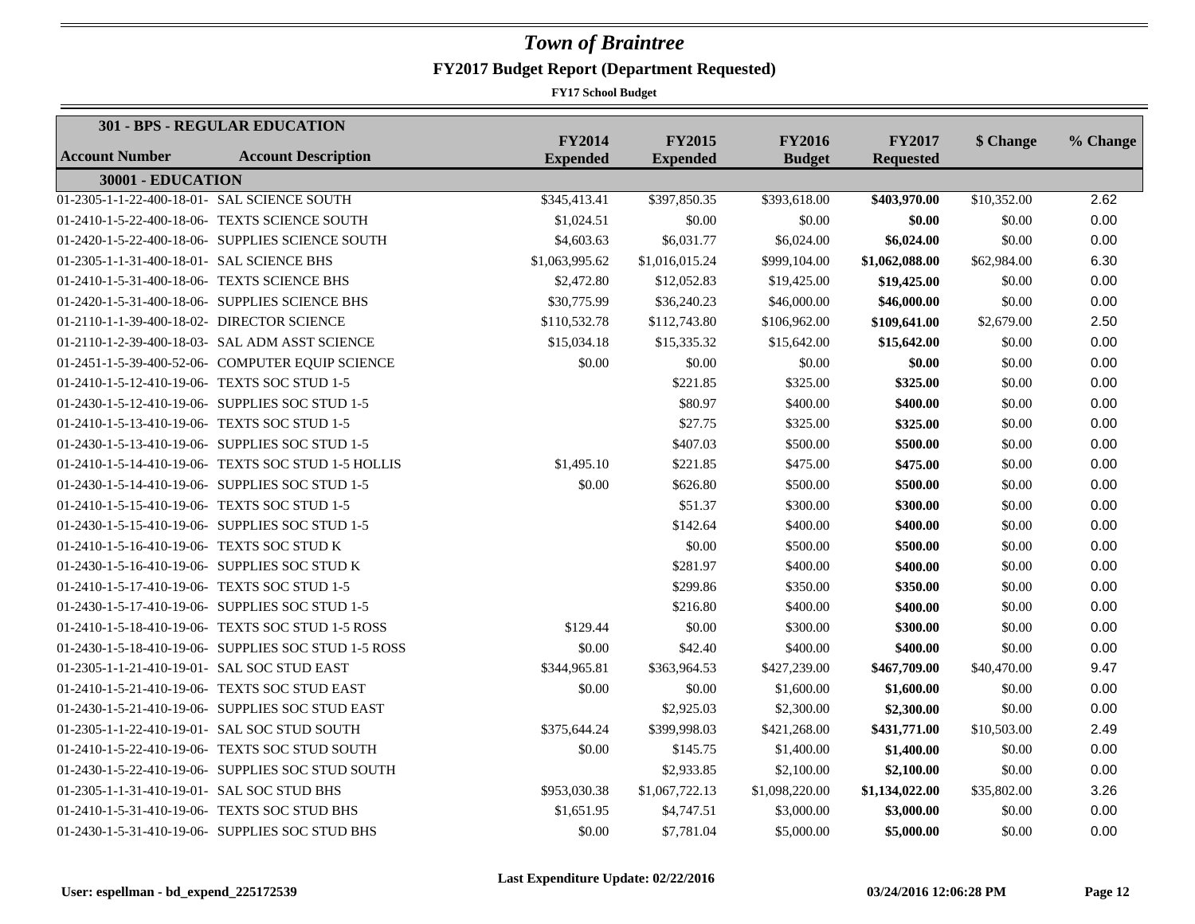# Town of Braintree

## FY2017 Budget Report (Department Requested)

**FY17 School Budget**

| Account Number | Account Description | FY2014 Expended | FY2015 Expended | FY2016 Budget | FY2017 Requested | $ Change | % Change |
|---|---|---|---|---|---|---|---|
| **301 - BPS - REGULAR EDUCATION** | | | | | | | |
| **30001 - EDUCATION** | | | | | | | |
| 01-2305-1-1-22-400-18-01- | SAL SCIENCE SOUTH | $345,413.41 | $397,850.35 | $393,618.00 | **$403,970.00** | $10,352.00 | 2.62 |
| 01-2410-1-5-22-400-18-06- | TEXTS SCIENCE SOUTH | $1,024.51 | $0.00 | $0.00 | **$0.00** | $0.00 | 0.00 |
| 01-2420-1-5-22-400-18-06- | SUPPLIES SCIENCE SOUTH | $4,603.63 | $6,031.77 | $6,024.00 | **$6,024.00** | $0.00 | 0.00 |
| 01-2305-1-1-31-400-18-01- | SAL SCIENCE BHS | $1,063,995.62 | $1,016,015.24 | $999,104.00 | **$1,062,088.00** | $62,984.00 | 6.30 |
| 01-2410-1-5-31-400-18-06- | TEXTS SCIENCE BHS | $2,472.80 | $12,052.83 | $19,425.00 | **$19,425.00** | $0.00 | 0.00 |
| 01-2420-1-5-31-400-18-06- | SUPPLIES SCIENCE BHS | $30,775.99 | $36,240.23 | $46,000.00 | **$46,000.00** | $0.00 | 0.00 |
| 01-2110-1-1-39-400-18-02- | DIRECTOR SCIENCE | $110,532.78 | $112,743.80 | $106,962.00 | **$109,641.00** | $2,679.00 | 2.50 |
| 01-2110-1-2-39-400-18-03- | SAL ADM ASST SCIENCE | $15,034.18 | $15,335.32 | $15,642.00 | **$15,642.00** | $0.00 | 0.00 |
| 01-2451-1-5-39-400-52-06- | COMPUTER EQUIP SCIENCE | $0.00 | $0.00 | $0.00 | **$0.00** | $0.00 | 0.00 |
| 01-2410-1-5-12-410-19-06- | TEXTS SOC STUD 1-5 | | $221.85 | $325.00 | **$325.00** | $0.00 | 0.00 |
| 01-2430-1-5-12-410-19-06- | SUPPLIES SOC STUD 1-5 | | $80.97 | $400.00 | **$400.00** | $0.00 | 0.00 |
| 01-2410-1-5-13-410-19-06- | TEXTS SOC STUD 1-5 | | $27.75 | $325.00 | **$325.00** | $0.00 | 0.00 |
| 01-2430-1-5-13-410-19-06- | SUPPLIES SOC STUD 1-5 | | $407.03 | $500.00 | **$500.00** | $0.00 | 0.00 |
| 01-2410-1-5-14-410-19-06- | TEXTS SOC STUD 1-5 HOLLIS | $1,495.10 | $221.85 | $475.00 | **$475.00** | $0.00 | 0.00 |
| 01-2430-1-5-14-410-19-06- | SUPPLIES SOC STUD 1-5 | $0.00 | $626.80 | $500.00 | **$500.00** | $0.00 | 0.00 |
| 01-2410-1-5-15-410-19-06- | TEXTS SOC STUD 1-5 | | $51.37 | $300.00 | **$300.00** | $0.00 | 0.00 |
| 01-2430-1-5-15-410-19-06- | SUPPLIES SOC STUD 1-5 | | $142.64 | $400.00 | **$400.00** | $0.00 | 0.00 |
| 01-2410-1-5-16-410-19-06- | TEXTS SOC STUD K | | $0.00 | $500.00 | **$500.00** | $0.00 | 0.00 |
| 01-2430-1-5-16-410-19-06- | SUPPLIES SOC STUD K | | $281.97 | $400.00 | **$400.00** | $0.00 | 0.00 |
| 01-2410-1-5-17-410-19-06- | TEXTS SOC STUD 1-5 | | $299.86 | $350.00 | **$350.00** | $0.00 | 0.00 |
| 01-2430-1-5-17-410-19-06- | SUPPLIES SOC STUD 1-5 | | $216.80 | $400.00 | **$400.00** | $0.00 | 0.00 |
| 01-2410-1-5-18-410-19-06- | TEXTS SOC STUD 1-5 ROSS | $129.44 | $0.00 | $300.00 | **$300.00** | $0.00 | 0.00 |
| 01-2430-1-5-18-410-19-06- | SUPPLIES SOC STUD 1-5 ROSS | $0.00 | $42.40 | $400.00 | **$400.00** | $0.00 | 0.00 |
| 01-2305-1-1-21-410-19-01- | SAL SOC STUD EAST | $344,965.81 | $363,964.53 | $427,239.00 | **$467,709.00** | $40,470.00 | 9.47 |
| 01-2410-1-5-21-410-19-06- | TEXTS SOC STUD EAST | $0.00 | $0.00 | $1,600.00 | **$1,600.00** | $0.00 | 0.00 |
| 01-2430-1-5-21-410-19-06- | SUPPLIES SOC STUD EAST | | $2,925.03 | $2,300.00 | **$2,300.00** | $0.00 | 0.00 |
| 01-2305-1-1-22-410-19-01- | SAL SOC STUD SOUTH | $375,644.24 | $399,998.03 | $421,268.00 | **$431,771.00** | $10,503.00 | 2.49 |
| 01-2410-1-5-22-410-19-06- | TEXTS SOC STUD SOUTH | $0.00 | $145.75 | $1,400.00 | **$1,400.00** | $0.00 | 0.00 |
| 01-2430-1-5-22-410-19-06- | SUPPLIES SOC STUD SOUTH | | $2,933.85 | $2,100.00 | **$2,100.00** | $0.00 | 0.00 |
| 01-2305-1-1-31-410-19-01- | SAL SOC STUD BHS | $953,030.38 | $1,067,722.13 | $1,098,220.00 | **$1,134,022.00** | $35,802.00 | 3.26 |
| 01-2410-1-5-31-410-19-06- | TEXTS SOC STUD BHS | $1,651.95 | $4,747.51 | $3,000.00 | **$3,000.00** | $0.00 | 0.00 |
| 01-2430-1-5-31-410-19-06- | SUPPLIES SOC STUD BHS | $0.00 | $7,781.04 | $5,000.00 | **$5,000.00** | $0.00 | 0.00 |

Last Expenditure Update: 02/22/2016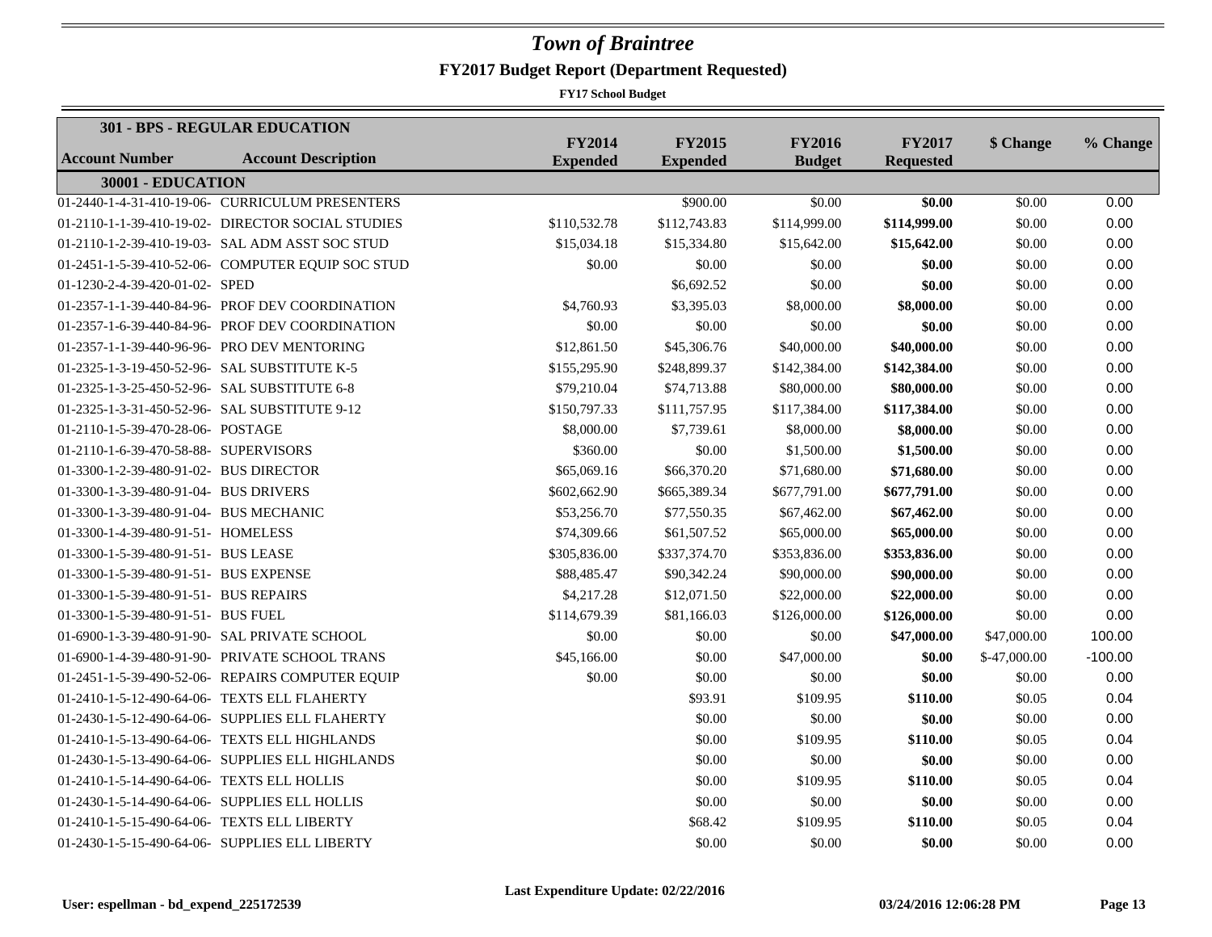# Town of Braintree

## FY2017 Budget Report (Department Requested)

**FY17 School Budget**

| 301 - BPS - REGULAR EDUCATION | | | | | | | |
|---|---|---|---|---|---|---|---|
| **Account Number** | **Account Description** | **FY2014 Expended** | **FY2015 Expended** | **FY2016 Budget** | **FY2017 Requested** | **$ Change** | **% Change** |
| **30001 - EDUCATION** | | | | | | | |
| 01-2440-1-4-31-410-19-06- | CURRICULUM PRESENTERS | | $900.00 | $0.00 | **$0.00** | $0.00 | 0.00 |
| 01-2110-1-1-39-410-19-02- | DIRECTOR SOCIAL STUDIES | $110,532.78 | $112,743.83 | $114,999.00 | **$114,999.00** | $0.00 | 0.00 |
| 01-2110-1-2-39-410-19-03- | SAL ADM ASST SOC STUD | $15,034.18 | $15,334.80 | $15,642.00 | **$15,642.00** | $0.00 | 0.00 |
| 01-2451-1-5-39-410-52-06- | COMPUTER EQUIP SOC STUD | $0.00 | $0.00 | $0.00 | **$0.00** | $0.00 | 0.00 |
| 01-1230-2-4-39-420-01-02- | SPED | | $6,692.52 | $0.00 | **$0.00** | $0.00 | 0.00 |
| 01-2357-1-1-39-440-84-96- | PROF DEV COORDINATION | $4,760.93 | $3,395.03 | $8,000.00 | **$8,000.00** | $0.00 | 0.00 |
| 01-2357-1-6-39-440-84-96- | PROF DEV COORDINATION | $0.00 | $0.00 | $0.00 | **$0.00** | $0.00 | 0.00 |
| 01-2357-1-1-39-440-96-96- | PRO DEV MENTORING | $12,861.50 | $45,306.76 | $40,000.00 | **$40,000.00** | $0.00 | 0.00 |
| 01-2325-1-3-19-450-52-96- | SAL SUBSTITUTE K-5 | $155,295.90 | $248,899.37 | $142,384.00 | **$142,384.00** | $0.00 | 0.00 |
| 01-2325-1-3-25-450-52-96- | SAL SUBSTITUTE 6-8 | $79,210.04 | $74,713.88 | $80,000.00 | **$80,000.00** | $0.00 | 0.00 |
| 01-2325-1-3-31-450-52-96- | SAL SUBSTITUTE 9-12 | $150,797.33 | $111,757.95 | $117,384.00 | **$117,384.00** | $0.00 | 0.00 |
| 01-2110-1-5-39-470-28-06- | POSTAGE | $8,000.00 | $7,739.61 | $8,000.00 | **$8,000.00** | $0.00 | 0.00 |
| 01-2110-1-6-39-470-58-88- | SUPERVISORS | $360.00 | $0.00 | $1,500.00 | **$1,500.00** | $0.00 | 0.00 |
| 01-3300-1-2-39-480-91-02- | BUS DIRECTOR | $65,069.16 | $66,370.20 | $71,680.00 | **$71,680.00** | $0.00 | 0.00 |
| 01-3300-1-3-39-480-91-04- | BUS DRIVERS | $602,662.90 | $665,389.34 | $677,791.00 | **$677,791.00** | $0.00 | 0.00 |
| 01-3300-1-3-39-480-91-04- | BUS MECHANIC | $53,256.70 | $77,550.35 | $67,462.00 | **$67,462.00** | $0.00 | 0.00 |
| 01-3300-1-4-39-480-91-51- | HOMELESS | $74,309.66 | $61,507.52 | $65,000.00 | **$65,000.00** | $0.00 | 0.00 |
| 01-3300-1-5-39-480-91-51- | BUS LEASE | $305,836.00 | $337,374.70 | $353,836.00 | **$353,836.00** | $0.00 | 0.00 |
| 01-3300-1-5-39-480-91-51- | BUS EXPENSE | $88,485.47 | $90,342.24 | $90,000.00 | **$90,000.00** | $0.00 | 0.00 |
| 01-3300-1-5-39-480-91-51- | BUS REPAIRS | $4,217.28 | $12,071.50 | $22,000.00 | **$22,000.00** | $0.00 | 0.00 |
| 01-3300-1-5-39-480-91-51- | BUS FUEL | $114,679.39 | $81,166.03 | $126,000.00 | **$126,000.00** | $0.00 | 0.00 |
| 01-6900-1-3-39-480-91-90- | SAL PRIVATE SCHOOL | $0.00 | $0.00 | $0.00 | **$47,000.00** | $47,000.00 | 100.00 |
| 01-6900-1-4-39-480-91-90- | PRIVATE SCHOOL TRANS | $45,166.00 | $0.00 | $47,000.00 | **$0.00** | $-47,000.00 | -100.00 |
| 01-2451-1-5-39-490-52-06- | REPAIRS COMPUTER EQUIP | $0.00 | $0.00 | $0.00 | **$0.00** | $0.00 | 0.00 |
| 01-2410-1-5-12-490-64-06- | TEXTS ELL FLAHERTY | | $93.91 | $109.95 | **$110.00** | $0.05 | 0.04 |
| 01-2430-1-5-12-490-64-06- | SUPPLIES ELL FLAHERTY | | $0.00 | $0.00 | **$0.00** | $0.00 | 0.00 |
| 01-2410-1-5-13-490-64-06- | TEXTS ELL HIGHLANDS | | $0.00 | $109.95 | **$110.00** | $0.05 | 0.04 |
| 01-2430-1-5-13-490-64-06- | SUPPLIES ELL HIGHLANDS | | $0.00 | $0.00 | **$0.00** | $0.00 | 0.00 |
| 01-2410-1-5-14-490-64-06- | TEXTS ELL HOLLIS | | $0.00 | $109.95 | **$110.00** | $0.05 | 0.04 |
| 01-2430-1-5-14-490-64-06- | SUPPLIES ELL HOLLIS | | $0.00 | $0.00 | **$0.00** | $0.00 | 0.00 |
| 01-2410-1-5-15-490-64-06- | TEXTS ELL LIBERTY | | $68.42 | $109.95 | **$110.00** | $0.05 | 0.04 |
| 01-2430-1-5-15-490-64-06- | SUPPLIES ELL LIBERTY | | $0.00 | $0.00 | **$0.00** | $0.00 | 0.00 |

Last Expenditure Update: 02/22/2016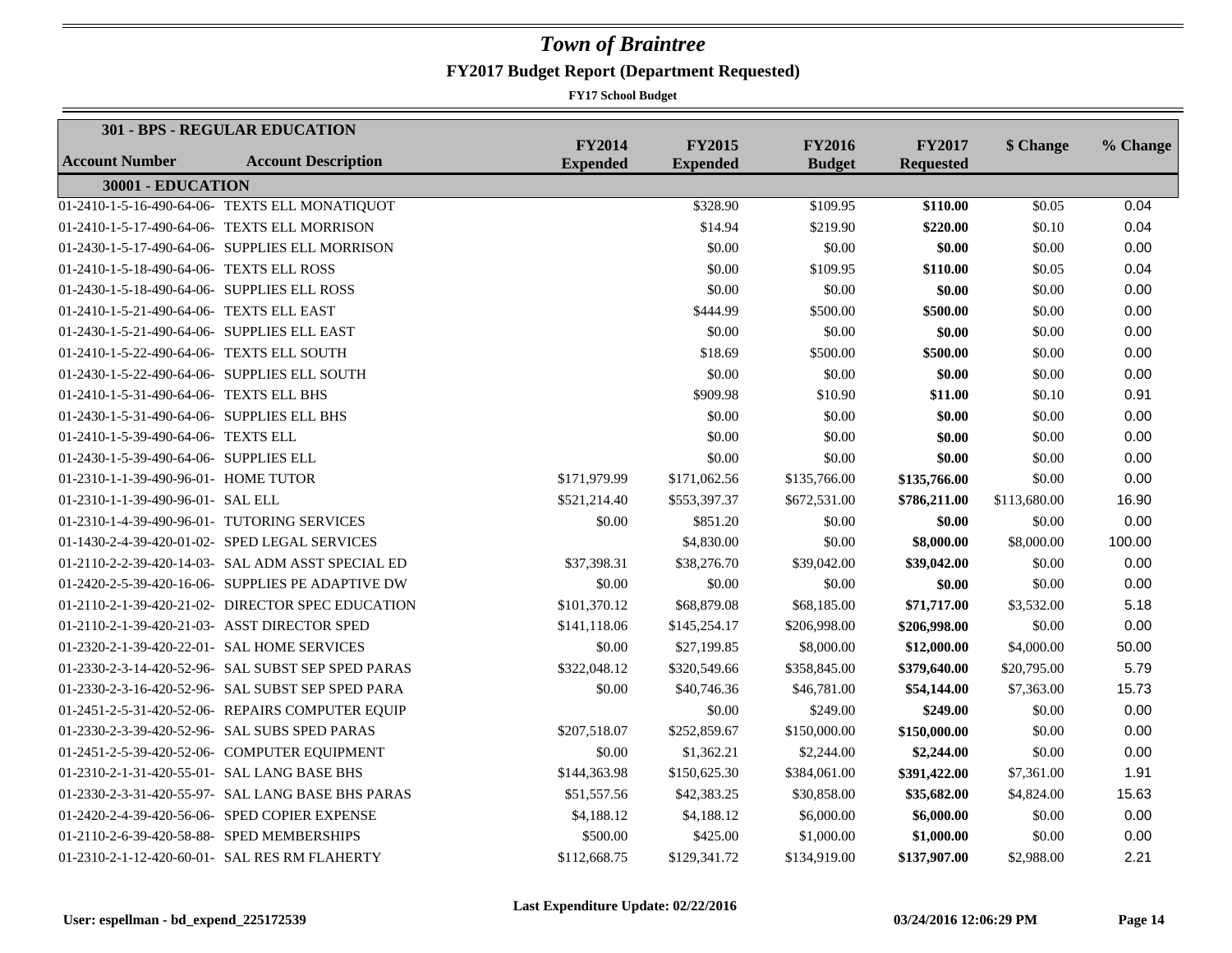# *Town of Braintree*

## FY2017 Budget Report (Department Requested)

**FY17 School Budget**

| **301 - BPS - REGULAR EDUCATION** | | | | | | | |
|---|---|---|---|---|---|---|---|
| **Account Number** | **Account Description** | **FY2014 Expended** | **FY2015 Expended** | **FY2016 Budget** | **FY2017 Requested** | **$ Change** | **% Change** |
| **30001 - EDUCATION** | | | | | | | |
| 01-2410-1-5-16-490-64-06- | TEXTS ELL MONATIQUOT | | $328.90 | $109.95 | **$110.00** | $0.05 | 0.04 |
| 01-2410-1-5-17-490-64-06- | TEXTS ELL MORRISON | | $14.94 | $219.90 | **$220.00** | $0.10 | 0.04 |
| 01-2430-1-5-17-490-64-06- | SUPPLIES ELL MORRISON | | $0.00 | $0.00 | **$0.00** | $0.00 | 0.00 |
| 01-2410-1-5-18-490-64-06- | TEXTS ELL ROSS | | $0.00 | $109.95 | **$110.00** | $0.05 | 0.04 |
| 01-2430-1-5-18-490-64-06- | SUPPLIES ELL ROSS | | $0.00 | $0.00 | **$0.00** | $0.00 | 0.00 |
| 01-2410-1-5-21-490-64-06- | TEXTS ELL EAST | | $444.99 | $500.00 | **$500.00** | $0.00 | 0.00 |
| 01-2430-1-5-21-490-64-06- | SUPPLIES ELL EAST | | $0.00 | $0.00 | **$0.00** | $0.00 | 0.00 |
| 01-2410-1-5-22-490-64-06- | TEXTS ELL SOUTH | | $18.69 | $500.00 | **$500.00** | $0.00 | 0.00 |
| 01-2430-1-5-22-490-64-06- | SUPPLIES ELL SOUTH | | $0.00 | $0.00 | **$0.00** | $0.00 | 0.00 |
| 01-2410-1-5-31-490-64-06- | TEXTS ELL BHS | | $909.98 | $10.90 | **$11.00** | $0.10 | 0.91 |
| 01-2430-1-5-31-490-64-06- | SUPPLIES ELL BHS | | $0.00 | $0.00 | **$0.00** | $0.00 | 0.00 |
| 01-2410-1-5-39-490-64-06- | TEXTS ELL | | $0.00 | $0.00 | **$0.00** | $0.00 | 0.00 |
| 01-2430-1-5-39-490-64-06- | SUPPLIES ELL | | $0.00 | $0.00 | **$0.00** | $0.00 | 0.00 |
| 01-2310-1-1-39-490-96-01- | HOME TUTOR | $171,979.99 | $171,062.56 | $135,766.00 | **$135,766.00** | $0.00 | 0.00 |
| 01-2310-1-1-39-490-96-01- | SAL ELL | $521,214.40 | $553,397.37 | $672,531.00 | **$786,211.00** | $113,680.00 | 16.90 |
| 01-2310-1-4-39-490-96-01- | TUTORING SERVICES | $0.00 | $851.20 | $0.00 | **$0.00** | $0.00 | 0.00 |
| 01-1430-2-4-39-420-01-02- | SPED LEGAL SERVICES | | $4,830.00 | $0.00 | **$8,000.00** | $8,000.00 | 100.00 |
| 01-2110-2-2-39-420-14-03- | SAL ADM ASST SPECIAL ED | $37,398.31 | $38,276.70 | $39,042.00 | **$39,042.00** | $0.00 | 0.00 |
| 01-2420-2-5-39-420-16-06- | SUPPLIES PE ADAPTIVE DW | $0.00 | $0.00 | $0.00 | **$0.00** | $0.00 | 0.00 |
| 01-2110-2-1-39-420-21-02- | DIRECTOR SPEC EDUCATION | $101,370.12 | $68,879.08 | $68,185.00 | **$71,717.00** | $3,532.00 | 5.18 |
| 01-2110-2-1-39-420-21-03- | ASST DIRECTOR SPED | $141,118.06 | $145,254.17 | $206,998.00 | **$206,998.00** | $0.00 | 0.00 |
| 01-2320-2-1-39-420-22-01- | SAL HOME SERVICES | $0.00 | $27,199.85 | $8,000.00 | **$12,000.00** | $4,000.00 | 50.00 |
| 01-2330-2-3-14-420-52-96- | SAL SUBST SEP SPED PARAS | $322,048.12 | $320,549.66 | $358,845.00 | **$379,640.00** | $20,795.00 | 5.79 |
| 01-2330-2-3-16-420-52-96- | SAL SUBST SEP SPED PARA | $0.00 | $40,746.36 | $46,781.00 | **$54,144.00** | $7,363.00 | 15.73 |
| 01-2451-2-5-31-420-52-06- | REPAIRS COMPUTER EQUIP | | $0.00 | $249.00 | **$249.00** | $0.00 | 0.00 |
| 01-2330-2-3-39-420-52-96- | SAL SUBS SPED PARAS | $207,518.07 | $252,859.67 | $150,000.00 | **$150,000.00** | $0.00 | 0.00 |
| 01-2451-2-5-39-420-52-06- | COMPUTER EQUIPMENT | $0.00 | $1,362.21 | $2,244.00 | **$2,244.00** | $0.00 | 0.00 |
| 01-2310-2-1-31-420-55-01- | SAL LANG BASE BHS | $144,363.98 | $150,625.30 | $384,061.00 | **$391,422.00** | $7,361.00 | 1.91 |
| 01-2330-2-3-31-420-55-97- | SAL LANG BASE BHS PARAS | $51,557.56 | $42,383.25 | $30,858.00 | **$35,682.00** | $4,824.00 | 15.63 |
| 01-2420-2-4-39-420-56-06- | SPED COPIER EXPENSE | $4,188.12 | $4,188.12 | $6,000.00 | **$6,000.00** | $0.00 | 0.00 |
| 01-2110-2-6-39-420-58-88- | SPED MEMBERSHIPS | $500.00 | $425.00 | $1,000.00 | **$1,000.00** | $0.00 | 0.00 |
| 01-2310-2-1-12-420-60-01- | SAL RES RM FLAHERTY | $112,668.75 | $129,341.72 | $134,919.00 | **$137,907.00** | $2,988.00 | 2.21 |

**Last Expenditure Update: 02/22/2016**

**User: espellman - bd_expend_225172539** **03/24/2016 12:06:29 PM**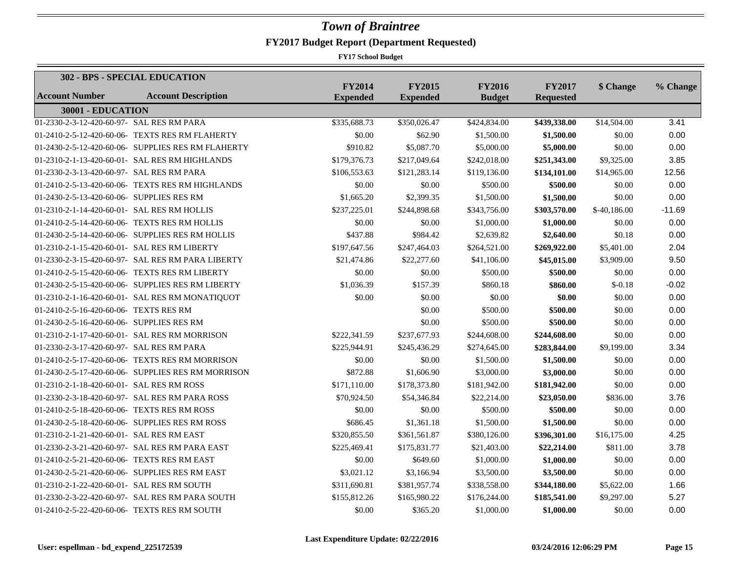# Town of Braintree

## FY2017 Budget Report (Department Requested)

**FY17 School Budget**

| **302 - BPS - SPECIAL EDUCATION** | | | | | | | |
|---|---|---|---|---|---|---|---|
| **Account Number** | **Account Description** | **FY2014 Expended** | **FY2015 Expended** | **FY2016 Budget** | **FY2017 Requested** | **$ Change** | **% Change** |
| **30001 - EDUCATION** | | | | | | | |
| 01-2330-2-3-12-420-60-97- | SAL RES RM PARA | $335,688.73 | $350,026.47 | $424,834.00 | **$439,338.00** | $14,504.00 | 3.41 |
| 01-2410-2-5-12-420-60-06- | TEXTS RES RM FLAHERTY | $0.00 | $62.90 | $1,500.00 | **$1,500.00** | $0.00 | 0.00 |
| 01-2430-2-5-12-420-60-06- | SUPPLIES RES RM FLAHERTY | $910.82 | $5,087.70 | $5,000.00 | **$5,000.00** | $0.00 | 0.00 |
| 01-2310-2-1-13-420-60-01- | SAL RES RM HIGHLANDS | $179,376.73 | $217,049.64 | $242,018.00 | **$251,343.00** | $9,325.00 | 3.85 |
| 01-2330-2-3-13-420-60-97- | SAL RES RM PARA | $106,553.63 | $121,283.14 | $119,136.00 | **$134,101.00** | $14,965.00 | 12.56 |
| 01-2410-2-5-13-420-60-06- | TEXTS RES RM HIGHLANDS | $0.00 | $0.00 | $500.00 | **$500.00** | $0.00 | 0.00 |
| 01-2430-2-5-13-420-60-06- | SUPPLIES RES RM | $1,665.20 | $2,399.35 | $1,500.00 | **$1,500.00** | $0.00 | 0.00 |
| 01-2310-2-1-14-420-60-01- | SAL RES RM HOLLIS | $237,225.01 | $244,898.68 | $343,756.00 | **$303,570.00** | $-40,186.00 | -11.69 |
| 01-2410-2-5-14-420-60-06- | TEXTS RES RM HOLLIS | $0.00 | $0.00 | $1,000.00 | **$1,000.00** | $0.00 | 0.00 |
| 01-2430-2-5-14-420-60-06- | SUPPLIES RES RM HOLLIS | $437.88 | $984.42 | $2,639.82 | **$2,640.00** | $0.18 | 0.00 |
| 01-2310-2-1-15-420-60-01- | SAL RES RM LIBERTY | $197,647.56 | $247,464.03 | $264,521.00 | **$269,922.00** | $5,401.00 | 2.04 |
| 01-2330-2-3-15-420-60-97- | SAL RES RM PARA LIBERTY | $21,474.86 | $22,277.60 | $41,106.00 | **$45,015.00** | $3,909.00 | 9.50 |
| 01-2410-2-5-15-420-60-06- | TEXTS RES RM LIBERTY | $0.00 | $0.00 | $500.00 | **$500.00** | $0.00 | 0.00 |
| 01-2430-2-5-15-420-60-06- | SUPPLIES RES RM LIBERTY | $1,036.39 | $157.39 | $860.18 | **$860.00** | $-0.18 | -0.02 |
| 01-2310-2-1-16-420-60-01- | SAL RES RM MONATIQUOT | $0.00 | $0.00 | $0.00 | **$0.00** | $0.00 | 0.00 |
| 01-2410-2-5-16-420-60-06- | TEXTS RES RM | | $0.00 | $500.00 | **$500.00** | $0.00 | 0.00 |
| 01-2430-2-5-16-420-60-06- | SUPPLIES RES RM | | $0.00 | $500.00 | **$500.00** | $0.00 | 0.00 |
| 01-2310-2-1-17-420-60-01- | SAL RES RM MORRISON | $222,341.59 | $237,677.93 | $244,608.00 | **$244,608.00** | $0.00 | 0.00 |
| 01-2330-2-3-17-420-60-97- | SAL RES RM PARA | $225,944.91 | $245,436.29 | $274,645.00 | **$283,844.00** | $9,199.00 | 3.34 |
| 01-2410-2-5-17-420-60-06- | TEXTS RES RM MORRISON | $0.00 | $0.00 | $1,500.00 | **$1,500.00** | $0.00 | 0.00 |
| 01-2430-2-5-17-420-60-06- | SUPPLIES RES RM MORRISON | $872.88 | $1,606.90 | $3,000.00 | **$3,000.00** | $0.00 | 0.00 |
| 01-2310-2-1-18-420-60-01- | SAL RES RM ROSS | $171,110.00 | $178,373.80 | $181,942.00 | **$181,942.00** | $0.00 | 0.00 |
| 01-2330-2-3-18-420-60-97- | SAL RES RM PARA ROSS | $70,924.50 | $54,346.84 | $22,214.00 | **$23,050.00** | $836.00 | 3.76 |
| 01-2410-2-5-18-420-60-06- | TEXTS RES RM ROSS | $0.00 | $0.00 | $500.00 | **$500.00** | $0.00 | 0.00 |
| 01-2430-2-5-18-420-60-06- | SUPPLIES RES RM ROSS | $686.45 | $1,361.18 | $1,500.00 | **$1,500.00** | $0.00 | 0.00 |
| 01-2310-2-1-21-420-60-01- | SAL RES RM EAST | $320,855.50 | $361,561.87 | $380,126.00 | **$396,301.00** | $16,175.00 | 4.25 |
| 01-2330-2-3-21-420-60-97- | SAL RES RM PARA EAST | $225,469.41 | $175,831.77 | $21,403.00 | **$22,214.00** | $811.00 | 3.78 |
| 01-2410-2-5-21-420-60-06- | TEXTS RES RM EAST | $0.00 | $649.60 | $1,000.00 | **$1,000.00** | $0.00 | 0.00 |
| 01-2430-2-5-21-420-60-06- | SUPPLIES RES RM EAST | $3,021.12 | $3,166.94 | $3,500.00 | **$3,500.00** | $0.00 | 0.00 |
| 01-2310-2-1-22-420-60-01- | SAL RES RM SOUTH | $311,690.81 | $381,957.74 | $338,558.00 | **$344,180.00** | $5,622.00 | 1.66 |
| 01-2330-2-3-22-420-60-97- | SAL RES RM PARA SOUTH | $155,812.26 | $165,980.22 | $176,244.00 | **$185,541.00** | $9,297.00 | 5.27 |
| 01-2410-2-5-22-420-60-06- | TEXTS RES RM SOUTH | $0.00 | $365.20 | $1,000.00 | **$1,000.00** | $0.00 | 0.00 |

**Last Expenditure Update: 02/22/2016**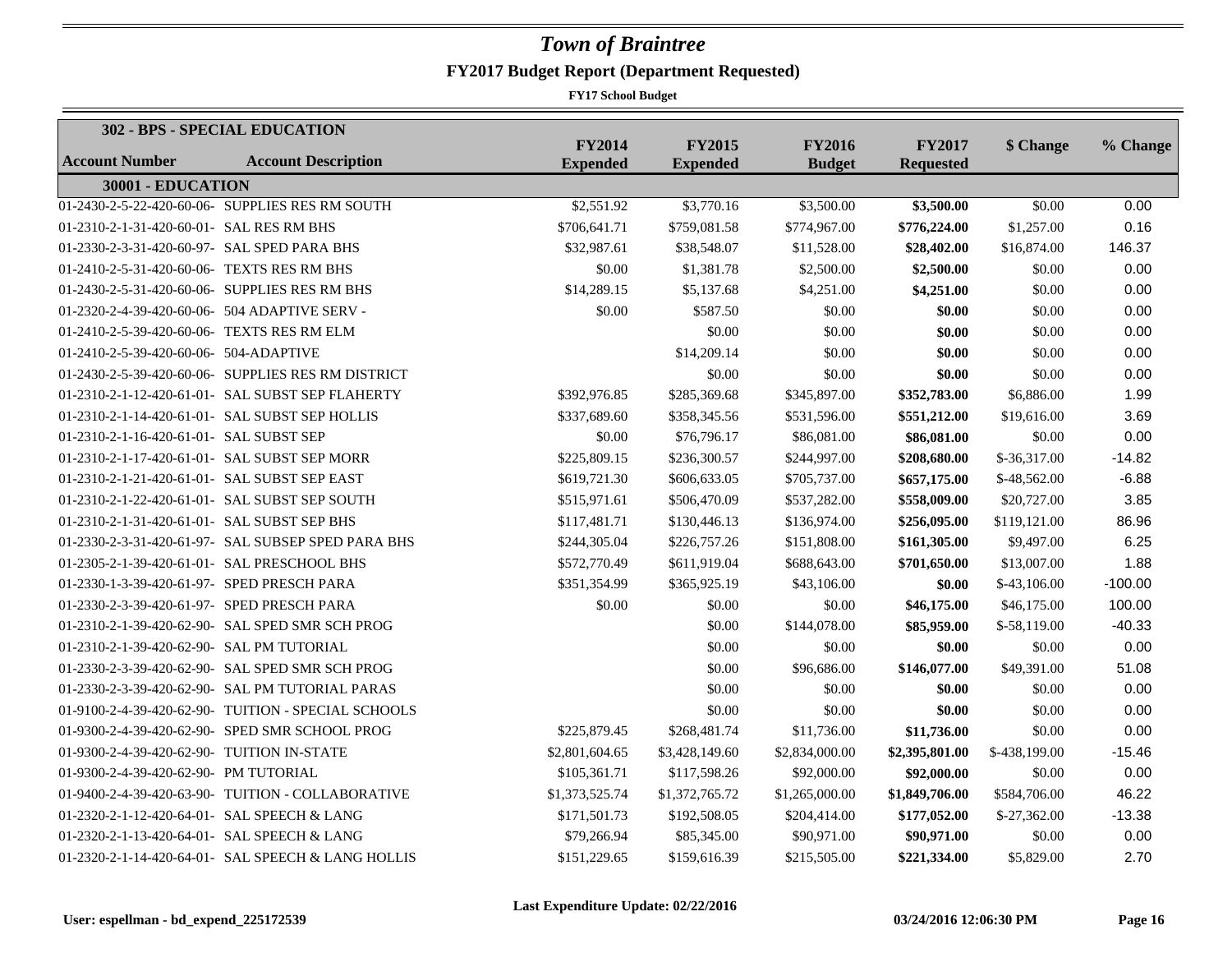# *Town of Braintree*

## FY2017 Budget Report (Department Requested)

**FY17 School Budget**

| **302 - BPS - SPECIAL EDUCATION** | | | | | | | |
|---|---|---|---|---|---|---|---|
| **Account Number** | **Account Description** | **FY2014 Expended** | **FY2015 Expended** | **FY2016 Budget** | **FY2017 Requested** | **$ Change** | **% Change** |
| **30001 - EDUCATION** | | | | | | | |
| 01-2430-2-5-22-420-60-06- | SUPPLIES RES RM SOUTH | $2,551.92 | $3,770.16 | $3,500.00 | **$3,500.00** | $0.00 | 0.00 |
| 01-2310-2-1-31-420-60-01- | SAL RES RM BHS | $706,641.71 | $759,081.58 | $774,967.00 | **$776,224.00** | $1,257.00 | 0.16 |
| 01-2330-2-3-31-420-60-97- | SAL SPED PARA BHS | $32,987.61 | $38,548.07 | $11,528.00 | **$28,402.00** | $16,874.00 | 146.37 |
| 01-2410-2-5-31-420-60-06- | TEXTS RES RM BHS | $0.00 | $1,381.78 | $2,500.00 | **$2,500.00** | $0.00 | 0.00 |
| 01-2430-2-5-31-420-60-06- | SUPPLIES RES RM BHS | $14,289.15 | $5,137.68 | $4,251.00 | **$4,251.00** | $0.00 | 0.00 |
| 01-2320-2-4-39-420-60-06- | 504 ADAPTIVE SERV - | $0.00 | $587.50 | $0.00 | **$0.00** | $0.00 | 0.00 |
| 01-2410-2-5-39-420-60-06- | TEXTS RES RM ELM | | $0.00 | $0.00 | **$0.00** | $0.00 | 0.00 |
| 01-2410-2-5-39-420-60-06- | 504-ADAPTIVE | | $14,209.14 | $0.00 | **$0.00** | $0.00 | 0.00 |
| 01-2430-2-5-39-420-60-06- | SUPPLIES RES RM DISTRICT | | $0.00 | $0.00 | **$0.00** | $0.00 | 0.00 |
| 01-2310-2-1-12-420-61-01- | SAL SUBST SEP FLAHERTY | $392,976.85 | $285,369.68 | $345,897.00 | **$352,783.00** | $6,886.00 | 1.99 |
| 01-2310-2-1-14-420-61-01- | SAL SUBST SEP HOLLIS | $337,689.60 | $358,345.56 | $531,596.00 | **$551,212.00** | $19,616.00 | 3.69 |
| 01-2310-2-1-16-420-61-01- | SAL SUBST SEP | $0.00 | $76,796.17 | $86,081.00 | **$86,081.00** | $0.00 | 0.00 |
| 01-2310-2-1-17-420-61-01- | SAL SUBST SEP MORR | $225,809.15 | $236,300.57 | $244,997.00 | **$208,680.00** | $-36,317.00 | -14.82 |
| 01-2310-2-1-21-420-61-01- | SAL SUBST SEP EAST | $619,721.30 | $606,633.05 | $705,737.00 | **$657,175.00** | $-48,562.00 | -6.88 |
| 01-2310-2-1-22-420-61-01- | SAL SUBST SEP SOUTH | $515,971.61 | $506,470.09 | $537,282.00 | **$558,009.00** | $20,727.00 | 3.85 |
| 01-2310-2-1-31-420-61-01- | SAL SUBST SEP BHS | $117,481.71 | $130,446.13 | $136,974.00 | **$256,095.00** | $119,121.00 | 86.96 |
| 01-2330-2-3-31-420-61-97- | SAL SUBSEP SPED PARA BHS | $244,305.04 | $226,757.26 | $151,808.00 | **$161,305.00** | $9,497.00 | 6.25 |
| 01-2305-2-1-39-420-61-01- | SAL PRESCHOOL BHS | $572,770.49 | $611,919.04 | $688,643.00 | **$701,650.00** | $13,007.00 | 1.88 |
| 01-2330-1-3-39-420-61-97- | SPED PRESCH PARA | $351,354.99 | $365,925.19 | $43,106.00 | **$0.00** | $-43,106.00 | -100.00 |
| 01-2330-2-3-39-420-61-97- | SPED PRESCH PARA | $0.00 | $0.00 | $0.00 | **$46,175.00** | $46,175.00 | 100.00 |
| 01-2310-2-1-39-420-62-90- | SAL SPED SMR SCH PROG | | $0.00 | $144,078.00 | **$85,959.00** | $-58,119.00 | -40.33 |
| 01-2310-2-1-39-420-62-90- | SAL PM TUTORIAL | | $0.00 | $0.00 | **$0.00** | $0.00 | 0.00 |
| 01-2330-2-3-39-420-62-90- | SAL SPED SMR SCH PROG | | $0.00 | $96,686.00 | **$146,077.00** | $49,391.00 | 51.08 |
| 01-2330-2-3-39-420-62-90- | SAL PM TUTORIAL PARAS | | $0.00 | $0.00 | **$0.00** | $0.00 | 0.00 |
| 01-9100-2-4-39-420-62-90- | TUITION - SPECIAL SCHOOLS | | $0.00 | $0.00 | **$0.00** | $0.00 | 0.00 |
| 01-9300-2-4-39-420-62-90- | SPED SMR SCHOOL PROG | $225,879.45 | $268,481.74 | $11,736.00 | **$11,736.00** | $0.00 | 0.00 |
| 01-9300-2-4-39-420-62-90- | TUITION IN-STATE | $2,801,604.65 | $3,428,149.60 | $2,834,000.00 | **$2,395,801.00** | $-438,199.00 | -15.46 |
| 01-9300-2-4-39-420-62-90- | PM TUTORIAL | $105,361.71 | $117,598.26 | $92,000.00 | **$92,000.00** | $0.00 | 0.00 |
| 01-9400-2-4-39-420-63-90- | TUITION - COLLABORATIVE | $1,373,525.74 | $1,372,765.72 | $1,265,000.00 | **$1,849,706.00** | $584,706.00 | 46.22 |
| 01-2320-2-1-12-420-64-01- | SAL SPEECH & LANG | $171,501.73 | $192,508.05 | $204,414.00 | **$177,052.00** | $-27,362.00 | -13.38 |
| 01-2320-2-1-13-420-64-01- | SAL SPEECH & LANG | $79,266.94 | $85,345.00 | $90,971.00 | **$90,971.00** | $0.00 | 0.00 |
| 01-2320-2-1-14-420-64-01- | SAL SPEECH & LANG HOLLIS | $151,229.65 | $159,616.39 | $215,505.00 | **$221,334.00** | $5,829.00 | 2.70 |

**Last Expenditure Update: 02/22/2016**

**User: espellman - bd_expend_225172539** **03/24/2016 12:06:30 PM**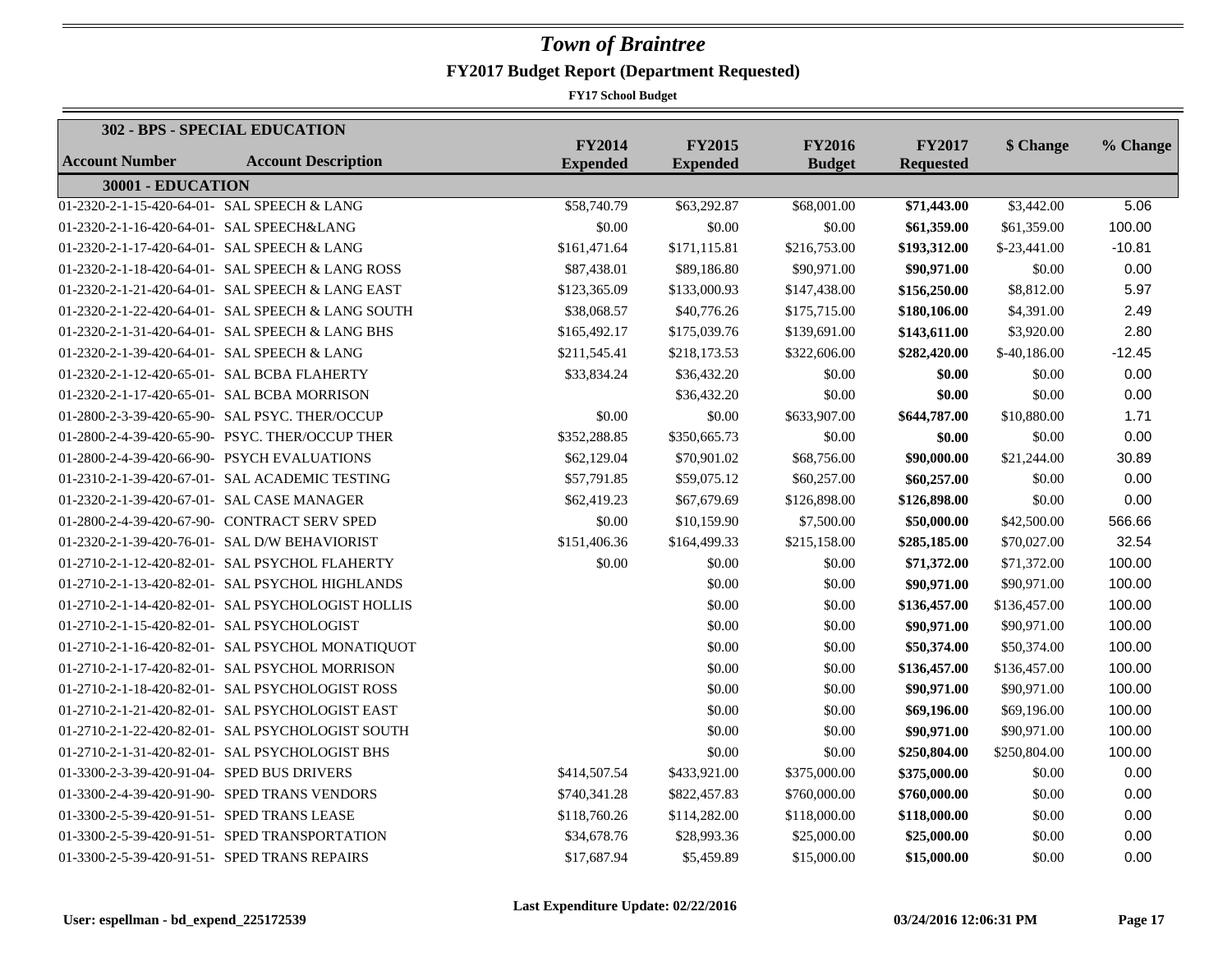# Town of Braintree

## FY2017 Budget Report (Department Requested)

**FY17 School Budget**

| **302 - BPS - SPECIAL EDUCATION** | | | | | | | |
|---|---|---|---|---|---|---|---|
| **Account Number** | **Account Description** | **FY2014 Expended** | **FY2015 Expended** | **FY2016 Budget** | **FY2017 Requested** | **$ Change** | **% Change** |
| **30001 - EDUCATION** | | | | | | | |
| 01-2320-2-1-15-420-64-01- | SAL SPEECH & LANG | $58,740.79 | $63,292.87 | $68,001.00 | **$71,443.00** | $3,442.00 | 5.06 |
| 01-2320-2-1-16-420-64-01- | SAL SPEECH&LANG | $0.00 | $0.00 | $0.00 | **$61,359.00** | $61,359.00 | 100.00 |
| 01-2320-2-1-17-420-64-01- | SAL SPEECH & LANG | $161,471.64 | $171,115.81 | $216,753.00 | **$193,312.00** | $-23,441.00 | -10.81 |
| 01-2320-2-1-18-420-64-01- | SAL SPEECH & LANG ROSS | $87,438.01 | $89,186.80 | $90,971.00 | **$90,971.00** | $0.00 | 0.00 |
| 01-2320-2-1-21-420-64-01- | SAL SPEECH & LANG EAST | $123,365.09 | $133,000.93 | $147,438.00 | **$156,250.00** | $8,812.00 | 5.97 |
| 01-2320-2-1-22-420-64-01- | SAL SPEECH & LANG SOUTH | $38,068.57 | $40,776.26 | $175,715.00 | **$180,106.00** | $4,391.00 | 2.49 |
| 01-2320-2-1-31-420-64-01- | SAL SPEECH & LANG BHS | $165,492.17 | $175,039.76 | $139,691.00 | **$143,611.00** | $3,920.00 | 2.80 |
| 01-2320-2-1-39-420-64-01- | SAL SPEECH & LANG | $211,545.41 | $218,173.53 | $322,606.00 | **$282,420.00** | $-40,186.00 | -12.45 |
| 01-2320-2-1-12-420-65-01- | SAL BCBA FLAHERTY | $33,834.24 | $36,432.20 | $0.00 | **$0.00** | $0.00 | 0.00 |
| 01-2320-2-1-17-420-65-01- | SAL BCBA MORRISON | | $36,432.20 | $0.00 | **$0.00** | $0.00 | 0.00 |
| 01-2800-2-3-39-420-65-90- | SAL PSYC. THER/OCCUP | $0.00 | $0.00 | $633,907.00 | **$644,787.00** | $10,880.00 | 1.71 |
| 01-2800-2-4-39-420-65-90- | PSYC. THER/OCCUP THER | $352,288.85 | $350,665.73 | $0.00 | **$0.00** | $0.00 | 0.00 |
| 01-2800-2-4-39-420-66-90- | PSYCH EVALUATIONS | $62,129.04 | $70,901.02 | $68,756.00 | **$90,000.00** | $21,244.00 | 30.89 |
| 01-2310-2-1-39-420-67-01- | SAL ACADEMIC TESTING | $57,791.85 | $59,075.12 | $60,257.00 | **$60,257.00** | $0.00 | 0.00 |
| 01-2320-2-1-39-420-67-01- | SAL CASE MANAGER | $62,419.23 | $67,679.69 | $126,898.00 | **$126,898.00** | $0.00 | 0.00 |
| 01-2800-2-4-39-420-67-90- | CONTRACT SERV SPED | $0.00 | $10,159.90 | $7,500.00 | **$50,000.00** | $42,500.00 | 566.66 |
| 01-2320-2-1-39-420-76-01- | SAL D/W BEHAVIORIST | $151,406.36 | $164,499.33 | $215,158.00 | **$285,185.00** | $70,027.00 | 32.54 |
| 01-2710-2-1-12-420-82-01- | SAL PSYCHOL FLAHERTY | $0.00 | $0.00 | $0.00 | **$71,372.00** | $71,372.00 | 100.00 |
| 01-2710-2-1-13-420-82-01- | SAL PSYCHOL HIGHLANDS | | $0.00 | $0.00 | **$90,971.00** | $90,971.00 | 100.00 |
| 01-2710-2-1-14-420-82-01- | SAL PSYCHOLOGIST HOLLIS | | $0.00 | $0.00 | **$136,457.00** | $136,457.00 | 100.00 |
| 01-2710-2-1-15-420-82-01- | SAL PSYCHOLOGIST | | $0.00 | $0.00 | **$90,971.00** | $90,971.00 | 100.00 |
| 01-2710-2-1-16-420-82-01- | SAL PSYCHOL MONATIQUOT | | $0.00 | $0.00 | **$50,374.00** | $50,374.00 | 100.00 |
| 01-2710-2-1-17-420-82-01- | SAL PSYCHOL MORRISON | | $0.00 | $0.00 | **$136,457.00** | $136,457.00 | 100.00 |
| 01-2710-2-1-18-420-82-01- | SAL PSYCHOLOGIST ROSS | | $0.00 | $0.00 | **$90,971.00** | $90,971.00 | 100.00 |
| 01-2710-2-1-21-420-82-01- | SAL PSYCHOLOGIST EAST | | $0.00 | $0.00 | **$69,196.00** | $69,196.00 | 100.00 |
| 01-2710-2-1-22-420-82-01- | SAL PSYCHOLOGIST SOUTH | | $0.00 | $0.00 | **$90,971.00** | $90,971.00 | 100.00 |
| 01-2710-2-1-31-420-82-01- | SAL PSYCHOLOGIST BHS | | $0.00 | $0.00 | **$250,804.00** | $250,804.00 | 100.00 |
| 01-3300-2-3-39-420-91-04- | SPED BUS DRIVERS | $414,507.54 | $433,921.00 | $375,000.00 | **$375,000.00** | $0.00 | 0.00 |
| 01-3300-2-4-39-420-91-90- | SPED TRANS VENDORS | $740,341.28 | $822,457.83 | $760,000.00 | **$760,000.00** | $0.00 | 0.00 |
| 01-3300-2-5-39-420-91-51- | SPED TRANS LEASE | $118,760.26 | $114,282.00 | $118,000.00 | **$118,000.00** | $0.00 | 0.00 |
| 01-3300-2-5-39-420-91-51- | SPED TRANSPORTATION | $34,678.76 | $28,993.36 | $25,000.00 | **$25,000.00** | $0.00 | 0.00 |
| 01-3300-2-5-39-420-91-51- | SPED TRANS REPAIRS | $17,687.94 | $5,459.89 | $15,000.00 | **$15,000.00** | $0.00 | 0.00 |

**Last Expenditure Update: 02/22/2016**

**User: espellman - bd_expend_225172539** **03/24/2016 12:06:31 PM**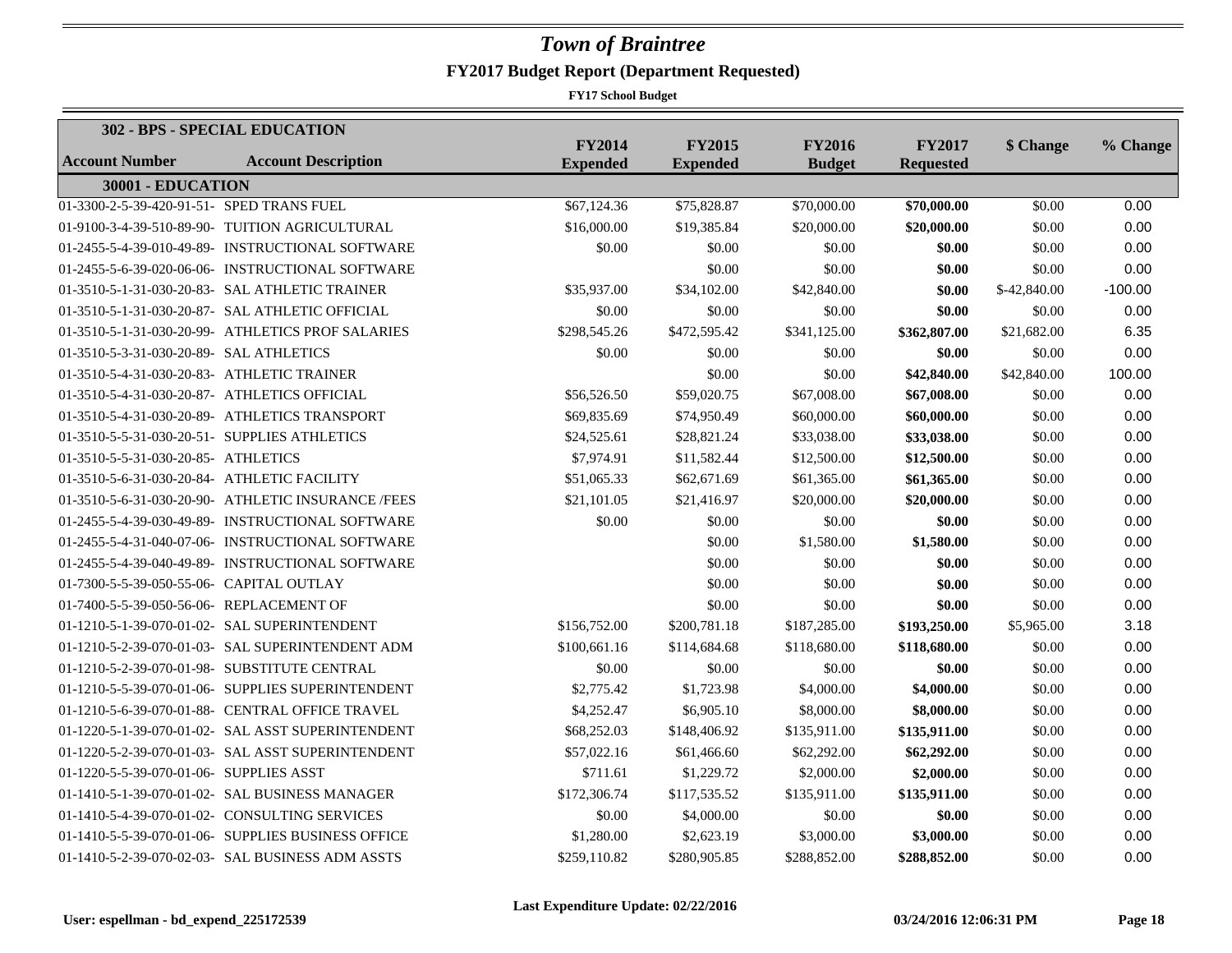# Town of Braintree

## FY2017 Budget Report (Department Requested)

**FY17 School Budget**

### 302 - BPS - SPECIAL EDUCATION

| Account Number | Account Description | FY2014 Expended | FY2015 Expended | FY2016 Budget | FY2017 Requested | $ Change | % Change |
|---|---|---|---|---|---|---|---|
| **30001 - EDUCATION** | | | | | | | |
| 01-3300-2-5-39-420-91-51- | SPED TRANS FUEL | $67,124.36 | $75,828.87 | $70,000.00 | **$70,000.00** | $0.00 | 0.00 |
| 01-9100-3-4-39-510-89-90- | TUITION AGRICULTURAL | $16,000.00 | $19,385.84 | $20,000.00 | **$20,000.00** | $0.00 | 0.00 |
| 01-2455-5-4-39-010-49-89- | INSTRUCTIONAL SOFTWARE | $0.00 | $0.00 | $0.00 | **$0.00** | $0.00 | 0.00 |
| 01-2455-5-6-39-020-06-06- | INSTRUCTIONAL SOFTWARE | | $0.00 | $0.00 | **$0.00** | $0.00 | 0.00 |
| 01-3510-5-1-31-030-20-83- | SAL ATHLETIC TRAINER | $35,937.00 | $34,102.00 | $42,840.00 | **$0.00** | $-42,840.00 | -100.00 |
| 01-3510-5-1-31-030-20-87- | SAL ATHLETIC OFFICIAL | $0.00 | $0.00 | $0.00 | **$0.00** | $0.00 | 0.00 |
| 01-3510-5-1-31-030-20-99- | ATHLETICS PROF SALARIES | $298,545.26 | $472,595.42 | $341,125.00 | **$362,807.00** | $21,682.00 | 6.35 |
| 01-3510-5-3-31-030-20-89- | SAL ATHLETICS | $0.00 | $0.00 | $0.00 | **$0.00** | $0.00 | 0.00 |
| 01-3510-5-4-31-030-20-83- | ATHLETIC TRAINER | | $0.00 | $0.00 | **$42,840.00** | $42,840.00 | 100.00 |
| 01-3510-5-4-31-030-20-87- | ATHLETICS OFFICIAL | $56,526.50 | $59,020.75 | $67,008.00 | **$67,008.00** | $0.00 | 0.00 |
| 01-3510-5-4-31-030-20-89- | ATHLETICS TRANSPORT | $69,835.69 | $74,950.49 | $60,000.00 | **$60,000.00** | $0.00 | 0.00 |
| 01-3510-5-5-31-030-20-51- | SUPPLIES ATHLETICS | $24,525.61 | $28,821.24 | $33,038.00 | **$33,038.00** | $0.00 | 0.00 |
| 01-3510-5-5-31-030-20-85- | ATHLETICS | $7,974.91 | $11,582.44 | $12,500.00 | **$12,500.00** | $0.00 | 0.00 |
| 01-3510-5-6-31-030-20-84- | ATHLETIC FACILITY | $51,065.33 | $62,671.69 | $61,365.00 | **$61,365.00** | $0.00 | 0.00 |
| 01-3510-5-6-31-030-20-90- | ATHLETIC INSURANCE /FEES | $21,101.05 | $21,416.97 | $20,000.00 | **$20,000.00** | $0.00 | 0.00 |
| 01-2455-5-4-39-030-49-89- | INSTRUCTIONAL SOFTWARE | $0.00 | $0.00 | $0.00 | **$0.00** | $0.00 | 0.00 |
| 01-2455-5-4-31-040-07-06- | INSTRUCTIONAL SOFTWARE | | $0.00 | $1,580.00 | **$1,580.00** | $0.00 | 0.00 |
| 01-2455-5-4-39-040-49-89- | INSTRUCTIONAL SOFTWARE | | $0.00 | $0.00 | **$0.00** | $0.00 | 0.00 |
| 01-7300-5-5-39-050-55-06- | CAPITAL OUTLAY | | $0.00 | $0.00 | **$0.00** | $0.00 | 0.00 |
| 01-7400-5-5-39-050-56-06- | REPLACEMENT OF | | $0.00 | $0.00 | **$0.00** | $0.00 | 0.00 |
| 01-1210-5-1-39-070-01-02- | SAL SUPERINTENDENT | $156,752.00 | $200,781.18 | $187,285.00 | **$193,250.00** | $5,965.00 | 3.18 |
| 01-1210-5-2-39-070-01-03- | SAL SUPERINTENDENT ADM | $100,661.16 | $114,684.68 | $118,680.00 | **$118,680.00** | $0.00 | 0.00 |
| 01-1210-5-2-39-070-01-98- | SUBSTITUTE CENTRAL | $0.00 | $0.00 | $0.00 | **$0.00** | $0.00 | 0.00 |
| 01-1210-5-5-39-070-01-06- | SUPPLIES SUPERINTENDENT | $2,775.42 | $1,723.98 | $4,000.00 | **$4,000.00** | $0.00 | 0.00 |
| 01-1210-5-6-39-070-01-88- | CENTRAL OFFICE TRAVEL | $4,252.47 | $6,905.10 | $8,000.00 | **$8,000.00** | $0.00 | 0.00 |
| 01-1220-5-1-39-070-01-02- | SAL ASST SUPERINTENDENT | $68,252.03 | $148,406.92 | $135,911.00 | **$135,911.00** | $0.00 | 0.00 |
| 01-1220-5-2-39-070-01-03- | SAL ASST SUPERINTENDENT | $57,022.16 | $61,466.60 | $62,292.00 | **$62,292.00** | $0.00 | 0.00 |
| 01-1220-5-5-39-070-01-06- | SUPPLIES ASST | $711.61 | $1,229.72 | $2,000.00 | **$2,000.00** | $0.00 | 0.00 |
| 01-1410-5-1-39-070-01-02- | SAL BUSINESS MANAGER | $172,306.74 | $117,535.52 | $135,911.00 | **$135,911.00** | $0.00 | 0.00 |
| 01-1410-5-4-39-070-01-02- | CONSULTING SERVICES | $0.00 | $4,000.00 | $0.00 | **$0.00** | $0.00 | 0.00 |
| 01-1410-5-5-39-070-01-06- | SUPPLIES BUSINESS OFFICE | $1,280.00 | $2,623.19 | $3,000.00 | **$3,000.00** | $0.00 | 0.00 |
| 01-1410-5-2-39-070-02-03- | SAL BUSINESS ADM ASSTS | $259,110.82 | $280,905.85 | $288,852.00 | **$288,852.00** | $0.00 | 0.00 |

**Last Expenditure Update: 02/22/2016**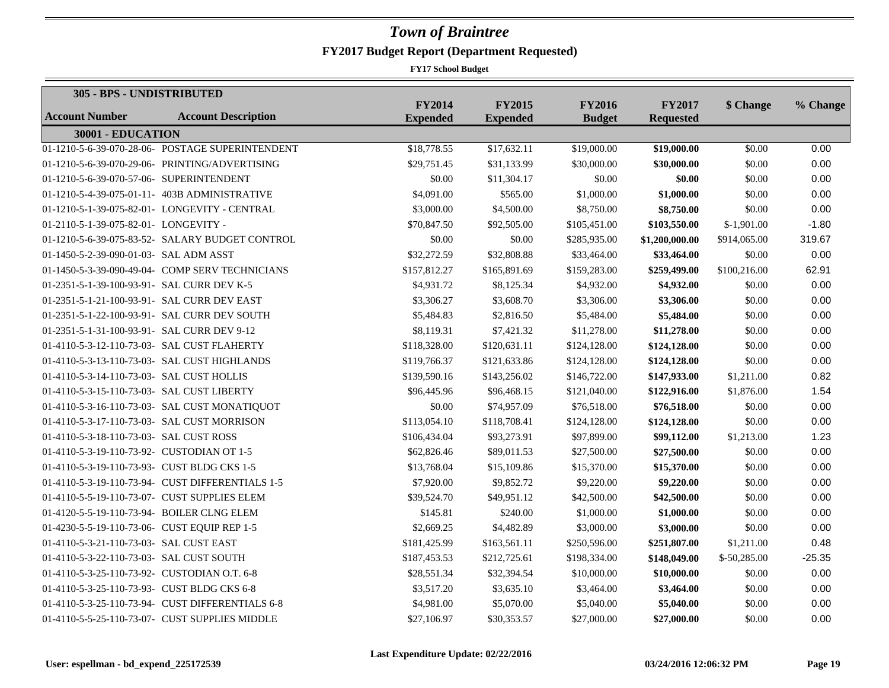# Town of Braintree

## FY2017 Budget Report (Department Requested)

**FY17 School Budget**

| Account Number | Account Description | FY2014 Expended | FY2015 Expended | FY2016 Budget | FY2017 Requested | $ Change | % Change |
|---|---|---|---|---|---|---|---|
| **305 - BPS - UNDISTRIBUTED** | | | | | | | |
| **30001 - EDUCATION** | | | | | | | |
| 01-1210-5-6-39-070-28-06- | POSTAGE SUPERINTENDENT | $18,778.55 | $17,632.11 | $19,000.00 | **$19,000.00** | $0.00 | 0.00 |
| 01-1210-5-6-39-070-29-06- | PRINTING/ADVERTISING | $29,751.45 | $31,133.99 | $30,000.00 | **$30,000.00** | $0.00 | 0.00 |
| 01-1210-5-6-39-070-57-06- | SUPERINTENDENT | $0.00 | $11,304.17 | $0.00 | **$0.00** | $0.00 | 0.00 |
| 01-1210-5-4-39-075-01-11- | 403B ADMINISTRATIVE | $4,091.00 | $565.00 | $1,000.00 | **$1,000.00** | $0.00 | 0.00 |
| 01-1210-5-1-39-075-82-01- | LONGEVITY - CENTRAL | $3,000.00 | $4,500.00 | $8,750.00 | **$8,750.00** | $0.00 | 0.00 |
| 01-2110-5-1-39-075-82-01- | LONGEVITY - | $70,847.50 | $92,505.00 | $105,451.00 | **$103,550.00** | $-1,901.00 | -1.80 |
| 01-1210-5-6-39-075-83-52- | SALARY BUDGET CONTROL | $0.00 | $0.00 | $285,935.00 | **$1,200,000.00** | $914,065.00 | 319.67 |
| 01-1450-5-2-39-090-01-03- | SAL ADM ASST | $32,272.59 | $32,808.88 | $33,464.00 | **$33,464.00** | $0.00 | 0.00 |
| 01-1450-5-3-39-090-49-04- | COMP SERV TECHNICIANS | $157,812.27 | $165,891.69 | $159,283.00 | **$259,499.00** | $100,216.00 | 62.91 |
| 01-2351-5-1-39-100-93-91- | SAL CURR DEV K-5 | $4,931.72 | $8,125.34 | $4,932.00 | **$4,932.00** | $0.00 | 0.00 |
| 01-2351-5-1-21-100-93-91- | SAL CURR DEV EAST | $3,306.27 | $3,608.70 | $3,306.00 | **$3,306.00** | $0.00 | 0.00 |
| 01-2351-5-1-22-100-93-91- | SAL CURR DEV SOUTH | $5,484.83 | $2,816.50 | $5,484.00 | **$5,484.00** | $0.00 | 0.00 |
| 01-2351-5-1-31-100-93-91- | SAL CURR DEV 9-12 | $8,119.31 | $7,421.32 | $11,278.00 | **$11,278.00** | $0.00 | 0.00 |
| 01-4110-5-3-12-110-73-03- | SAL CUST FLAHERTY | $118,328.00 | $120,631.11 | $124,128.00 | **$124,128.00** | $0.00 | 0.00 |
| 01-4110-5-3-13-110-73-03- | SAL CUST HIGHLANDS | $119,766.37 | $121,633.86 | $124,128.00 | **$124,128.00** | $0.00 | 0.00 |
| 01-4110-5-3-14-110-73-03- | SAL CUST HOLLIS | $139,590.16 | $143,256.02 | $146,722.00 | **$147,933.00** | $1,211.00 | 0.82 |
| 01-4110-5-3-15-110-73-03- | SAL CUST LIBERTY | $96,445.96 | $96,468.15 | $121,040.00 | **$122,916.00** | $1,876.00 | 1.54 |
| 01-4110-5-3-16-110-73-03- | SAL CUST MONATIQUOT | $0.00 | $74,957.09 | $76,518.00 | **$76,518.00** | $0.00 | 0.00 |
| 01-4110-5-3-17-110-73-03- | SAL CUST MORRISON | $113,054.10 | $118,708.41 | $124,128.00 | **$124,128.00** | $0.00 | 0.00 |
| 01-4110-5-3-18-110-73-03- | SAL CUST ROSS | $106,434.04 | $93,273.91 | $97,899.00 | **$99,112.00** | $1,213.00 | 1.23 |
| 01-4110-5-3-19-110-73-92- | CUSTODIAN OT 1-5 | $62,826.46 | $89,011.53 | $27,500.00 | **$27,500.00** | $0.00 | 0.00 |
| 01-4110-5-3-19-110-73-93- | CUST BLDG CKS 1-5 | $13,768.04 | $15,109.86 | $15,370.00 | **$15,370.00** | $0.00 | 0.00 |
| 01-4110-5-3-19-110-73-94- | CUST DIFFERENTIALS 1-5 | $7,920.00 | $9,852.72 | $9,220.00 | **$9,220.00** | $0.00 | 0.00 |
| 01-4110-5-5-19-110-73-07- | CUST SUPPLIES ELEM | $39,524.70 | $49,951.12 | $42,500.00 | **$42,500.00** | $0.00 | 0.00 |
| 01-4120-5-5-19-110-73-94- | BOILER CLNG ELEM | $145.81 | $240.00 | $1,000.00 | **$1,000.00** | $0.00 | 0.00 |
| 01-4230-5-5-19-110-73-06- | CUST EQUIP REP 1-5 | $2,669.25 | $4,482.89 | $3,000.00 | **$3,000.00** | $0.00 | 0.00 |
| 01-4110-5-3-21-110-73-03- | SAL CUST EAST | $181,425.99 | $163,561.11 | $250,596.00 | **$251,807.00** | $1,211.00 | 0.48 |
| 01-4110-5-3-22-110-73-03- | SAL CUST SOUTH | $187,453.53 | $212,725.61 | $198,334.00 | **$148,049.00** | $-50,285.00 | -25.35 |
| 01-4110-5-3-25-110-73-92- | CUSTODIAN O.T. 6-8 | $28,551.34 | $32,394.54 | $10,000.00 | **$10,000.00** | $0.00 | 0.00 |
| 01-4110-5-3-25-110-73-93- | CUST BLDG CKS 6-8 | $3,517.20 | $3,635.10 | $3,464.00 | **$3,464.00** | $0.00 | 0.00 |
| 01-4110-5-3-25-110-73-94- | CUST DIFFERENTIALS 6-8 | $4,981.00 | $5,070.00 | $5,040.00 | **$5,040.00** | $0.00 | 0.00 |
| 01-4110-5-5-25-110-73-07- | CUST SUPPLIES MIDDLE | $27,106.97 | $30,353.57 | $27,000.00 | **$27,000.00** | $0.00 | 0.00 |

Last Expenditure Update: 02/22/2016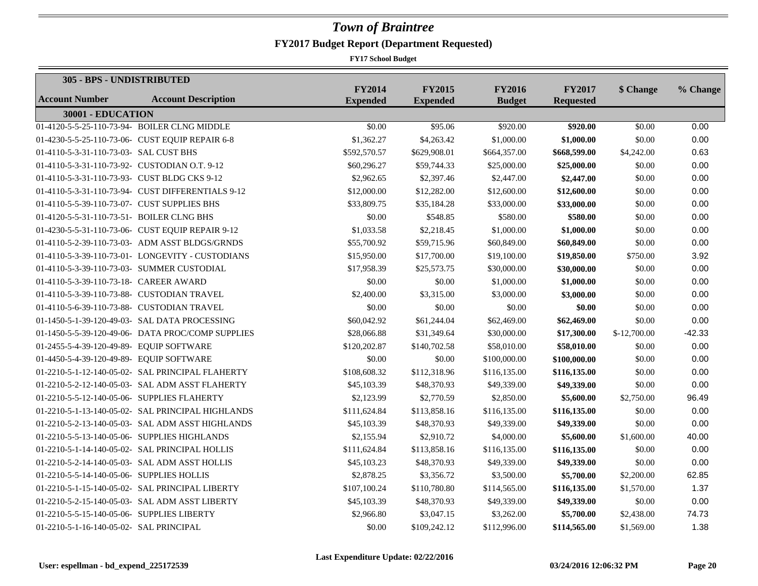# Town of Braintree

## FY2017 Budget Report (Department Requested)

**FY17 School Budget**

| 305 - BPS - UNDISTRIBUTED | | | | | | | |
|---|---|---|---|---|---|---|---|
| **Account Number** | **Account Description** | **FY2014 Expended** | **FY2015 Expended** | **FY2016 Budget** | **FY2017 Requested** | **$ Change** | **% Change** |
| **30001 - EDUCATION** | | | | | | | |
| 01-4120-5-5-25-110-73-94- | BOILER CLNG MIDDLE | $0.00 | $95.06 | $920.00 | **$920.00** | $0.00 | 0.00 |
| 01-4230-5-5-25-110-73-06- | CUST EQUIP REPAIR 6-8 | $1,362.27 | $4,263.42 | $1,000.00 | **$1,000.00** | $0.00 | 0.00 |
| 01-4110-5-3-31-110-73-03- | SAL CUST BHS | $592,570.57 | $629,908.01 | $664,357.00 | **$668,599.00** | $4,242.00 | 0.63 |
| 01-4110-5-3-31-110-73-92- | CUSTODIAN O.T. 9-12 | $60,296.27 | $59,744.33 | $25,000.00 | **$25,000.00** | $0.00 | 0.00 |
| 01-4110-5-3-31-110-73-93- | CUST BLDG CKS 9-12 | $2,962.65 | $2,397.46 | $2,447.00 | **$2,447.00** | $0.00 | 0.00 |
| 01-4110-5-3-31-110-73-94- | CUST DIFFERENTIALS 9-12 | $12,000.00 | $12,282.00 | $12,600.00 | **$12,600.00** | $0.00 | 0.00 |
| 01-4110-5-5-39-110-73-07- | CUST SUPPLIES BHS | $33,809.75 | $35,184.28 | $33,000.00 | **$33,000.00** | $0.00 | 0.00 |
| 01-4120-5-5-31-110-73-51- | BOILER CLNG BHS | $0.00 | $548.85 | $580.00 | **$580.00** | $0.00 | 0.00 |
| 01-4230-5-5-31-110-73-06- | CUST EQUIP REPAIR 9-12 | $1,033.58 | $2,218.45 | $1,000.00 | **$1,000.00** | $0.00 | 0.00 |
| 01-4110-5-2-39-110-73-03- | ADM ASST BLDGS/GRNDS | $55,700.92 | $59,715.96 | $60,849.00 | **$60,849.00** | $0.00 | 0.00 |
| 01-4110-5-3-39-110-73-01- | LONGEVITY - CUSTODIANS | $15,950.00 | $17,700.00 | $19,100.00 | **$19,850.00** | $750.00 | 3.92 |
| 01-4110-5-3-39-110-73-03- | SUMMER CUSTODIAL | $17,958.39 | $25,573.75 | $30,000.00 | **$30,000.00** | $0.00 | 0.00 |
| 01-4110-5-3-39-110-73-18- | CAREER AWARD | $0.00 | $0.00 | $1,000.00 | **$1,000.00** | $0.00 | 0.00 |
| 01-4110-5-3-39-110-73-88- | CUSTODIAN TRAVEL | $2,400.00 | $3,315.00 | $3,000.00 | **$3,000.00** | $0.00 | 0.00 |
| 01-4110-5-6-39-110-73-88- | CUSTODIAN TRAVEL | $0.00 | $0.00 | $0.00 | **$0.00** | $0.00 | 0.00 |
| 01-1450-5-1-39-120-49-03- | SAL DATA PROCESSING | $60,042.92 | $61,244.04 | $62,469.00 | **$62,469.00** | $0.00 | 0.00 |
| 01-1450-5-5-39-120-49-06- | DATA PROC/COMP SUPPLIES | $28,066.88 | $31,349.64 | $30,000.00 | **$17,300.00** | $-12,700.00 | -42.33 |
| 01-2455-5-4-39-120-49-89- | EQUIP SOFTWARE | $120,202.87 | $140,702.58 | $58,010.00 | **$58,010.00** | $0.00 | 0.00 |
| 01-4450-5-4-39-120-49-89- | EQUIP SOFTWARE | $0.00 | $0.00 | $100,000.00 | **$100,000.00** | $0.00 | 0.00 |
| 01-2210-5-1-12-140-05-02- | SAL PRINCIPAL FLAHERTY | $108,608.32 | $112,318.96 | $116,135.00 | **$116,135.00** | $0.00 | 0.00 |
| 01-2210-5-2-12-140-05-03- | SAL ADM ASST FLAHERTY | $45,103.39 | $48,370.93 | $49,339.00 | **$49,339.00** | $0.00 | 0.00 |
| 01-2210-5-5-12-140-05-06- | SUPPLIES FLAHERTY | $2,123.99 | $2,770.59 | $2,850.00 | **$5,600.00** | $2,750.00 | 96.49 |
| 01-2210-5-1-13-140-05-02- | SAL PRINCIPAL HIGHLANDS | $111,624.84 | $113,858.16 | $116,135.00 | **$116,135.00** | $0.00 | 0.00 |
| 01-2210-5-2-13-140-05-03- | SAL ADM ASST HIGHLANDS | $45,103.39 | $48,370.93 | $49,339.00 | **$49,339.00** | $0.00 | 0.00 |
| 01-2210-5-5-13-140-05-06- | SUPPLIES HIGHLANDS | $2,155.94 | $2,910.72 | $4,000.00 | **$5,600.00** | $1,600.00 | 40.00 |
| 01-2210-5-1-14-140-05-02- | SAL PRINCIPAL HOLLIS | $111,624.84 | $113,858.16 | $116,135.00 | **$116,135.00** | $0.00 | 0.00 |
| 01-2210-5-2-14-140-05-03- | SAL ADM ASST HOLLIS | $45,103.23 | $48,370.93 | $49,339.00 | **$49,339.00** | $0.00 | 0.00 |
| 01-2210-5-5-14-140-05-06- | SUPPLIES HOLLIS | $2,878.25 | $3,356.72 | $3,500.00 | **$5,700.00** | $2,200.00 | 62.85 |
| 01-2210-5-1-15-140-05-02- | SAL PRINCIPAL LIBERTY | $107,100.24 | $110,780.80 | $114,565.00 | **$116,135.00** | $1,570.00 | 1.37 |
| 01-2210-5-2-15-140-05-03- | SAL ADM ASST LIBERTY | $45,103.39 | $48,370.93 | $49,339.00 | **$49,339.00** | $0.00 | 0.00 |
| 01-2210-5-5-15-140-05-06- | SUPPLIES LIBERTY | $2,966.80 | $3,047.15 | $3,262.00 | **$5,700.00** | $2,438.00 | 74.73 |
| 01-2210-5-1-16-140-05-02- | SAL PRINCIPAL | $0.00 | $109,242.12 | $112,996.00 | **$114,565.00** | $1,569.00 | 1.38 |

**Last Expenditure Update: 02/22/2016**

**User: espellman - bd_expend_225172539** **03/24/2016 12:06:32 PM**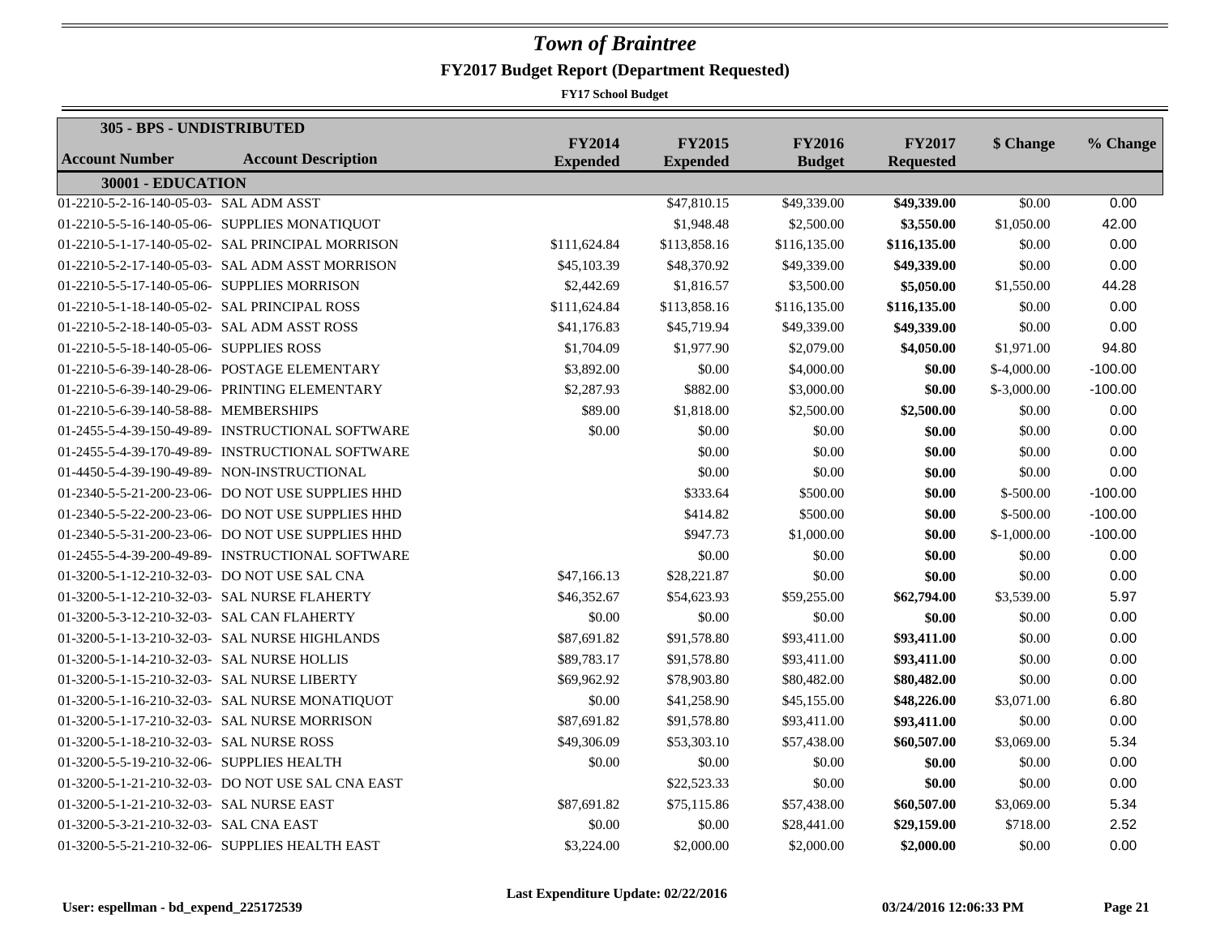# Town of Braintree

## FY2017 Budget Report (Department Requested)

**FY17 School Budget**

| **305 - BPS - UNDISTRIBUTED** | | | | | | | |
|---|---|---|---|---|---|---|---|
| **Account Number** | **Account Description** | **FY2014 Expended** | **FY2015 Expended** | **FY2016 Budget** | **FY2017 Requested** | **$ Change** | **% Change** |
| **30001 - EDUCATION** | | | | | | | |
| 01-2210-5-2-16-140-05-03- | SAL ADM ASST | | $47,810.15 | $49,339.00 | **$49,339.00** | $0.00 | 0.00 |
| 01-2210-5-5-16-140-05-06- | SUPPLIES MONATIQUOT | | $1,948.48 | $2,500.00 | **$3,550.00** | $1,050.00 | 42.00 |
| 01-2210-5-1-17-140-05-02- | SAL PRINCIPAL MORRISON | $111,624.84 | $113,858.16 | $116,135.00 | **$116,135.00** | $0.00 | 0.00 |
| 01-2210-5-2-17-140-05-03- | SAL ADM ASST MORRISON | $45,103.39 | $48,370.92 | $49,339.00 | **$49,339.00** | $0.00 | 0.00 |
| 01-2210-5-5-17-140-05-06- | SUPPLIES MORRISON | $2,442.69 | $1,816.57 | $3,500.00 | **$5,050.00** | $1,550.00 | 44.28 |
| 01-2210-5-1-18-140-05-02- | SAL PRINCIPAL ROSS | $111,624.84 | $113,858.16 | $116,135.00 | **$116,135.00** | $0.00 | 0.00 |
| 01-2210-5-2-18-140-05-03- | SAL ADM ASST ROSS | $41,176.83 | $45,719.94 | $49,339.00 | **$49,339.00** | $0.00 | 0.00 |
| 01-2210-5-5-18-140-05-06- | SUPPLIES ROSS | $1,704.09 | $1,977.90 | $2,079.00 | **$4,050.00** | $1,971.00 | 94.80 |
| 01-2210-5-6-39-140-28-06- | POSTAGE ELEMENTARY | $3,892.00 | $0.00 | $4,000.00 | **$0.00** | $-4,000.00 | -100.00 |
| 01-2210-5-6-39-140-29-06- | PRINTING ELEMENTARY | $2,287.93 | $882.00 | $3,000.00 | **$0.00** | $-3,000.00 | -100.00 |
| 01-2210-5-6-39-140-58-88- | MEMBERSHIPS | $89.00 | $1,818.00 | $2,500.00 | **$2,500.00** | $0.00 | 0.00 |
| 01-2455-5-4-39-150-49-89- | INSTRUCTIONAL SOFTWARE | $0.00 | $0.00 | $0.00 | **$0.00** | $0.00 | 0.00 |
| 01-2455-5-4-39-170-49-89- | INSTRUCTIONAL SOFTWARE | | $0.00 | $0.00 | **$0.00** | $0.00 | 0.00 |
| 01-4450-5-4-39-190-49-89- | NON-INSTRUCTIONAL | | $0.00 | $0.00 | **$0.00** | $0.00 | 0.00 |
| 01-2340-5-5-21-200-23-06- | DO NOT USE SUPPLIES HHD | | $333.64 | $500.00 | **$0.00** | $-500.00 | -100.00 |
| 01-2340-5-5-22-200-23-06- | DO NOT USE SUPPLIES HHD | | $414.82 | $500.00 | **$0.00** | $-500.00 | -100.00 |
| 01-2340-5-5-31-200-23-06- | DO NOT USE SUPPLIES HHD | | $947.73 | $1,000.00 | **$0.00** | $-1,000.00 | -100.00 |
| 01-2455-5-4-39-200-49-89- | INSTRUCTIONAL SOFTWARE | | $0.00 | $0.00 | **$0.00** | $0.00 | 0.00 |
| 01-3200-5-1-12-210-32-03- | DO NOT USE SAL CNA | $47,166.13 | $28,221.87 | $0.00 | **$0.00** | $0.00 | 0.00 |
| 01-3200-5-1-12-210-32-03- | SAL NURSE FLAHERTY | $46,352.67 | $54,623.93 | $59,255.00 | **$62,794.00** | $3,539.00 | 5.97 |
| 01-3200-5-3-12-210-32-03- | SAL CAN FLAHERTY | $0.00 | $0.00 | $0.00 | **$0.00** | $0.00 | 0.00 |
| 01-3200-5-1-13-210-32-03- | SAL NURSE HIGHLANDS | $87,691.82 | $91,578.80 | $93,411.00 | **$93,411.00** | $0.00 | 0.00 |
| 01-3200-5-1-14-210-32-03- | SAL NURSE HOLLIS | $89,783.17 | $91,578.80 | $93,411.00 | **$93,411.00** | $0.00 | 0.00 |
| 01-3200-5-1-15-210-32-03- | SAL NURSE LIBERTY | $69,962.92 | $78,903.80 | $80,482.00 | **$80,482.00** | $0.00 | 0.00 |
| 01-3200-5-1-16-210-32-03- | SAL NURSE MONATIQUOT | $0.00 | $41,258.90 | $45,155.00 | **$48,226.00** | $3,071.00 | 6.80 |
| 01-3200-5-1-17-210-32-03- | SAL NURSE MORRISON | $87,691.82 | $91,578.80 | $93,411.00 | **$93,411.00** | $0.00 | 0.00 |
| 01-3200-5-1-18-210-32-03- | SAL NURSE ROSS | $49,306.09 | $53,303.10 | $57,438.00 | **$60,507.00** | $3,069.00 | 5.34 |
| 01-3200-5-5-19-210-32-06- | SUPPLIES HEALTH | $0.00 | $0.00 | $0.00 | **$0.00** | $0.00 | 0.00 |
| 01-3200-5-1-21-210-32-03- | DO NOT USE SAL CNA EAST | | $22,523.33 | $0.00 | **$0.00** | $0.00 | 0.00 |
| 01-3200-5-1-21-210-32-03- | SAL NURSE EAST | $87,691.82 | $75,115.86 | $57,438.00 | **$60,507.00** | $3,069.00 | 5.34 |
| 01-3200-5-3-21-210-32-03- | SAL CNA EAST | $0.00 | $0.00 | $28,441.00 | **$29,159.00** | $718.00 | 2.52 |
| 01-3200-5-5-21-210-32-06- | SUPPLIES HEALTH EAST | $3,224.00 | $2,000.00 | $2,000.00 | **$2,000.00** | $0.00 | 0.00 |

**Last Expenditure Update: 02/22/2016**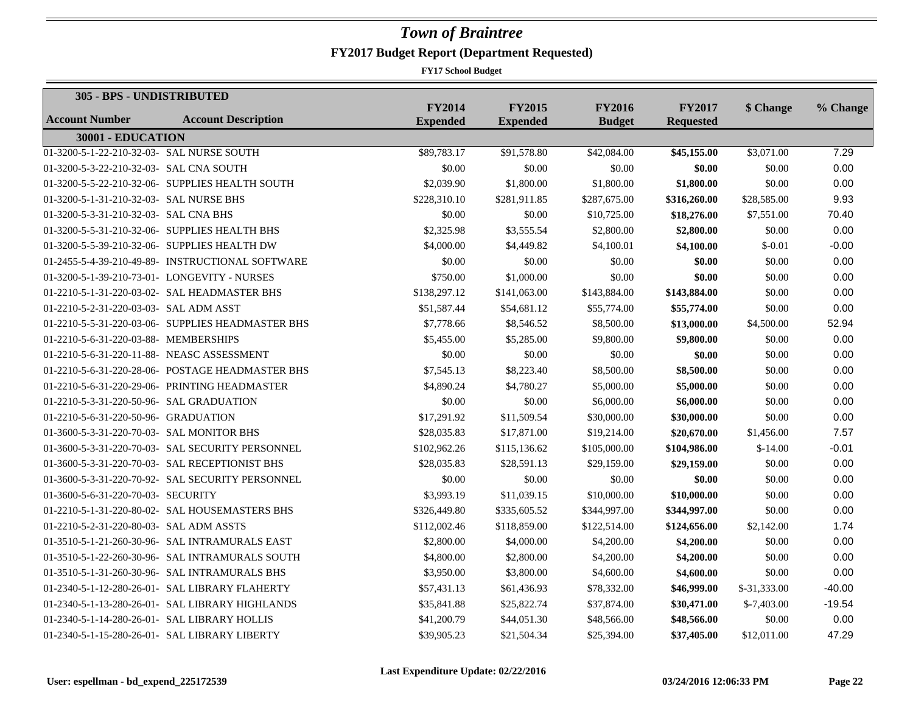# Town of Braintree

## FY2017 Budget Report (Department Requested)

**FY17 School Budget**

| Account Number | Account Description | FY2014 Expended | FY2015 Expended | FY2016 Budget | FY2017 Requested | $ Change | % Change |
|---|---|---|---|---|---|---|---|
| **305 - BPS - UNDISTRIBUTED** | | | | | | | |
| **30001 - EDUCATION** | | | | | | | |
| 01-3200-5-1-22-210-32-03- | SAL NURSE SOUTH | $89,783.17 | $91,578.80 | $42,084.00 | **$45,155.00** | $3,071.00 | 7.29 |
| 01-3200-5-3-22-210-32-03- | SAL CNA SOUTH | $0.00 | $0.00 | $0.00 | **$0.00** | $0.00 | 0.00 |
| 01-3200-5-5-22-210-32-06- | SUPPLIES HEALTH SOUTH | $2,039.90 | $1,800.00 | $1,800.00 | **$1,800.00** | $0.00 | 0.00 |
| 01-3200-5-1-31-210-32-03- | SAL NURSE BHS | $228,310.10 | $281,911.85 | $287,675.00 | **$316,260.00** | $28,585.00 | 9.93 |
| 01-3200-5-3-31-210-32-03- | SAL CNA BHS | $0.00 | $0.00 | $10,725.00 | **$18,276.00** | $7,551.00 | 70.40 |
| 01-3200-5-5-31-210-32-06- | SUPPLIES HEALTH BHS | $2,325.98 | $3,555.54 | $2,800.00 | **$2,800.00** | $0.00 | 0.00 |
| 01-3200-5-5-39-210-32-06- | SUPPLIES HEALTH DW | $4,000.00 | $4,449.82 | $4,100.01 | **$4,100.00** | $-0.01 | -0.00 |
| 01-2455-5-4-39-210-49-89- | INSTRUCTIONAL SOFTWARE | $0.00 | $0.00 | $0.00 | **$0.00** | $0.00 | 0.00 |
| 01-3200-5-1-39-210-73-01- | LONGEVITY - NURSES | $750.00 | $1,000.00 | $0.00 | **$0.00** | $0.00 | 0.00 |
| 01-2210-5-1-31-220-03-02- | SAL HEADMASTER BHS | $138,297.12 | $141,063.00 | $143,884.00 | **$143,884.00** | $0.00 | 0.00 |
| 01-2210-5-2-31-220-03-03- | SAL ADM ASST | $51,587.44 | $54,681.12 | $55,774.00 | **$55,774.00** | $0.00 | 0.00 |
| 01-2210-5-5-31-220-03-06- | SUPPLIES HEADMASTER BHS | $7,778.66 | $8,546.52 | $8,500.00 | **$13,000.00** | $4,500.00 | 52.94 |
| 01-2210-5-6-31-220-03-88- | MEMBERSHIPS | $5,455.00 | $5,285.00 | $9,800.00 | **$9,800.00** | $0.00 | 0.00 |
| 01-2210-5-6-31-220-11-88- | NEASC ASSESSMENT | $0.00 | $0.00 | $0.00 | **$0.00** | $0.00 | 0.00 |
| 01-2210-5-6-31-220-28-06- | POSTAGE HEADMASTER BHS | $7,545.13 | $8,223.40 | $8,500.00 | **$8,500.00** | $0.00 | 0.00 |
| 01-2210-5-6-31-220-29-06- | PRINTING HEADMASTER | $4,890.24 | $4,780.27 | $5,000.00 | **$5,000.00** | $0.00 | 0.00 |
| 01-2210-5-3-31-220-50-96- | SAL GRADUATION | $0.00 | $0.00 | $6,000.00 | **$6,000.00** | $0.00 | 0.00 |
| 01-2210-5-6-31-220-50-96- | GRADUATION | $17,291.92 | $11,509.54 | $30,000.00 | **$30,000.00** | $0.00 | 0.00 |
| 01-3600-5-3-31-220-70-03- | SAL MONITOR BHS | $28,035.83 | $17,871.00 | $19,214.00 | **$20,670.00** | $1,456.00 | 7.57 |
| 01-3600-5-3-31-220-70-03- | SAL SECURITY PERSONNEL | $102,962.26 | $115,136.62 | $105,000.00 | **$104,986.00** | $-14.00 | -0.01 |
| 01-3600-5-3-31-220-70-03- | SAL RECEPTIONIST BHS | $28,035.83 | $28,591.13 | $29,159.00 | **$29,159.00** | $0.00 | 0.00 |
| 01-3600-5-3-31-220-70-92- | SAL SECURITY PERSONNEL | $0.00 | $0.00 | $0.00 | **$0.00** | $0.00 | 0.00 |
| 01-3600-5-6-31-220-70-03- | SECURITY | $3,993.19 | $11,039.15 | $10,000.00 | **$10,000.00** | $0.00 | 0.00 |
| 01-2210-5-1-31-220-80-02- | SAL HOUSEMASTERS BHS | $326,449.80 | $335,605.52 | $344,997.00 | **$344,997.00** | $0.00 | 0.00 |
| 01-2210-5-2-31-220-80-03- | SAL ADM ASSTS | $112,002.46 | $118,859.00 | $122,514.00 | **$124,656.00** | $2,142.00 | 1.74 |
| 01-3510-5-1-21-260-30-96- | SAL INTRAMURALS EAST | $2,800.00 | $4,000.00 | $4,200.00 | **$4,200.00** | $0.00 | 0.00 |
| 01-3510-5-1-22-260-30-96- | SAL INTRAMURALS SOUTH | $4,800.00 | $2,800.00 | $4,200.00 | **$4,200.00** | $0.00 | 0.00 |
| 01-3510-5-1-31-260-30-96- | SAL INTRAMURALS BHS | $3,950.00 | $3,800.00 | $4,600.00 | **$4,600.00** | $0.00 | 0.00 |
| 01-2340-5-1-12-280-26-01- | SAL LIBRARY FLAHERTY | $57,431.13 | $61,436.93 | $78,332.00 | **$46,999.00** | $-31,333.00 | -40.00 |
| 01-2340-5-1-13-280-26-01- | SAL LIBRARY HIGHLANDS | $35,841.88 | $25,822.74 | $37,874.00 | **$30,471.00** | $-7,403.00 | -19.54 |
| 01-2340-5-1-14-280-26-01- | SAL LIBRARY HOLLIS | $41,200.79 | $44,051.30 | $48,566.00 | **$48,566.00** | $0.00 | 0.00 |
| 01-2340-5-1-15-280-26-01- | SAL LIBRARY LIBERTY | $39,905.23 | $21,504.34 | $25,394.00 | **$37,405.00** | $12,011.00 | 47.29 |

**Last Expenditure Update: 02/22/2016**

**User: espellman - bd_expend_225172539** **03/24/2016 12:06:33 PM**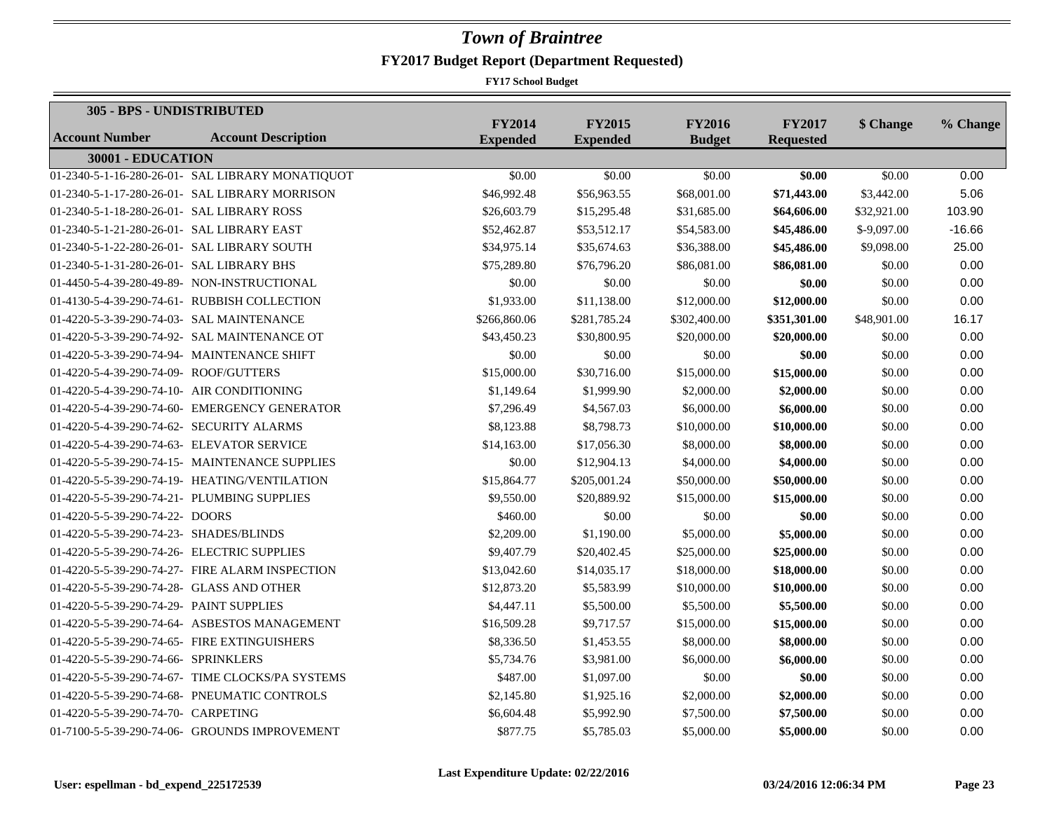# Town of Braintree

## FY2017 Budget Report (Department Requested)

**FY17 School Budget**

**305 - BPS - UNDISTRIBUTED**

| Account Number | Account Description | FY2014 Expended | FY2015 Expended | FY2016 Budget | FY2017 Requested | $ Change | % Change |
|---|---|---|---|---|---|---|---|
| **30001 - EDUCATION** | | | | | | | |
| 01-2340-5-1-16-280-26-01- | SAL LIBRARY MONATIQUOT | $0.00 | $0.00 | $0.00 | **$0.00** | $0.00 | 0.00 |
| 01-2340-5-1-17-280-26-01- | SAL LIBRARY MORRISON | $46,992.48 | $56,963.55 | $68,001.00 | **$71,443.00** | $3,442.00 | 5.06 |
| 01-2340-5-1-18-280-26-01- | SAL LIBRARY ROSS | $26,603.79 | $15,295.48 | $31,685.00 | **$64,606.00** | $32,921.00 | 103.90 |
| 01-2340-5-1-21-280-26-01- | SAL LIBRARY EAST | $52,462.87 | $53,512.17 | $54,583.00 | **$45,486.00** | $-9,097.00 | -16.66 |
| 01-2340-5-1-22-280-26-01- | SAL LIBRARY SOUTH | $34,975.14 | $35,674.63 | $36,388.00 | **$45,486.00** | $9,098.00 | 25.00 |
| 01-2340-5-1-31-280-26-01- | SAL LIBRARY BHS | $75,289.80 | $76,796.20 | $86,081.00 | **$86,081.00** | $0.00 | 0.00 |
| 01-4450-5-4-39-280-49-89- | NON-INSTRUCTIONAL | $0.00 | $0.00 | $0.00 | **$0.00** | $0.00 | 0.00 |
| 01-4130-5-4-39-290-74-61- | RUBBISH COLLECTION | $1,933.00 | $11,138.00 | $12,000.00 | **$12,000.00** | $0.00 | 0.00 |
| 01-4220-5-3-39-290-74-03- | SAL MAINTENANCE | $266,860.06 | $281,785.24 | $302,400.00 | **$351,301.00** | $48,901.00 | 16.17 |
| 01-4220-5-3-39-290-74-92- | SAL MAINTENANCE OT | $43,450.23 | $30,800.95 | $20,000.00 | **$20,000.00** | $0.00 | 0.00 |
| 01-4220-5-3-39-290-74-94- | MAINTENANCE SHIFT | $0.00 | $0.00 | $0.00 | **$0.00** | $0.00 | 0.00 |
| 01-4220-5-4-39-290-74-09- | ROOF/GUTTERS | $15,000.00 | $30,716.00 | $15,000.00 | **$15,000.00** | $0.00 | 0.00 |
| 01-4220-5-4-39-290-74-10- | AIR CONDITIONING | $1,149.64 | $1,999.90 | $2,000.00 | **$2,000.00** | $0.00 | 0.00 |
| 01-4220-5-4-39-290-74-60- | EMERGENCY GENERATOR | $7,296.49 | $4,567.03 | $6,000.00 | **$6,000.00** | $0.00 | 0.00 |
| 01-4220-5-4-39-290-74-62- | SECURITY ALARMS | $8,123.88 | $8,798.73 | $10,000.00 | **$10,000.00** | $0.00 | 0.00 |
| 01-4220-5-4-39-290-74-63- | ELEVATOR SERVICE | $14,163.00 | $17,056.30 | $8,000.00 | **$8,000.00** | $0.00 | 0.00 |
| 01-4220-5-5-39-290-74-15- | MAINTENANCE SUPPLIES | $0.00 | $12,904.13 | $4,000.00 | **$4,000.00** | $0.00 | 0.00 |
| 01-4220-5-5-39-290-74-19- | HEATING/VENTILATION | $15,864.77 | $205,001.24 | $50,000.00 | **$50,000.00** | $0.00 | 0.00 |
| 01-4220-5-5-39-290-74-21- | PLUMBING SUPPLIES | $9,550.00 | $20,889.92 | $15,000.00 | **$15,000.00** | $0.00 | 0.00 |
| 01-4220-5-5-39-290-74-22- | DOORS | $460.00 | $0.00 | $0.00 | **$0.00** | $0.00 | 0.00 |
| 01-4220-5-5-39-290-74-23- | SHADES/BLINDS | $2,209.00 | $1,190.00 | $5,000.00 | **$5,000.00** | $0.00 | 0.00 |
| 01-4220-5-5-39-290-74-26- | ELECTRIC SUPPLIES | $9,407.79 | $20,402.45 | $25,000.00 | **$25,000.00** | $0.00 | 0.00 |
| 01-4220-5-5-39-290-74-27- | FIRE ALARM INSPECTION | $13,042.60 | $14,035.17 | $18,000.00 | **$18,000.00** | $0.00 | 0.00 |
| 01-4220-5-5-39-290-74-28- | GLASS AND OTHER | $12,873.20 | $5,583.99 | $10,000.00 | **$10,000.00** | $0.00 | 0.00 |
| 01-4220-5-5-39-290-74-29- | PAINT SUPPLIES | $4,447.11 | $5,500.00 | $5,500.00 | **$5,500.00** | $0.00 | 0.00 |
| 01-4220-5-5-39-290-74-64- | ASBESTOS MANAGEMENT | $16,509.28 | $9,717.57 | $15,000.00 | **$15,000.00** | $0.00 | 0.00 |
| 01-4220-5-5-39-290-74-65- | FIRE EXTINGUISHERS | $8,336.50 | $1,453.55 | $8,000.00 | **$8,000.00** | $0.00 | 0.00 |
| 01-4220-5-5-39-290-74-66- | SPRINKLERS | $5,734.76 | $3,981.00 | $6,000.00 | **$6,000.00** | $0.00 | 0.00 |
| 01-4220-5-5-39-290-74-67- | TIME CLOCKS/PA SYSTEMS | $487.00 | $1,097.00 | $0.00 | **$0.00** | $0.00 | 0.00 |
| 01-4220-5-5-39-290-74-68- | PNEUMATIC CONTROLS | $2,145.80 | $1,925.16 | $2,000.00 | **$2,000.00** | $0.00 | 0.00 |
| 01-4220-5-5-39-290-74-70- | CARPETING | $6,604.48 | $5,992.90 | $7,500.00 | **$7,500.00** | $0.00 | 0.00 |
| 01-7100-5-5-39-290-74-06- | GROUNDS IMPROVEMENT | $877.75 | $5,785.03 | $5,000.00 | **$5,000.00** | $0.00 | 0.00 |

**Last Expenditure Update: 02/22/2016**

**User: espellman - bd_expend_225172539** **03/24/2016 12:06:34 PM**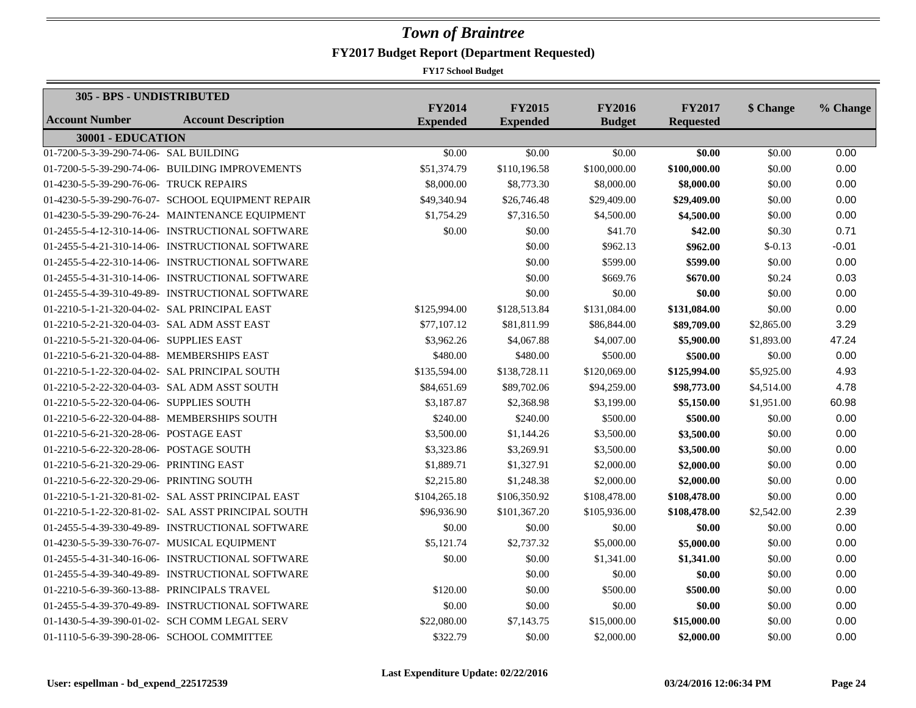# Town of Braintree

## FY2017 Budget Report (Department Requested)

**FY17 School Budget**

| 305 - BPS - UNDISTRIBUTED | | | | | | | |
|---|---|---|---|---|---|---|---|
| **Account Number** | **Account Description** | **FY2014 Expended** | **FY2015 Expended** | **FY2016 Budget** | **FY2017 Requested** | **$ Change** | **% Change** |
| **30001 - EDUCATION** | | | | | | | |
| 01-7200-5-3-39-290-74-06- | SAL BUILDING | $0.00 | $0.00 | $0.00 | **$0.00** | $0.00 | 0.00 |
| 01-7200-5-5-39-290-74-06- | BUILDING IMPROVEMENTS | $51,374.79 | $110,196.58 | $100,000.00 | **$100,000.00** | $0.00 | 0.00 |
| 01-4230-5-5-39-290-76-06- | TRUCK REPAIRS | $8,000.00 | $8,773.30 | $8,000.00 | **$8,000.00** | $0.00 | 0.00 |
| 01-4230-5-5-39-290-76-07- | SCHOOL EQUIPMENT REPAIR | $49,340.94 | $26,746.48 | $29,409.00 | **$29,409.00** | $0.00 | 0.00 |
| 01-4230-5-5-39-290-76-24- | MAINTENANCE EQUIPMENT | $1,754.29 | $7,316.50 | $4,500.00 | **$4,500.00** | $0.00 | 0.00 |
| 01-2455-5-4-12-310-14-06- | INSTRUCTIONAL SOFTWARE | $0.00 | $0.00 | $41.70 | **$42.00** | $0.30 | 0.71 |
| 01-2455-5-4-21-310-14-06- | INSTRUCTIONAL SOFTWARE | | $0.00 | $962.13 | **$962.00** | $-0.13 | -0.01 |
| 01-2455-5-4-22-310-14-06- | INSTRUCTIONAL SOFTWARE | | $0.00 | $599.00 | **$599.00** | $0.00 | 0.00 |
| 01-2455-5-4-31-310-14-06- | INSTRUCTIONAL SOFTWARE | | $0.00 | $669.76 | **$670.00** | $0.24 | 0.03 |
| 01-2455-5-4-39-310-49-89- | INSTRUCTIONAL SOFTWARE | | $0.00 | $0.00 | **$0.00** | $0.00 | 0.00 |
| 01-2210-5-1-21-320-04-02- | SAL PRINCIPAL EAST | $125,994.00 | $128,513.84 | $131,084.00 | **$131,084.00** | $0.00 | 0.00 |
| 01-2210-5-2-21-320-04-03- | SAL ADM ASST EAST | $77,107.12 | $81,811.99 | $86,844.00 | **$89,709.00** | $2,865.00 | 3.29 |
| 01-2210-5-5-21-320-04-06- | SUPPLIES EAST | $3,962.26 | $4,067.88 | $4,007.00 | **$5,900.00** | $1,893.00 | 47.24 |
| 01-2210-5-6-21-320-04-88- | MEMBERSHIPS EAST | $480.00 | $480.00 | $500.00 | **$500.00** | $0.00 | 0.00 |
| 01-2210-5-1-22-320-04-02- | SAL PRINCIPAL SOUTH | $135,594.00 | $138,728.11 | $120,069.00 | **$125,994.00** | $5,925.00 | 4.93 |
| 01-2210-5-2-22-320-04-03- | SAL ADM ASST SOUTH | $84,651.69 | $89,702.06 | $94,259.00 | **$98,773.00** | $4,514.00 | 4.78 |
| 01-2210-5-5-22-320-04-06- | SUPPLIES SOUTH | $3,187.87 | $2,368.98 | $3,199.00 | **$5,150.00** | $1,951.00 | 60.98 |
| 01-2210-5-6-22-320-04-88- | MEMBERSHIPS SOUTH | $240.00 | $240.00 | $500.00 | **$500.00** | $0.00 | 0.00 |
| 01-2210-5-6-21-320-28-06- | POSTAGE EAST | $3,500.00 | $1,144.26 | $3,500.00 | **$3,500.00** | $0.00 | 0.00 |
| 01-2210-5-6-22-320-28-06- | POSTAGE SOUTH | $3,323.86 | $3,269.91 | $3,500.00 | **$3,500.00** | $0.00 | 0.00 |
| 01-2210-5-6-21-320-29-06- | PRINTING EAST | $1,889.71 | $1,327.91 | $2,000.00 | **$2,000.00** | $0.00 | 0.00 |
| 01-2210-5-6-22-320-29-06- | PRINTING SOUTH | $2,215.80 | $1,248.38 | $2,000.00 | **$2,000.00** | $0.00 | 0.00 |
| 01-2210-5-1-21-320-81-02- | SAL ASST PRINCIPAL EAST | $104,265.18 | $106,350.92 | $108,478.00 | **$108,478.00** | $0.00 | 0.00 |
| 01-2210-5-1-22-320-81-02- | SAL ASST PRINCIPAL SOUTH | $96,936.90 | $101,367.20 | $105,936.00 | **$108,478.00** | $2,542.00 | 2.39 |
| 01-2455-5-4-39-330-49-89- | INSTRUCTIONAL SOFTWARE | $0.00 | $0.00 | $0.00 | **$0.00** | $0.00 | 0.00 |
| 01-4230-5-5-39-330-76-07- | MUSICAL EQUIPMENT | $5,121.74 | $2,737.32 | $5,000.00 | **$5,000.00** | $0.00 | 0.00 |
| 01-2455-5-4-31-340-16-06- | INSTRUCTIONAL SOFTWARE | $0.00 | $0.00 | $1,341.00 | **$1,341.00** | $0.00 | 0.00 |
| 01-2455-5-4-39-340-49-89- | INSTRUCTIONAL SOFTWARE | | $0.00 | $0.00 | **$0.00** | $0.00 | 0.00 |
| 01-2210-5-6-39-360-13-88- | PRINCIPALS TRAVEL | $120.00 | $0.00 | $500.00 | **$500.00** | $0.00 | 0.00 |
| 01-2455-5-4-39-370-49-89- | INSTRUCTIONAL SOFTWARE | $0.00 | $0.00 | $0.00 | **$0.00** | $0.00 | 0.00 |
| 01-1430-5-4-39-390-01-02- | SCH COMM LEGAL SERV | $22,080.00 | $7,143.75 | $15,000.00 | **$15,000.00** | $0.00 | 0.00 |
| 01-1110-5-6-39-390-28-06- | SCHOOL COMMITTEE | $322.79 | $0.00 | $2,000.00 | **$2,000.00** | $0.00 | 0.00 |

**Last Expenditure Update: 02/22/2016**

**User: espellman - bd_expend_225172539** **03/24/2016 12:06:34 PM**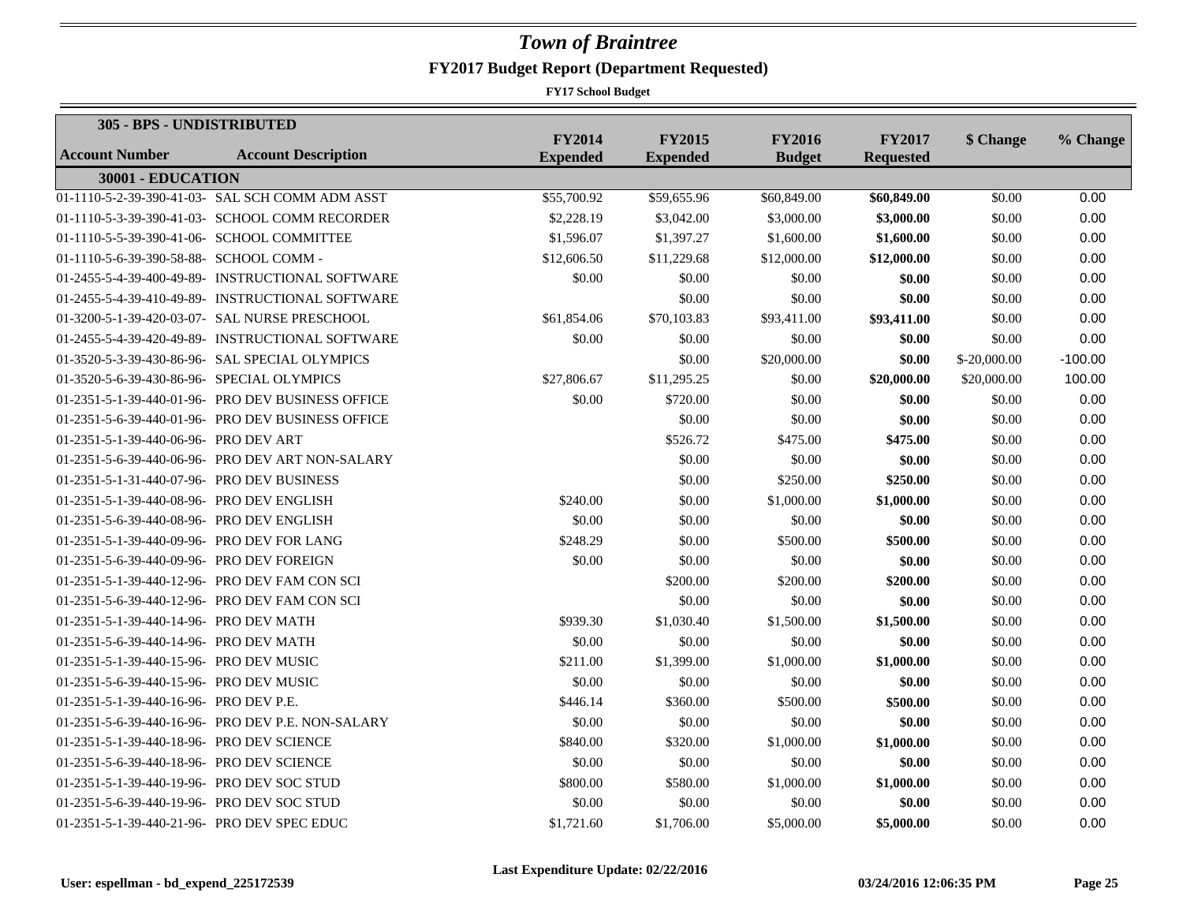# Town of Braintree

## FY2017 Budget Report (Department Requested)

**FY17 School Budget**

| **305 - BPS - UNDISTRIBUTED** | | | | | | | |
|---|---|---|---|---|---|---|---|
| **Account Number** | **Account Description** | **FY2014 Expended** | **FY2015 Expended** | **FY2016 Budget** | **FY2017 Requested** | **$ Change** | **% Change** |
| **30001 - EDUCATION** | | | | | | | |
| 01-1110-5-2-39-390-41-03- | SAL SCH COMM ADM ASST | $55,700.92 | $59,655.96 | $60,849.00 | **$60,849.00** | $0.00 | 0.00 |
| 01-1110-5-3-39-390-41-03- | SCHOOL COMM RECORDER | $2,228.19 | $3,042.00 | $3,000.00 | **$3,000.00** | $0.00 | 0.00 |
| 01-1110-5-5-39-390-41-06- | SCHOOL COMMITTEE | $1,596.07 | $1,397.27 | $1,600.00 | **$1,600.00** | $0.00 | 0.00 |
| 01-1110-5-6-39-390-58-88- | SCHOOL COMM - | $12,606.50 | $11,229.68 | $12,000.00 | **$12,000.00** | $0.00 | 0.00 |
| 01-2455-5-4-39-400-49-89- | INSTRUCTIONAL SOFTWARE | $0.00 | $0.00 | $0.00 | **$0.00** | $0.00 | 0.00 |
| 01-2455-5-4-39-410-49-89- | INSTRUCTIONAL SOFTWARE | | $0.00 | $0.00 | **$0.00** | $0.00 | 0.00 |
| 01-3200-5-1-39-420-03-07- | SAL NURSE PRESCHOOL | $61,854.06 | $70,103.83 | $93,411.00 | **$93,411.00** | $0.00 | 0.00 |
| 01-2455-5-4-39-420-49-89- | INSTRUCTIONAL SOFTWARE | $0.00 | $0.00 | $0.00 | **$0.00** | $0.00 | 0.00 |
| 01-3520-5-3-39-430-86-96- | SAL SPECIAL OLYMPICS | | $0.00 | $20,000.00 | **$0.00** | $-20,000.00 | -100.00 |
| 01-3520-5-6-39-430-86-96- | SPECIAL OLYMPICS | $27,806.67 | $11,295.25 | $0.00 | **$20,000.00** | $20,000.00 | 100.00 |
| 01-2351-5-1-39-440-01-96- | PRO DEV BUSINESS OFFICE | $0.00 | $720.00 | $0.00 | **$0.00** | $0.00 | 0.00 |
| 01-2351-5-6-39-440-01-96- | PRO DEV BUSINESS OFFICE | | $0.00 | $0.00 | **$0.00** | $0.00 | 0.00 |
| 01-2351-5-1-39-440-06-96- | PRO DEV ART | | $526.72 | $475.00 | **$475.00** | $0.00 | 0.00 |
| 01-2351-5-6-39-440-06-96- | PRO DEV ART NON-SALARY | | $0.00 | $0.00 | **$0.00** | $0.00 | 0.00 |
| 01-2351-5-1-31-440-07-96- | PRO DEV BUSINESS | | $0.00 | $250.00 | **$250.00** | $0.00 | 0.00 |
| 01-2351-5-1-39-440-08-96- | PRO DEV ENGLISH | $240.00 | $0.00 | $1,000.00 | **$1,000.00** | $0.00 | 0.00 |
| 01-2351-5-6-39-440-08-96- | PRO DEV ENGLISH | $0.00 | $0.00 | $0.00 | **$0.00** | $0.00 | 0.00 |
| 01-2351-5-1-39-440-09-96- | PRO DEV FOR LANG | $248.29 | $0.00 | $500.00 | **$500.00** | $0.00 | 0.00 |
| 01-2351-5-6-39-440-09-96- | PRO DEV FOREIGN | $0.00 | $0.00 | $0.00 | **$0.00** | $0.00 | 0.00 |
| 01-2351-5-1-39-440-12-96- | PRO DEV FAM CON SCI | | $200.00 | $200.00 | **$200.00** | $0.00 | 0.00 |
| 01-2351-5-6-39-440-12-96- | PRO DEV FAM CON SCI | | $0.00 | $0.00 | **$0.00** | $0.00 | 0.00 |
| 01-2351-5-1-39-440-14-96- | PRO DEV MATH | $939.30 | $1,030.40 | $1,500.00 | **$1,500.00** | $0.00 | 0.00 |
| 01-2351-5-6-39-440-14-96- | PRO DEV MATH | $0.00 | $0.00 | $0.00 | **$0.00** | $0.00 | 0.00 |
| 01-2351-5-1-39-440-15-96- | PRO DEV MUSIC | $211.00 | $1,399.00 | $1,000.00 | **$1,000.00** | $0.00 | 0.00 |
| 01-2351-5-6-39-440-15-96- | PRO DEV MUSIC | $0.00 | $0.00 | $0.00 | **$0.00** | $0.00 | 0.00 |
| 01-2351-5-1-39-440-16-96- | PRO DEV P.E. | $446.14 | $360.00 | $500.00 | **$500.00** | $0.00 | 0.00 |
| 01-2351-5-6-39-440-16-96- | PRO DEV P.E. NON-SALARY | $0.00 | $0.00 | $0.00 | **$0.00** | $0.00 | 0.00 |
| 01-2351-5-1-39-440-18-96- | PRO DEV SCIENCE | $840.00 | $320.00 | $1,000.00 | **$1,000.00** | $0.00 | 0.00 |
| 01-2351-5-6-39-440-18-96- | PRO DEV SCIENCE | $0.00 | $0.00 | $0.00 | **$0.00** | $0.00 | 0.00 |
| 01-2351-5-1-39-440-19-96- | PRO DEV SOC STUD | $800.00 | $580.00 | $1,000.00 | **$1,000.00** | $0.00 | 0.00 |
| 01-2351-5-6-39-440-19-96- | PRO DEV SOC STUD | $0.00 | $0.00 | $0.00 | **$0.00** | $0.00 | 0.00 |
| 01-2351-5-1-39-440-21-96- | PRO DEV SPEC EDUC | $1,721.60 | $1,706.00 | $5,000.00 | **$5,000.00** | $0.00 | 0.00 |

**Last Expenditure Update: 02/22/2016**

**User: espellman - bd_expend_225172539** **03/24/2016 12:06:35 PM**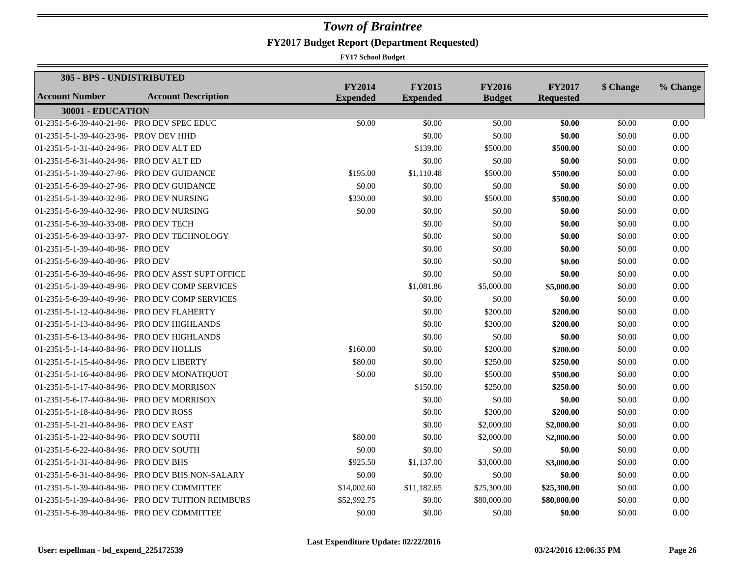# Town of Braintree

## FY2017 Budget Report (Department Requested)

**FY17 School Budget**

| **305 - BPS - UNDISTRIBUTED** | | | | | | | |
|---|---|---|---|---|---|---|---|
| **Account Number** | **Account Description** | **FY2014 Expended** | **FY2015 Expended** | **FY2016 Budget** | **FY2017 Requested** | **$ Change** | **% Change** |
| **30001 - EDUCATION** | | | | | | | |
| 01-2351-5-6-39-440-21-96- | PRO DEV SPEC EDUC | $0.00 | $0.00 | $0.00 | **$0.00** | $0.00 | 0.00 |
| 01-2351-5-1-39-440-23-96- | PROV DEV HHD | | $0.00 | $0.00 | **$0.00** | $0.00 | 0.00 |
| 01-2351-5-1-31-440-24-96- | PRO DEV ALT ED | | $139.00 | $500.00 | **$500.00** | $0.00 | 0.00 |
| 01-2351-5-6-31-440-24-96- | PRO DEV ALT ED | | $0.00 | $0.00 | **$0.00** | $0.00 | 0.00 |
| 01-2351-5-1-39-440-27-96- | PRO DEV GUIDANCE | $195.00 | $1,110.48 | $500.00 | **$500.00** | $0.00 | 0.00 |
| 01-2351-5-6-39-440-27-96- | PRO DEV GUIDANCE | $0.00 | $0.00 | $0.00 | **$0.00** | $0.00 | 0.00 |
| 01-2351-5-1-39-440-32-96- | PRO DEV NURSING | $330.00 | $0.00 | $500.00 | **$500.00** | $0.00 | 0.00 |
| 01-2351-5-6-39-440-32-96- | PRO DEV NURSING | $0.00 | $0.00 | $0.00 | **$0.00** | $0.00 | 0.00 |
| 01-2351-5-6-39-440-33-08- | PRO DEV TECH | | $0.00 | $0.00 | **$0.00** | $0.00 | 0.00 |
| 01-2351-5-6-39-440-33-97- | PRO DEV TECHNOLOGY | | $0.00 | $0.00 | **$0.00** | $0.00 | 0.00 |
| 01-2351-5-1-39-440-40-96- | PRO DEV | | $0.00 | $0.00 | **$0.00** | $0.00 | 0.00 |
| 01-2351-5-6-39-440-40-96- | PRO DEV | | $0.00 | $0.00 | **$0.00** | $0.00 | 0.00 |
| 01-2351-5-6-39-440-46-96- | PRO DEV ASST SUPT OFFICE | | $0.00 | $0.00 | **$0.00** | $0.00 | 0.00 |
| 01-2351-5-1-39-440-49-96- | PRO DEV COMP SERVICES | | $1,081.86 | $5,000.00 | **$5,000.00** | $0.00 | 0.00 |
| 01-2351-5-6-39-440-49-96- | PRO DEV COMP SERVICES | | $0.00 | $0.00 | **$0.00** | $0.00 | 0.00 |
| 01-2351-5-1-12-440-84-96- | PRO DEV FLAHERTY | | $0.00 | $200.00 | **$200.00** | $0.00 | 0.00 |
| 01-2351-5-1-13-440-84-96- | PRO DEV HIGHLANDS | | $0.00 | $200.00 | **$200.00** | $0.00 | 0.00 |
| 01-2351-5-6-13-440-84-96- | PRO DEV HIGHLANDS | | $0.00 | $0.00 | **$0.00** | $0.00 | 0.00 |
| 01-2351-5-1-14-440-84-96- | PRO DEV HOLLIS | $160.00 | $0.00 | $200.00 | **$200.00** | $0.00 | 0.00 |
| 01-2351-5-1-15-440-84-96- | PRO DEV LIBERTY | $80.00 | $0.00 | $250.00 | **$250.00** | $0.00 | 0.00 |
| 01-2351-5-1-16-440-84-96- | PRO DEV MONATIQUOT | $0.00 | $0.00 | $500.00 | **$500.00** | $0.00 | 0.00 |
| 01-2351-5-1-17-440-84-96- | PRO DEV MORRISON | | $150.00 | $250.00 | **$250.00** | $0.00 | 0.00 |
| 01-2351-5-6-17-440-84-96- | PRO DEV MORRISON | | $0.00 | $0.00 | **$0.00** | $0.00 | 0.00 |
| 01-2351-5-1-18-440-84-96- | PRO DEV ROSS | | $0.00 | $200.00 | **$200.00** | $0.00 | 0.00 |
| 01-2351-5-1-21-440-84-96- | PRO DEV EAST | | $0.00 | $2,000.00 | **$2,000.00** | $0.00 | 0.00 |
| 01-2351-5-1-22-440-84-96- | PRO DEV SOUTH | $80.00 | $0.00 | $2,000.00 | **$2,000.00** | $0.00 | 0.00 |
| 01-2351-5-6-22-440-84-96- | PRO DEV SOUTH | $0.00 | $0.00 | $0.00 | **$0.00** | $0.00 | 0.00 |
| 01-2351-5-1-31-440-84-96- | PRO DEV BHS | $925.50 | $1,137.00 | $3,000.00 | **$3,000.00** | $0.00 | 0.00 |
| 01-2351-5-6-31-440-84-96- | PRO DEV BHS NON-SALARY | $0.00 | $0.00 | $0.00 | **$0.00** | $0.00 | 0.00 |
| 01-2351-5-1-39-440-84-96- | PRO DEV COMMITTEE | $14,002.60 | $11,182.65 | $25,300.00 | **$25,300.00** | $0.00 | 0.00 |
| 01-2351-5-1-39-440-84-96- | PRO DEV TUITION REIMBURS | $52,992.75 | $0.00 | $80,000.00 | **$80,000.00** | $0.00 | 0.00 |
| 01-2351-5-6-39-440-84-96- | PRO DEV COMMITTEE | $0.00 | $0.00 | $0.00 | **$0.00** | $0.00 | 0.00 |

**Last Expenditure Update: 02/22/2016**

**User: espellman - bd_expend_225172539** **03/24/2016 12:06:35 PM**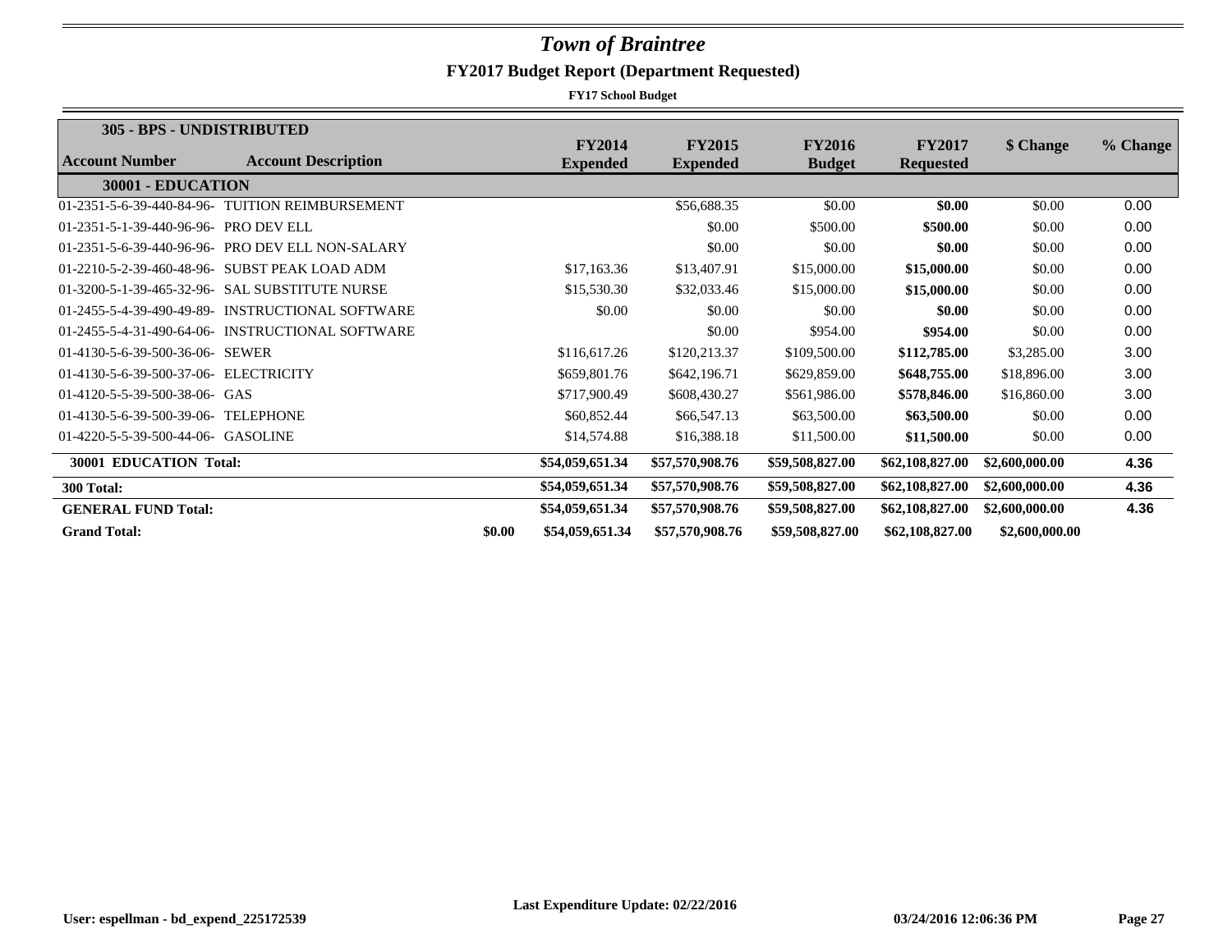# Town of Braintree

## FY2017 Budget Report (Department Requested)

**FY17 School Budget**

| 305 - BPS - UNDISTRIBUTED | | | | | | | | |
|---|---|---|---|---|---|---|---|---|
| **Account Number** | **Account Description** | | **FY2014 Expended** | **FY2015 Expended** | **FY2016 Budget** | **FY2017 Requested** | **$ Change** | **% Change** |
| **30001 - EDUCATION** | | | | | | | | |
| 01-2351-5-6-39-440-84-96- | TUITION REIMBURSEMENT | | | $56,688.35 | $0.00 | **$0.00** | $0.00 | 0.00 |
| 01-2351-5-1-39-440-96-96- | PRO DEV ELL | | | $0.00 | $500.00 | **$500.00** | $0.00 | 0.00 |
| 01-2351-5-6-39-440-96-96- | PRO DEV ELL NON-SALARY | | | $0.00 | $0.00 | **$0.00** | $0.00 | 0.00 |
| 01-2210-5-2-39-460-48-96- | SUBST PEAK LOAD ADM | | $17,163.36 | $13,407.91 | $15,000.00 | **$15,000.00** | $0.00 | 0.00 |
| 01-3200-5-1-39-465-32-96- | SAL SUBSTITUTE NURSE | | $15,530.30 | $32,033.46 | $15,000.00 | **$15,000.00** | $0.00 | 0.00 |
| 01-2455-5-4-39-490-49-89- | INSTRUCTIONAL SOFTWARE | | $0.00 | $0.00 | $0.00 | **$0.00** | $0.00 | 0.00 |
| 01-2455-5-4-31-490-64-06- | INSTRUCTIONAL SOFTWARE | | | $0.00 | $954.00 | **$954.00** | $0.00 | 0.00 |
| 01-4130-5-6-39-500-36-06- | SEWER | | $116,617.26 | $120,213.37 | $109,500.00 | **$112,785.00** | $3,285.00 | 3.00 |
| 01-4130-5-6-39-500-37-06- | ELECTRICITY | | $659,801.76 | $642,196.71 | $629,859.00 | **$648,755.00** | $18,896.00 | 3.00 |
| 01-4120-5-5-39-500-38-06- | GAS | | $717,900.49 | $608,430.27 | $561,986.00 | **$578,846.00** | $16,860.00 | 3.00 |
| 01-4130-5-6-39-500-39-06- | TELEPHONE | | $60,852.44 | $66,547.13 | $63,500.00 | **$63,500.00** | $0.00 | 0.00 |
| 01-4220-5-5-39-500-44-06- | GASOLINE | | $14,574.88 | $16,388.18 | $11,500.00 | **$11,500.00** | $0.00 | 0.00 |
| **30001 EDUCATION Total:** | | | **$54,059,651.34** | **$57,570,908.76** | **$59,508,827.00** | **$62,108,827.00** | **$2,600,000.00** | **4.36** |
| **300 Total:** | | | **$54,059,651.34** | **$57,570,908.76** | **$59,508,827.00** | **$62,108,827.00** | **$2,600,000.00** | **4.36** |
| **GENERAL FUND Total:** | | | **$54,059,651.34** | **$57,570,908.76** | **$59,508,827.00** | **$62,108,827.00** | **$2,600,000.00** | **4.36** |
| **Grand Total:** | | **$0.00** | **$54,059,651.34** | **$57,570,908.76** | **$59,508,827.00** | **$62,108,827.00** | **$2,600,000.00** | |

**Last Expenditure Update: 02/22/2016**

**User: espellman - bd_expend_225172539** **03/24/2016 12:06:36 PM**